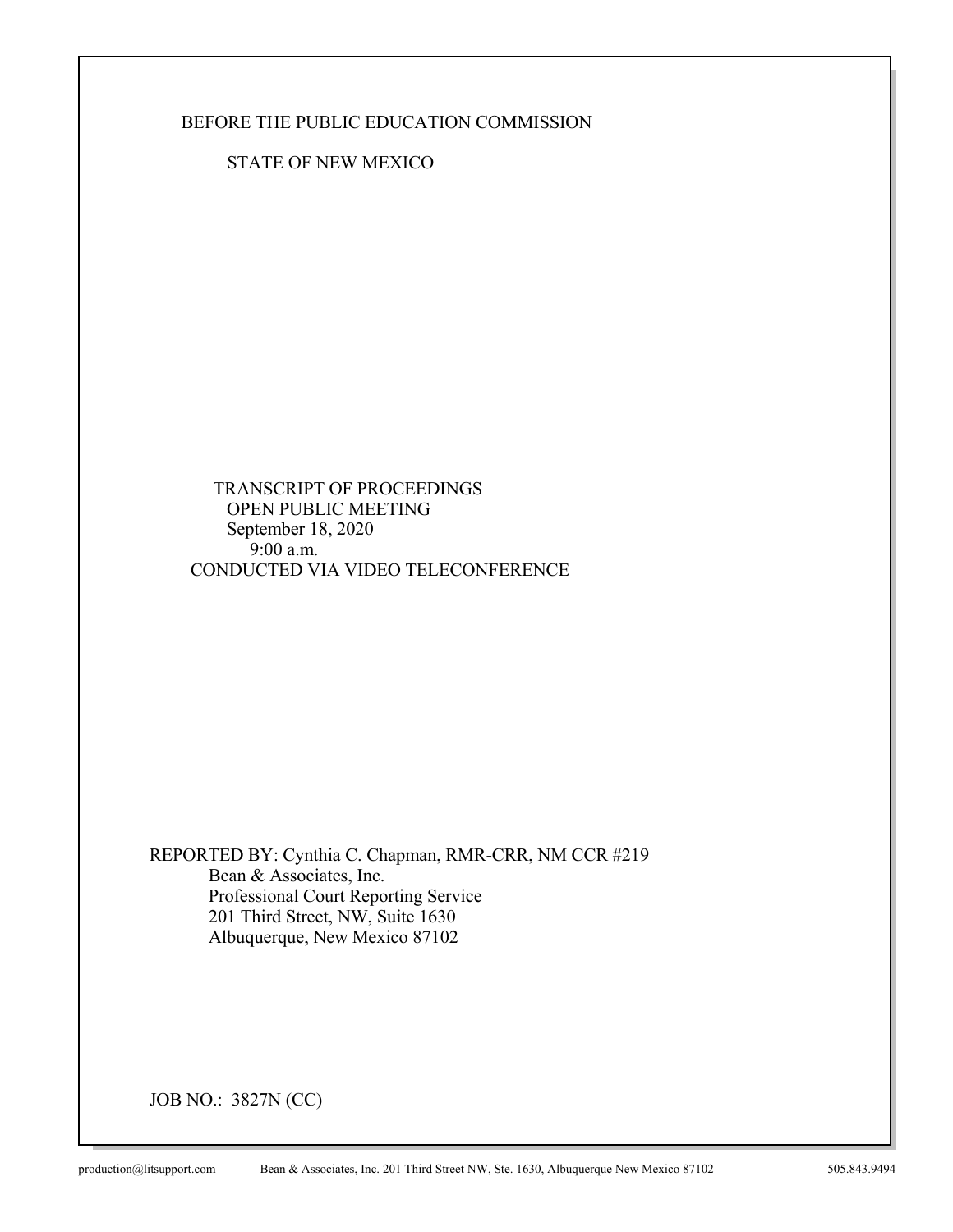BEFORE THE PUBLIC EDUCATION COMMISSION

STATE OF NEW MEXICO

TRANSCRIPT OF PROCEEDINGS
OPEN PUBLIC MEETING
September 18, 2020
9:00 a.m.
CONDUCTED VIA VIDEO TELECONFERENCE

REPORTED BY: Cynthia C. Chapman, RMR-CRR, NM CCR #219
Bean & Associates, Inc.
Professional Court Reporting Service
201 Third Street, NW, Suite 1630
Albuquerque, New Mexico 87102

JOB NO.: 3827N (CC)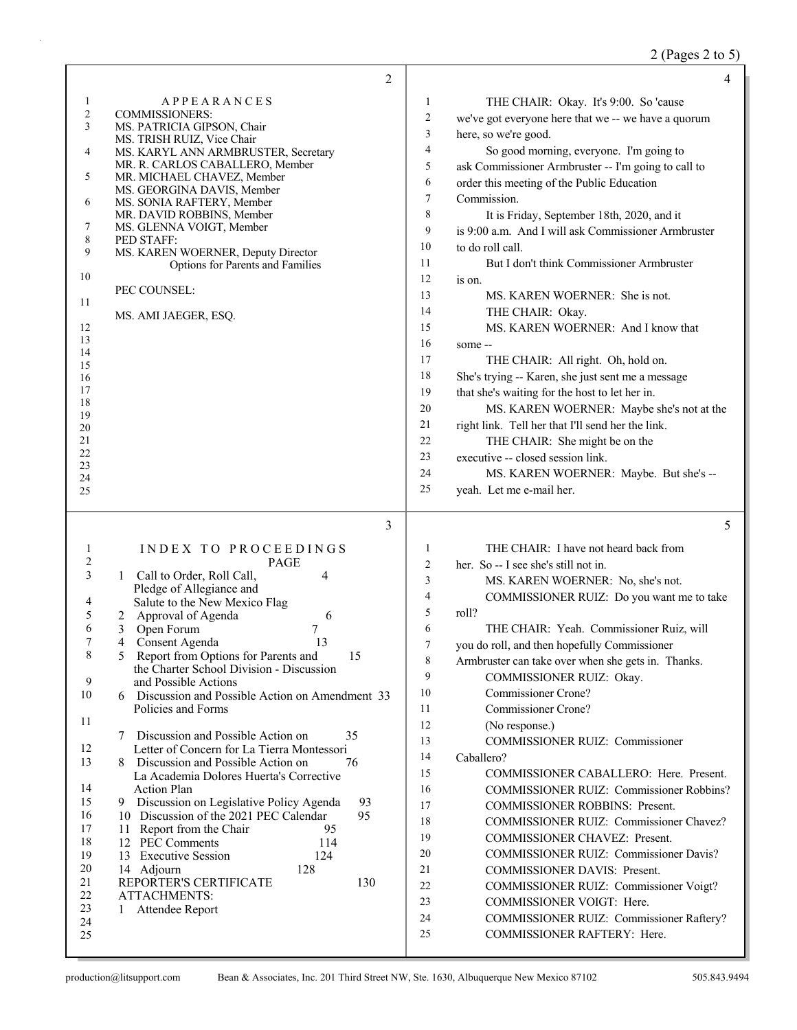## APPEARANCES

COMMISSIONERS:

MS. PATRICIA GIPSON, Chair
MS. TRISH RUIZ, Vice Chair
MS. KARYL ANN ARMBRUSTER, Secretary
MR. R. CARLOS CABALLERO, Member
MR. MICHAEL CHAVEZ, Member
MS. GEORGINA DAVIS, Member
MS. SONIA RAFTERY, Member
MR. DAVID ROBBINS, Member
MS. GLENNA VOIGT, Member

PED STAFF:

MS. KAREN WOERNER, Deputy Director
Options for Parents and Families

PEC COUNSEL:

MS. AMI JAEGER, ESQ.

## INDEX TO PROCEEDINGS

| | | PAGE |
|---|---|---|
| 1 | Call to Order, Roll Call, Pledge of Allegiance and Salute to the New Mexico Flag | 4 |
| 2 | Approval of Agenda | 6 |
| 3 | Open Forum | 7 |
| 4 | Consent Agenda | 13 |
| 5 | Report from Options for Parents and the Charter School Division - Discussion and Possible Actions | 15 |
| 6 | Discussion and Possible Action on Amendment Policies and Forms | 33 |
| 7 | Discussion and Possible Action on Letter of Concern for La Tierra Montessori | 35 |
| 8 | Discussion and Possible Action on La Academia Dolores Huerta's Corrective Action Plan | 76 |
| 9 | Discussion on Legislative Policy Agenda | 93 |
| 10 | Discussion of the 2021 PEC Calendar | 95 |
| 11 | Report from the Chair | 95 |
| 12 | PEC Comments | 114 |
| 13 | Executive Session | 124 |
| 14 | Adjourn | 128 |
| | REPORTER'S CERTIFICATE | 130 |

ATTACHMENTS:

1 Attendee Report

THE CHAIR: Okay. It's 9:00. So 'cause we've got everyone here that we -- we have a quorum here, so we're good.

So good morning, everyone. I'm going to ask Commissioner Armbruster -- I'm going to call to order this meeting of the Public Education Commission.

It is Friday, September 18th, 2020, and it is 9:00 a.m. And I will ask Commissioner Armbruster to do roll call.

But I don't think Commissioner Armbruster is on.

MS. KAREN WOERNER: She is not.

THE CHAIR: Okay.

MS. KAREN WOERNER: And I know that some --

THE CHAIR: All right. Oh, hold on. She's trying -- Karen, she just sent me a message that she's waiting for the host to let her in.

MS. KAREN WOERNER: Maybe she's not at the right link. Tell her that I'll send her the link.

THE CHAIR: She might be on the executive -- closed session link.

MS. KAREN WOERNER: Maybe. But she's -- yeah. Let me e-mail her.

THE CHAIR: I have not heard back from her. So -- I see she's still not in.

MS. KAREN WOERNER: No, she's not.

COMMISSIONER RUIZ: Do you want me to take roll?

THE CHAIR: Yeah. Commissioner Ruiz, will you do roll, and then hopefully Commissioner Armbruster can take over when she gets in. Thanks.

COMMISSIONER RUIZ: Okay.

Commissioner Crone?

Commissioner Crone?

(No response.)

COMMISSIONER RUIZ: Commissioner Caballero?

COMMISSIONER CABALLERO: Here. Present.

COMMISSIONER RUIZ: Commissioner Robbins?

COMMISSIONER ROBBINS: Present.

COMMISSIONER RUIZ: Commissioner Chavez?

COMMISSIONER CHAVEZ: Present.

COMMISSIONER RUIZ: Commissioner Davis?

COMMISSIONER DAVIS: Present.

COMMISSIONER RUIZ: Commissioner Voigt?

COMMISSIONER VOIGT: Here.

COMMISSIONER RUIZ: Commissioner Raftery?

COMMISSIONER RAFTERY: Here.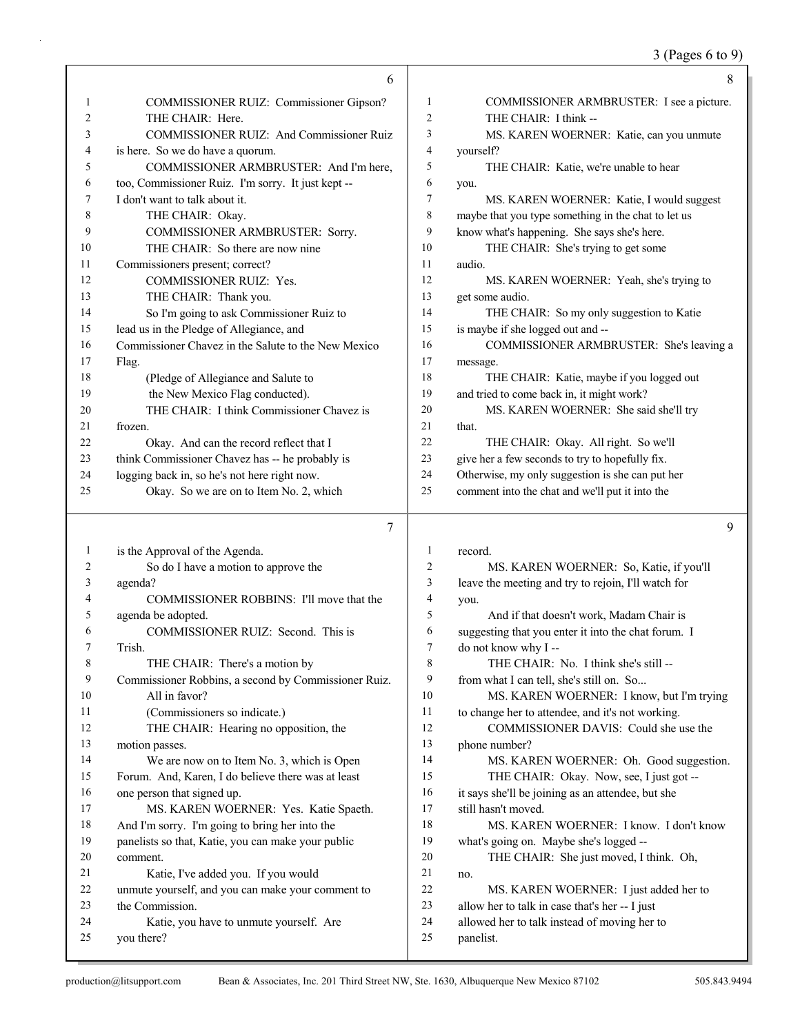COMMISSIONER RUIZ: Commissioner Gipson?

THE CHAIR: Here.

COMMISSIONER RUIZ: And Commissioner Ruiz is here. So we do have a quorum.

COMMISSIONER ARMBRUSTER: And I'm here, too, Commissioner Ruiz. I'm sorry. It just kept -- I don't want to talk about it.

THE CHAIR: Okay.

COMMISSIONER ARMBRUSTER: Sorry.

THE CHAIR: So there are now nine Commissioners present; correct?

COMMISSIONER RUIZ: Yes.

THE CHAIR: Thank you.

So I'm going to ask Commissioner Ruiz to lead us in the Pledge of Allegiance, and Commissioner Chavez in the Salute to the New Mexico Flag.

(Pledge of Allegiance and Salute to the New Mexico Flag conducted).

THE CHAIR: I think Commissioner Chavez is frozen.

Okay. And can the record reflect that I think Commissioner Chavez has -- he probably is logging back in, so he's not here right now.

Okay. So we are on to Item No. 2, which is the Approval of the Agenda.

So do I have a motion to approve the agenda?

COMMISSIONER ROBBINS: I'll move that the agenda be adopted.

COMMISSIONER RUIZ: Second. This is Trish.

THE CHAIR: There's a motion by Commissioner Robbins, a second by Commissioner Ruiz.

All in favor?

(Commissioners so indicate.)

THE CHAIR: Hearing no opposition, the motion passes.

We are now on to Item No. 3, which is Open Forum. And, Karen, I do believe there was at least one person that signed up.

MS. KAREN WOERNER: Yes. Katie Spaeth. And I'm sorry. I'm going to bring her into the panelists so that, Katie, you can make your public comment.

Katie, I've added you. If you would unmute yourself, and you can make your comment to the Commission.

Katie, you have to unmute yourself. Are you there?

COMMISSIONER ARMBRUSTER: I see a picture.

THE CHAIR: I think --

MS. KAREN WOERNER: Katie, can you unmute yourself?

THE CHAIR: Katie, we're unable to hear you.

MS. KAREN WOERNER: Katie, I would suggest maybe that you type something in the chat to let us know what's happening. She says she's here.

THE CHAIR: She's trying to get some audio.

MS. KAREN WOERNER: Yeah, she's trying to get some audio.

THE CHAIR: So my only suggestion to Katie is maybe if she logged out and --

COMMISSIONER ARMBRUSTER: She's leaving a message.

THE CHAIR: Katie, maybe if you logged out and tried to come back in, it might work?

MS. KAREN WOERNER: She said she'll try that.

THE CHAIR: Okay. All right. So we'll give her a few seconds to try to hopefully fix. Otherwise, my only suggestion is she can put her comment into the chat and we'll put it into the record.

MS. KAREN WOERNER: So, Katie, if you'll leave the meeting and try to rejoin, I'll watch for you.

And if that doesn't work, Madam Chair is suggesting that you enter it into the chat forum. I do not know why I --

THE CHAIR: No. I think she's still -- from what I can tell, she's still on. So...

MS. KAREN WOERNER: I know, but I'm trying to change her to attendee, and it's not working.

COMMISSIONER DAVIS: Could she use the phone number?

MS. KAREN WOERNER: Oh. Good suggestion.

THE CHAIR: Okay. Now, see, I just got -- it says she'll be joining as an attendee, but she still hasn't moved.

MS. KAREN WOERNER: I know. I don't know what's going on. Maybe she's logged --

THE CHAIR: She just moved, I think. Oh, no.

MS. KAREN WOERNER: I just added her to allow her to talk in case that's her -- I just allowed her to talk instead of moving her to panelist.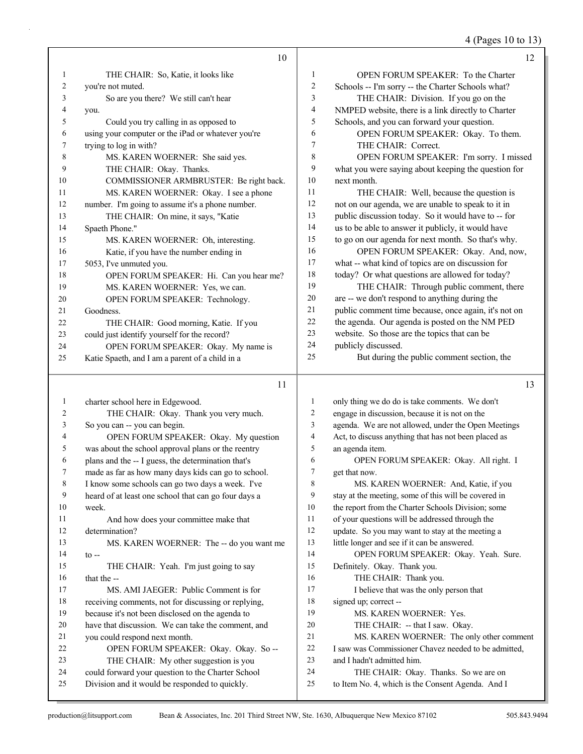## 10

1 THE CHAIR: So, Katie, it looks like
2 you're not muted.
3 So are you there? We still can't hear
4 you.
5 Could you try calling in as opposed to
6 using your computer or the iPad or whatever you're
7 trying to log in with?
8 MS. KAREN WOERNER: She said yes.
9 THE CHAIR: Okay. Thanks.
10 COMMISSIONER ARMBRUSTER: Be right back.
11 MS. KAREN WOERNER: Okay. I see a phone
12 number. I'm going to assume it's a phone number.
13 THE CHAIR: On mine, it says, "Katie
14 Spaeth Phone."
15 MS. KAREN WOERNER: Oh, interesting.
16 Katie, if you have the number ending in
17 5053, I've unmuted you.
18 OPEN FORUM SPEAKER: Hi. Can you hear me?
19 MS. KAREN WOERNER: Yes, we can.
20 OPEN FORUM SPEAKER: Technology.
21 Goodness.
22 THE CHAIR: Good morning, Katie. If you
23 could just identify yourself for the record?
24 OPEN FORUM SPEAKER: Okay. My name is
25 Katie Spaeth, and I am a parent of a child in a

## 11

1 charter school here in Edgewood.
2 THE CHAIR: Okay. Thank you very much.
3 So you can -- you can begin.
4 OPEN FORUM SPEAKER: Okay. My question
5 was about the school approval plans or the reentry
6 plans and the -- I guess, the determination that's
7 made as far as how many days kids can go to school.
8 I know some schools can go two days a week. I've
9 heard of at least one school that can go four days a
10 week.
11 And how does your committee make that
12 determination?
13 MS. KAREN WOERNER: The -- do you want me
14 to --
15 THE CHAIR: Yeah. I'm just going to say
16 that the --
17 MS. AMI JAEGER: Public Comment is for
18 receiving comments, not for discussing or replying,
19 because it's not been disclosed on the agenda to
20 have that discussion. We can take the comment, and
21 you could respond next month.
22 OPEN FORUM SPEAKER: Okay. Okay. So --
23 THE CHAIR: My other suggestion is you
24 could forward your question to the Charter School
25 Division and it would be responded to quickly.

## 12

1 OPEN FORUM SPEAKER: To the Charter
2 Schools -- I'm sorry -- the Charter Schools what?
3 THE CHAIR: Division. If you go on the
4 NMPED website, there is a link directly to Charter
5 Schools, and you can forward your question.
6 OPEN FORUM SPEAKER: Okay. To them.
7 THE CHAIR: Correct.
8 OPEN FORUM SPEAKER: I'm sorry. I missed
9 what you were saying about keeping the question for
10 next month.
11 THE CHAIR: Well, because the question is
12 not on our agenda, we are unable to speak to it in
13 public discussion today. So it would have to -- for
14 us to be able to answer it publicly, it would have
15 to go on our agenda for next month. So that's why.
16 OPEN FORUM SPEAKER: Okay. And, now,
17 what -- what kind of topics are on discussion for
18 today? Or what questions are allowed for today?
19 THE CHAIR: Through public comment, there
20 are -- we don't respond to anything during the
21 public comment time because, once again, it's not on
22 the agenda. Our agenda is posted on the NM PED
23 website. So those are the topics that can be
24 publicly discussed.
25 But during the public comment section, the

## 13

1 only thing we do do is take comments. We don't
2 engage in discussion, because it is not on the
3 agenda. We are not allowed, under the Open Meetings
4 Act, to discuss anything that has not been placed as
5 an agenda item.
6 OPEN FORUM SPEAKER: Okay. All right. I
7 get that now.
8 MS. KAREN WOERNER: And, Katie, if you
9 stay at the meeting, some of this will be covered in
10 the report from the Charter Schools Division; some
11 of your questions will be addressed through the
12 update. So you may want to stay at the meeting a
13 little longer and see if it can be answered.
14 OPEN FORUM SPEAKER: Okay. Yeah. Sure.
15 Definitely. Okay. Thank you.
16 THE CHAIR: Thank you.
17 I believe that was the only person that
18 signed up; correct --
19 MS. KAREN WOERNER: Yes.
20 THE CHAIR: -- that I saw. Okay.
21 MS. KAREN WOERNER: The only other comment
22 I saw was Commissioner Chavez needed to be admitted,
23 and I hadn't admitted him.
24 THE CHAIR: Okay. Thanks. So we are on
25 to Item No. 4, which is the Consent Agenda. And I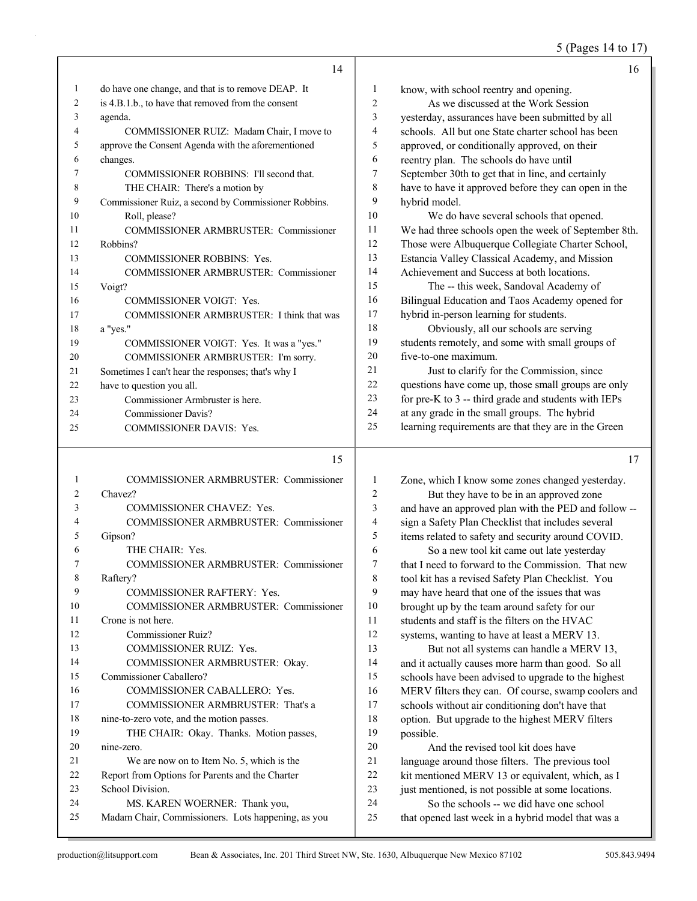do have one change, and that is to remove DEAP. It is 4.B.1.b., to have that removed from the consent agenda.

COMMISSIONER RUIZ: Madam Chair, I move to approve the Consent Agenda with the aforementioned changes.

COMMISSIONER ROBBINS: I'll second that.

THE CHAIR: There's a motion by Commissioner Ruiz, a second by Commissioner Robbins. Roll, please?

COMMISSIONER ARMBRUSTER: Commissioner Robbins?

COMMISSIONER ROBBINS: Yes.

COMMISSIONER ARMBRUSTER: Commissioner Voigt?

COMMISSIONER VOIGT: Yes.

COMMISSIONER ARMBRUSTER: I think that was a "yes."

COMMISSIONER VOIGT: Yes. It was a "yes."

COMMISSIONER ARMBRUSTER: I'm sorry. Sometimes I can't hear the responses; that's why I have to question you all.

Commissioner Armbruster is here.

Commissioner Davis?

COMMISSIONER DAVIS: Yes.

COMMISSIONER ARMBRUSTER: Commissioner Chavez?

COMMISSIONER CHAVEZ: Yes.

COMMISSIONER ARMBRUSTER: Commissioner Gipson?

THE CHAIR: Yes.

COMMISSIONER ARMBRUSTER: Commissioner Raftery?

COMMISSIONER RAFTERY: Yes.

COMMISSIONER ARMBRUSTER: Commissioner Crone is not here.

Commissioner Ruiz?

COMMISSIONER RUIZ: Yes.

COMMISSIONER ARMBRUSTER: Okay. Commissioner Caballero?

COMMISSIONER CABALLERO: Yes.

COMMISSIONER ARMBRUSTER: That's a nine-to-zero vote, and the motion passes.

THE CHAIR: Okay. Thanks. Motion passes, nine-zero.

We are now on to Item No. 5, which is the Report from Options for Parents and the Charter School Division.

MS. KAREN WOERNER: Thank you, Madam Chair, Commissioners. Lots happening, as you know, with school reentry and opening.

As we discussed at the Work Session yesterday, assurances have been submitted by all schools. All but one State charter school has been approved, or conditionally approved, on their reentry plan. The schools do have until September 30th to get that in line, and certainly have to have it approved before they can open in the hybrid model.

We do have several schools that opened. We had three schools open the week of September 8th. Those were Albuquerque Collegiate Charter School, Estancia Valley Classical Academy, and Mission Achievement and Success at both locations.

The -- this week, Sandoval Academy of Bilingual Education and Taos Academy opened for hybrid in-person learning for students.

Obviously, all our schools are serving students remotely, and some with small groups of five-to-one maximum.

Just to clarify for the Commission, since questions have come up, those small groups are only for pre-K to 3 -- third grade and students with IEPs at any grade in the small groups. The hybrid learning requirements are that they are in the Green Zone, which I know some zones changed yesterday.

But they have to be in an approved zone and have an approved plan with the PED and follow -- sign a Safety Plan Checklist that includes several items related to safety and security around COVID.

So a new tool kit came out late yesterday that I need to forward to the Commission. That new tool kit has a revised Safety Plan Checklist. You may have heard that one of the issues that was brought up by the team around safety for our students and staff is the filters on the HVAC systems, wanting to have at least a MERV 13.

But not all systems can handle a MERV 13, and it actually causes more harm than good. So all schools have been advised to upgrade to the highest MERV filters they can. Of course, swamp coolers and schools without air conditioning don't have that option. But upgrade to the highest MERV filters possible.

And the revised tool kit does have language around those filters. The previous tool kit mentioned MERV 13 or equivalent, which, as I just mentioned, is not possible at some locations.

So the schools -- we did have one school that opened last week in a hybrid model that was a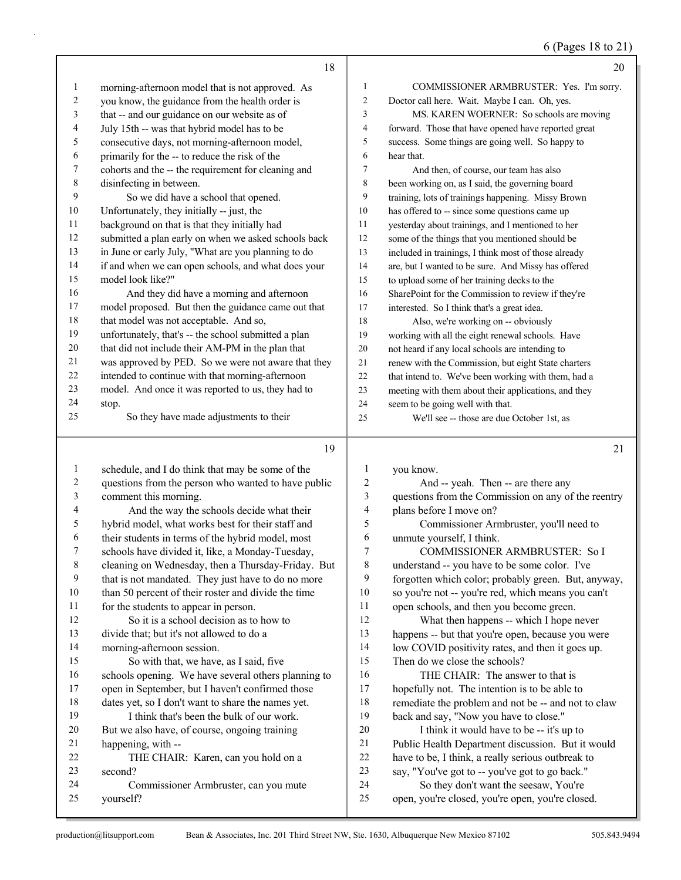morning-afternoon model that is not approved. As you know, the guidance from the health order is that -- and our guidance on our website as of July 15th -- was that hybrid model has to be consecutive days, not morning-afternoon model, primarily for the -- to reduce the risk of the cohorts and the -- the requirement for cleaning and disinfecting in between.

So we did have a school that opened. Unfortunately, they initially -- just, the background on that is that they initially had submitted a plan early on when we asked schools back in June or early July, "What are you planning to do if and when we can open schools, and what does your model look like?"

And they did have a morning and afternoon model proposed. But then the guidance came out that that model was not acceptable. And so, unfortunately, that's -- the school submitted a plan that did not include their AM-PM in the plan that was approved by PED. So we were not aware that they intended to continue with that morning-afternoon model. And once it was reported to us, they had to stop.

So they have made adjustments to their schedule, and I do think that may be some of the questions from the person who wanted to have public comment this morning.

And the way the schools decide what their hybrid model, what works best for their staff and their students in terms of the hybrid model, most schools have divided it, like, a Monday-Tuesday, cleaning on Wednesday, then a Thursday-Friday. But that is not mandated. They just have to do no more than 50 percent of their roster and divide the time for the students to appear in person.

So it is a school decision as to how to divide that; but it's not allowed to do a morning-afternoon session.

So with that, we have, as I said, five schools opening. We have several others planning to open in September, but I haven't confirmed those dates yet, so I don't want to share the names yet.

I think that's been the bulk of our work. But we also have, of course, ongoing training happening, with --

THE CHAIR: Karen, can you hold on a second?

Commissioner Armbruster, can you mute yourself?

COMMISSIONER ARMBRUSTER: Yes. I'm sorry. Doctor call here. Wait. Maybe I can. Oh, yes.

MS. KAREN WOERNER: So schools are moving forward. Those that have opened have reported great success. Some things are going well. So happy to hear that.

And then, of course, our team has also been working on, as I said, the governing board training, lots of trainings happening. Missy Brown has offered to -- since some questions came up yesterday about trainings, and I mentioned to her some of the things that you mentioned should be included in trainings, I think most of those already are, but I wanted to be sure. And Missy has offered to upload some of her training decks to the SharePoint for the Commission to review if they're interested. So I think that's a great idea.

Also, we're working on -- obviously working with all the eight renewal schools. Have not heard if any local schools are intending to renew with the Commission, but eight State charters that intend to. We've been working with them, had a meeting with them about their applications, and they seem to be going well with that.

We'll see -- those are due October 1st, as you know.

And -- yeah. Then -- are there any questions from the Commission on any of the reentry plans before I move on?

Commissioner Armbruster, you'll need to unmute yourself, I think.

COMMISSIONER ARMBRUSTER: So I understand -- you have to be some color. I've forgotten which color; probably green. But, anyway, so you're not -- you're red, which means you can't open schools, and then you become green.

What then happens -- which I hope never happens -- but that you're open, because you were low COVID positivity rates, and then it goes up. Then do we close the schools?

THE CHAIR: The answer to that is hopefully not. The intention is to be able to remediate the problem and not be -- and not to claw back and say, "Now you have to close."

I think it would have to be -- it's up to Public Health Department discussion. But it would have to be, I think, a really serious outbreak to say, "You've got to -- you've got to go back."

So they don't want the seesaw, You're open, you're closed, you're open, you're closed.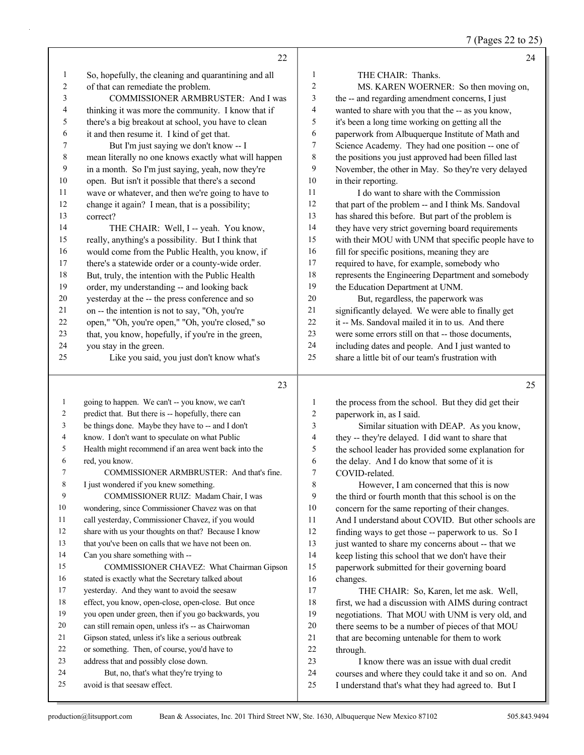**22**

1 So, hopefully, the cleaning and quarantining and all
2 of that can remediate the problem.
3 COMMISSIONER ARMBRUSTER: And I was
4 thinking it was more the community. I know that if
5 there's a big breakout at school, you have to clean
6 it and then resume it. I kind of get that.
7 But I'm just saying we don't know -- I
8 mean literally no one knows exactly what will happen
9 in a month. So I'm just saying, yeah, now they're
10 open. But isn't it possible that there's a second
11 wave or whatever, and then we're going to have to
12 change it again? I mean, that is a possibility;
13 correct?
14 THE CHAIR: Well, I -- yeah. You know,
15 really, anything's a possibility. But I think that
16 would come from the Public Health, you know, if
17 there's a statewide order or a county-wide order.
18 But, truly, the intention with the Public Health
19 order, my understanding -- and looking back
20 yesterday at the -- the press conference and so
21 on -- the intention is not to say, "Oh, you're
22 open," "Oh, you're open," "Oh, you're closed," so
23 that, you know, hopefully, if you're in the green,
24 you stay in the green.
25 Like you said, you just don't know what's

**23**

1 going to happen. We can't -- you know, we can't
2 predict that. But there is -- hopefully, there can
3 be things done. Maybe they have to -- and I don't
4 know. I don't want to speculate on what Public
5 Health might recommend if an area went back into the
6 red, you know.
7 COMMISSIONER ARMBRUSTER: And that's fine.
8 I just wondered if you knew something.
9 COMMISSIONER RUIZ: Madam Chair, I was
10 wondering, since Commissioner Chavez was on that
11 call yesterday, Commissioner Chavez, if you would
12 share with us your thoughts on that? Because I know
13 that you've been on calls that we have not been on.
14 Can you share something with --
15 COMMISSIONER CHAVEZ: What Chairman Gipson
16 stated is exactly what the Secretary talked about
17 yesterday. And they want to avoid the seesaw
18 effect, you know, open-close, open-close. But once
19 you open under green, then if you go backwards, you
20 can still remain open, unless it's -- as Chairwoman
21 Gipson stated, unless it's like a serious outbreak
22 or something. Then, of course, you'd have to
23 address that and possibly close down.
24 But, no, that's what they're trying to
25 avoid is that seesaw effect.

**24**

1 THE CHAIR: Thanks.
2 MS. KAREN WOERNER: So then moving on,
3 the -- and regarding amendment concerns, I just
4 wanted to share with you that the -- as you know,
5 it's been a long time working on getting all the
6 paperwork from Albuquerque Institute of Math and
7 Science Academy. They had one position -- one of
8 the positions you just approved had been filled last
9 November, the other in May. So they're very delayed
10 in their reporting.
11 I do want to share with the Commission
12 that part of the problem -- and I think Ms. Sandoval
13 has shared this before. But part of the problem is
14 they have very strict governing board requirements
15 with their MOU with UNM that specific people have to
16 fill for specific positions, meaning they are
17 required to have, for example, somebody who
18 represents the Engineering Department and somebody
19 the Education Department at UNM.
20 But, regardless, the paperwork was
21 significantly delayed. We were able to finally get
22 it -- Ms. Sandoval mailed it in to us. And there
23 were some errors still on that -- those documents,
24 including dates and people. And I just wanted to
25 share a little bit of our team's frustration with

**25**

1 the process from the school. But they did get their
2 paperwork in, as I said.
3 Similar situation with DEAP. As you know,
4 they -- they're delayed. I did want to share that
5 the school leader has provided some explanation for
6 the delay. And I do know that some of it is
7 COVID-related.
8 However, I am concerned that this is now
9 the third or fourth month that this school is on the
10 concern for the same reporting of their changes.
11 And I understand about COVID. But other schools are
12 finding ways to get those -- paperwork to us. So I
13 just wanted to share my concerns about -- that we
14 keep listing this school that we don't have their
15 paperwork submitted for their governing board
16 changes.
17 THE CHAIR: So, Karen, let me ask. Well,
18 first, we had a discussion with AIMS during contract
19 negotiations. That MOU with UNM is very old, and
20 there seems to be a number of pieces of that MOU
21 that are becoming untenable for them to work
22 through.
23 I know there was an issue with dual credit
24 courses and where they could take it and so on. And
25 I understand that's what they had agreed to. But I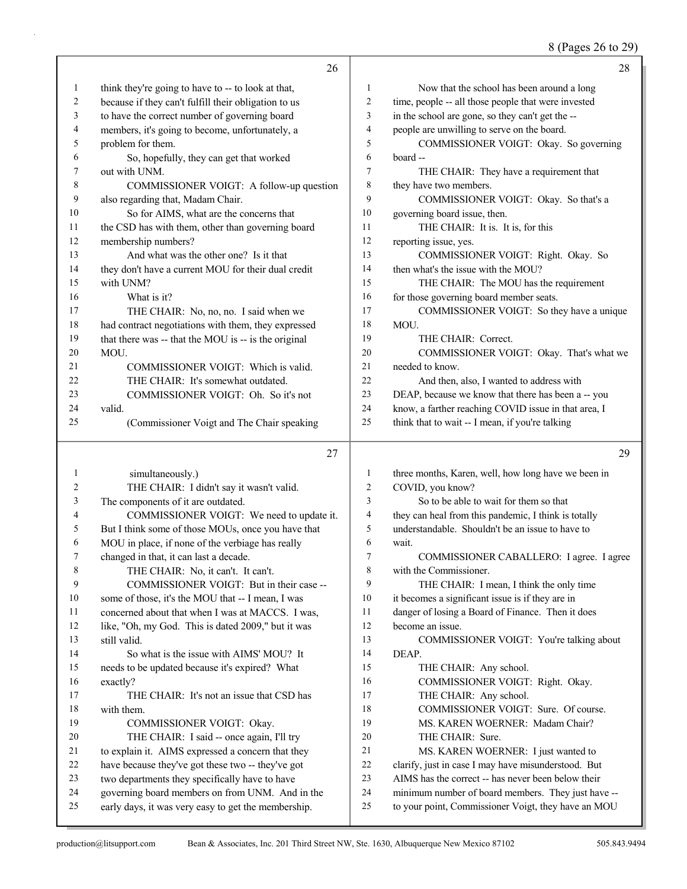think they're going to have to -- to look at that, because if they can't fulfill their obligation to us to have the correct number of governing board members, it's going to become, unfortunately, a problem for them.

So, hopefully, they can get that worked out with UNM.

COMMISSIONER VOIGT: A follow-up question also regarding that, Madam Chair.

So for AIMS, what are the concerns that the CSD has with them, other than governing board membership numbers?

And what was the other one? Is it that they don't have a current MOU for their dual credit with UNM?

What is it?

THE CHAIR: No, no, no. I said when we had contract negotiations with them, they expressed that there was -- that the MOU is -- is the original MOU.

COMMISSIONER VOIGT: Which is valid.

THE CHAIR: It's somewhat outdated.

COMMISSIONER VOIGT: Oh. So it's not valid.

(Commissioner Voigt and The Chair speaking simultaneously.)

THE CHAIR: I didn't say it wasn't valid. The components of it are outdated.

COMMISSIONER VOIGT: We need to update it. But I think some of those MOUs, once you have that MOU in place, if none of the verbiage has really changed in that, it can last a decade.

THE CHAIR: No, it can't. It can't.

COMMISSIONER VOIGT: But in their case -- some of those, it's the MOU that -- I mean, I was concerned about that when I was at MACCS. I was, like, "Oh, my God. This is dated 2009," but it was still valid.

So what is the issue with AIMS' MOU? It needs to be updated because it's expired? What exactly?

THE CHAIR: It's not an issue that CSD has with them.

COMMISSIONER VOIGT: Okay.

THE CHAIR: I said -- once again, I'll try to explain it. AIMS expressed a concern that they have because they've got these two -- they've got two departments they specifically have to have governing board members on from UNM. And in the early days, it was very easy to get the membership.

Now that the school has been around a long time, people -- all those people that were invested in the school are gone, so they can't get the -- people are unwilling to serve on the board.

COMMISSIONER VOIGT: Okay. So governing board --

THE CHAIR: They have a requirement that they have two members.

COMMISSIONER VOIGT: Okay. So that's a governing board issue, then.

THE CHAIR: It is. It is, for this reporting issue, yes.

COMMISSIONER VOIGT: Right. Okay. So then what's the issue with the MOU?

THE CHAIR: The MOU has the requirement for those governing board member seats.

COMMISSIONER VOIGT: So they have a unique MOU.

THE CHAIR: Correct.

COMMISSIONER VOIGT: Okay. That's what we needed to know.

And then, also, I wanted to address with DEAP, because we know that there has been a -- you know, a farther reaching COVID issue in that area, I think that to wait -- I mean, if you're talking three months, Karen, well, how long have we been in COVID, you know?

So to be able to wait for them so that they can heal from this pandemic, I think is totally understandable. Shouldn't be an issue to have to wait.

COMMISSIONER CABALLERO: I agree. I agree with the Commissioner.

THE CHAIR: I mean, I think the only time it becomes a significant issue is if they are in danger of losing a Board of Finance. Then it does become an issue.

COMMISSIONER VOIGT: You're talking about DEAP.

THE CHAIR: Any school.

COMMISSIONER VOIGT: Right. Okay.

THE CHAIR: Any school.

COMMISSIONER VOIGT: Sure. Of course.

MS. KAREN WOERNER: Madam Chair?

THE CHAIR: Sure.

MS. KAREN WOERNER: I just wanted to clarify, just in case I may have misunderstood. But AIMS has the correct -- has never been below their minimum number of board members. They just have -- to your point, Commissioner Voigt, they have an MOU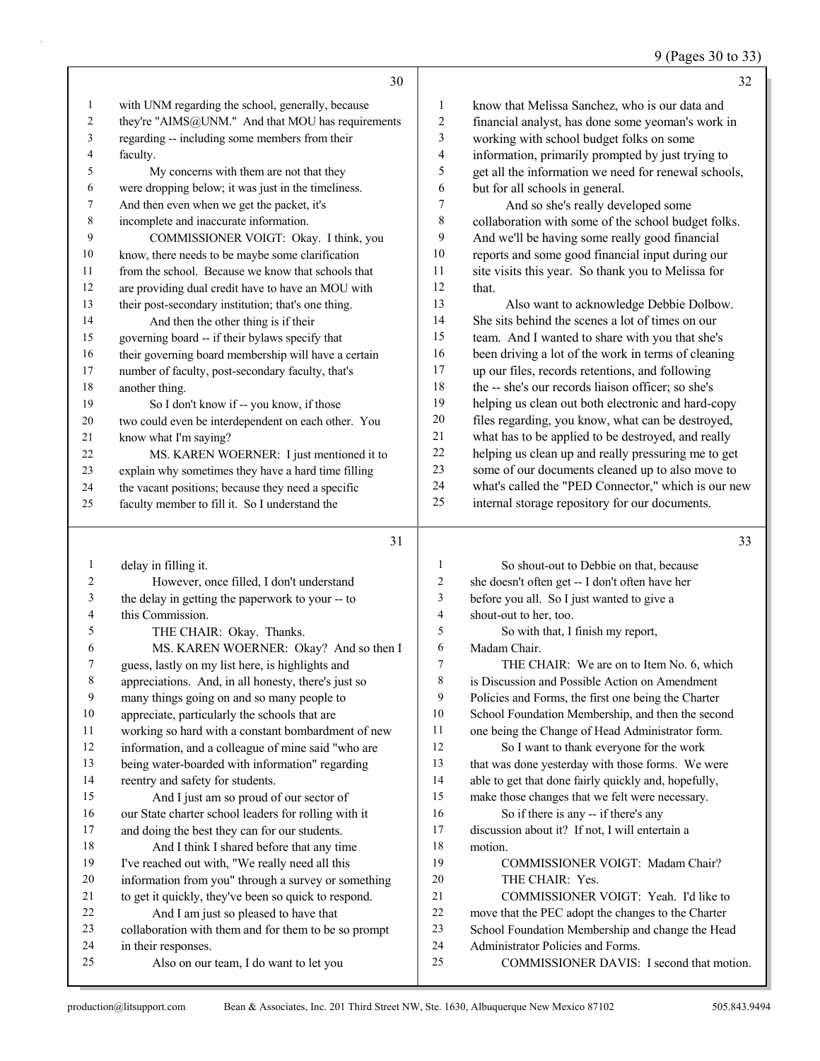with UNM regarding the school, generally, because they're "AIMS@UNM." And that MOU has requirements regarding -- including some members from their faculty.

My concerns with them are not that they were dropping below; it was just in the timeliness. And then even when we get the packet, it's incomplete and inaccurate information.

COMMISSIONER VOIGT: Okay. I think, you know, there needs to be maybe some clarification from the school. Because we know that schools that are providing dual credit have to have an MOU with their post-secondary institution; that's one thing.

And then the other thing is if their governing board -- if their bylaws specify that their governing board membership will have a certain number of faculty, post-secondary faculty, that's another thing.

So I don't know if -- you know, if those two could even be interdependent on each other. You know what I'm saying?

MS. KAREN WOERNER: I just mentioned it to explain why sometimes they have a hard time filling the vacant positions; because they need a specific faculty member to fill it. So I understand the delay in filling it.

However, once filled, I don't understand the delay in getting the paperwork to your -- to this Commission.

THE CHAIR: Okay. Thanks.

MS. KAREN WOERNER: Okay? And so then I guess, lastly on my list here, is highlights and appreciations. And, in all honesty, there's just so many things going on and so many people to appreciate, particularly the schools that are working so hard with a constant bombardment of new information, and a colleague of mine said "who are being water-boarded with information" regarding reentry and safety for students.

And I just am so proud of our sector of our State charter school leaders for rolling with it and doing the best they can for our students.

And I think I shared before that any time I've reached out with, "We really need all this information from you" through a survey or something to get it quickly, they've been so quick to respond.

And I am just so pleased to have that collaboration with them and for them to be so prompt in their responses.

Also on our team, I do want to let you know that Melissa Sanchez, who is our data and financial analyst, has done some yeoman's work in working with school budget folks on some information, primarily prompted by just trying to get all the information we need for renewal schools, but for all schools in general.

And so she's really developed some collaboration with some of the school budget folks. And we'll be having some really good financial reports and some good financial input during our site visits this year. So thank you to Melissa for that.

Also want to acknowledge Debbie Dolbow. She sits behind the scenes a lot of times on our team. And I wanted to share with you that she's been driving a lot of the work in terms of cleaning up our files, records retentions, and following the -- she's our records liaison officer; so she's helping us clean out both electronic and hard-copy files regarding, you know, what can be destroyed, what has to be applied to be destroyed, and really helping us clean up and really pressuring me to get some of our documents cleaned up to also move to what's called the "PED Connector," which is our new internal storage repository for our documents.

So shout-out to Debbie on that, because she doesn't often get -- I don't often have her before you all. So I just wanted to give a shout-out to her, too.

So with that, I finish my report, Madam Chair.

THE CHAIR: We are on to Item No. 6, which is Discussion and Possible Action on Amendment Policies and Forms, the first one being the Charter School Foundation Membership, and then the second one being the Change of Head Administrator form.

So I want to thank everyone for the work that was done yesterday with those forms. We were able to get that done fairly quickly and, hopefully, make those changes that we felt were necessary.

So if there is any -- if there's any discussion about it? If not, I will entertain a motion.

COMMISSIONER VOIGT: Madam Chair?

THE CHAIR: Yes.

COMMISSIONER VOIGT: Yeah. I'd like to move that the PEC adopt the changes to the Charter School Foundation Membership and change the Head Administrator Policies and Forms.

COMMISSIONER DAVIS: I second that motion.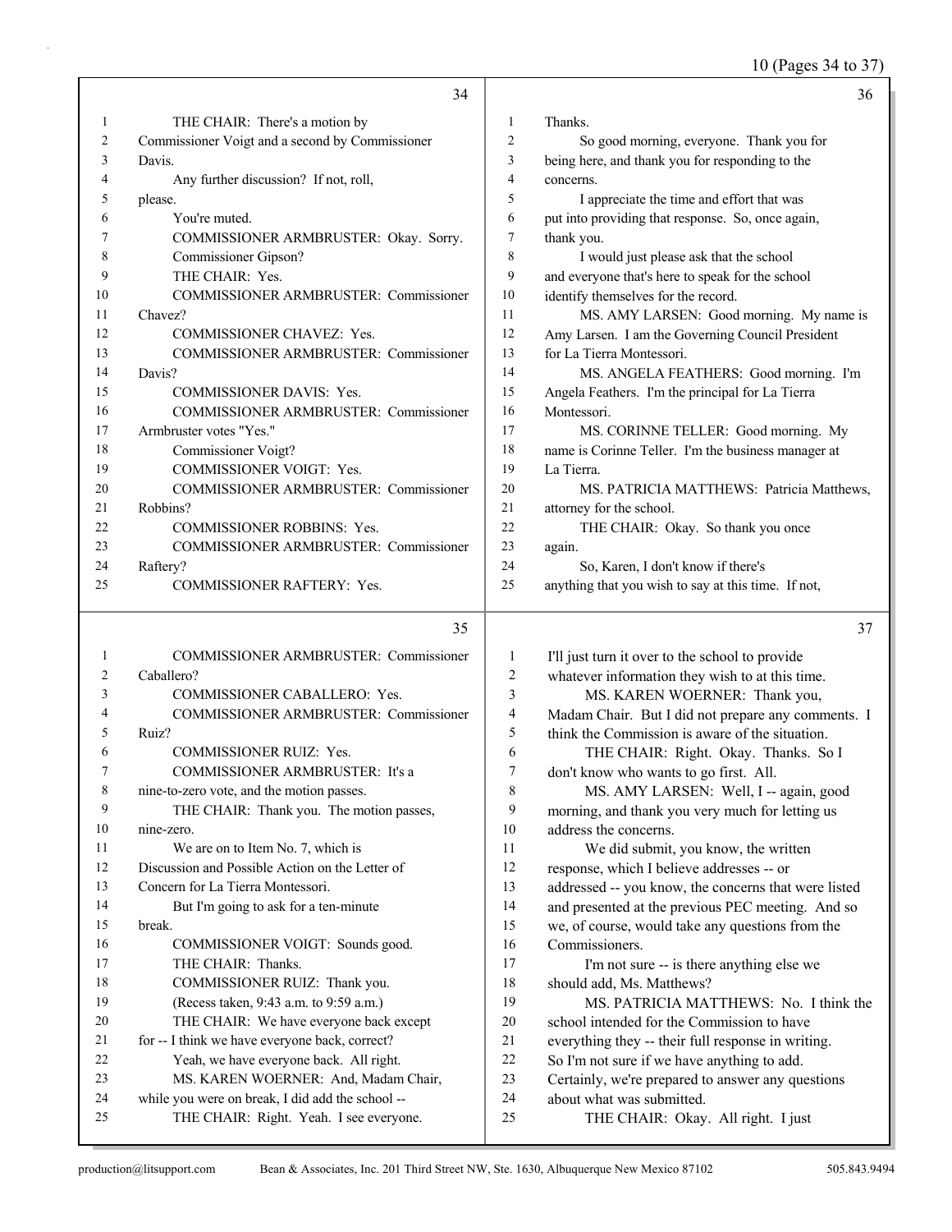THE CHAIR: There's a motion by Commissioner Voigt and a second by Commissioner Davis.

Any further discussion? If not, roll, please.

You're muted.

COMMISSIONER ARMBRUSTER: Okay. Sorry. Commissioner Gipson?

THE CHAIR: Yes.

COMMISSIONER ARMBRUSTER: Commissioner Chavez?

COMMISSIONER CHAVEZ: Yes.

COMMISSIONER ARMBRUSTER: Commissioner Davis?

COMMISSIONER DAVIS: Yes.

COMMISSIONER ARMBRUSTER: Commissioner Armbruster votes "Yes."

Commissioner Voigt?

COMMISSIONER VOIGT: Yes.

COMMISSIONER ARMBRUSTER: Commissioner Robbins?

COMMISSIONER ROBBINS: Yes.

COMMISSIONER ARMBRUSTER: Commissioner Raftery?

COMMISSIONER RAFTERY: Yes.

COMMISSIONER ARMBRUSTER: Commissioner Caballero?

COMMISSIONER CABALLERO: Yes.

COMMISSIONER ARMBRUSTER: Commissioner Ruiz?

COMMISSIONER RUIZ: Yes.

COMMISSIONER ARMBRUSTER: It's a nine-to-zero vote, and the motion passes.

THE CHAIR: Thank you. The motion passes, nine-zero.

We are on to Item No. 7, which is Discussion and Possible Action on the Letter of Concern for La Tierra Montessori.

But I'm going to ask for a ten-minute break.

COMMISSIONER VOIGT: Sounds good.

THE CHAIR: Thanks.

COMMISSIONER RUIZ: Thank you.

(Recess taken, 9:43 a.m. to 9:59 a.m.)

THE CHAIR: We have everyone back except for -- I think we have everyone back, correct?

Yeah, we have everyone back. All right.

MS. KAREN WOERNER: And, Madam Chair, while you were on break, I did add the school --

THE CHAIR: Right. Yeah. I see everyone. Thanks.

So good morning, everyone. Thank you for being here, and thank you for responding to the concerns.

I appreciate the time and effort that was put into providing that response. So, once again, thank you.

I would just please ask that the school and everyone that's here to speak for the school identify themselves for the record.

MS. AMY LARSEN: Good morning. My name is Amy Larsen. I am the Governing Council President for La Tierra Montessori.

MS. ANGELA FEATHERS: Good morning. I'm Angela Feathers. I'm the principal for La Tierra Montessori.

MS. CORINNE TELLER: Good morning. My name is Corinne Teller. I'm the business manager at La Tierra.

MS. PATRICIA MATTHEWS: Patricia Matthews, attorney for the school.

THE CHAIR: Okay. So thank you once again.

So, Karen, I don't know if there's anything that you wish to say at this time. If not, I'll just turn it over to the school to provide whatever information they wish to at this time.

MS. KAREN WOERNER: Thank you, Madam Chair. But I did not prepare any comments. I think the Commission is aware of the situation.

THE CHAIR: Right. Okay. Thanks. So I don't know who wants to go first. All.

MS. AMY LARSEN: Well, I -- again, good morning, and thank you very much for letting us address the concerns.

We did submit, you know, the written response, which I believe addresses -- or addressed -- you know, the concerns that were listed and presented at the previous PEC meeting. And so we, of course, would take any questions from the Commissioners.

I'm not sure -- is there anything else we should add, Ms. Matthews?

MS. PATRICIA MATTHEWS: No. I think the school intended for the Commission to have everything they -- their full response in writing. So I'm not sure if we have anything to add. Certainly, we're prepared to answer any questions about what was submitted.

THE CHAIR: Okay. All right. I just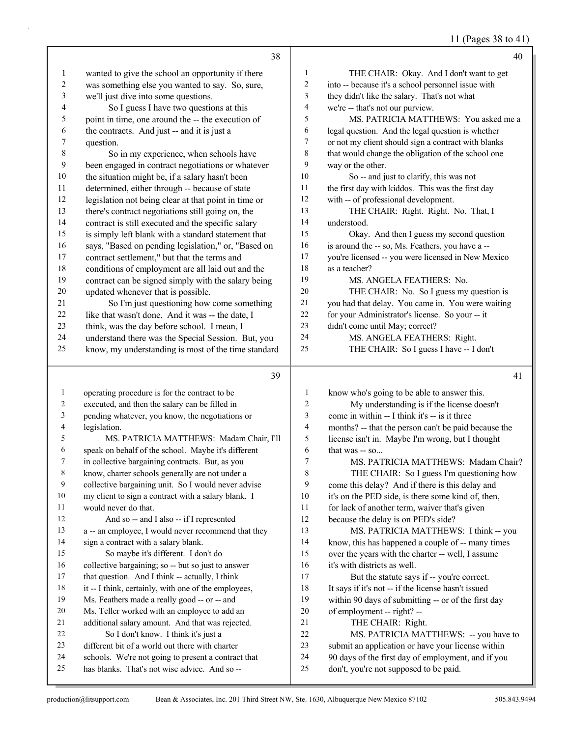**38**

1 wanted to give the school an opportunity if there
2 was something else you wanted to say. So, sure,
3 we'll just dive into some questions.
4 So I guess I have two questions at this
5 point in time, one around the -- the execution of
6 the contracts. And just -- and it is just a
7 question.
8 So in my experience, when schools have
9 been engaged in contract negotiations or whatever
10 the situation might be, if a salary hasn't been
11 determined, either through -- because of state
12 legislation not being clear at that point in time or
13 there's contract negotiations still going on, the
14 contract is still executed and the specific salary
15 is simply left blank with a standard statement that
16 says, "Based on pending legislation," or, "Based on
17 contract settlement," but that the terms and
18 conditions of employment are all laid out and the
19 contract can be signed simply with the salary being
20 updated whenever that is possible.
21 So I'm just questioning how come something
22 like that wasn't done. And it was -- the date, I
23 think, was the day before school. I mean, I
24 understand there was the Special Session. But, you
25 know, my understanding is most of the time standard

**39**

1 operating procedure is for the contract to be
2 executed, and then the salary can be filled in
3 pending whatever, you know, the negotiations or
4 legislation.
5 MS. PATRICIA MATTHEWS: Madam Chair, I'll
6 speak on behalf of the school. Maybe it's different
7 in collective bargaining contracts. But, as you
8 know, charter schools generally are not under a
9 collective bargaining unit. So I would never advise
10 my client to sign a contract with a salary blank. I
11 would never do that.
12 And so -- and I also -- if I represented
13 a -- an employee, I would never recommend that they
14 sign a contract with a salary blank.
15 So maybe it's different. I don't do
16 collective bargaining; so -- but so just to answer
17 that question. And I think -- actually, I think
18 it -- I think, certainly, with one of the employees,
19 Ms. Feathers made a really good -- or -- and
20 Ms. Teller worked with an employee to add an
21 additional salary amount. And that was rejected.
22 So I don't know. I think it's just a
23 different bit of a world out there with charter
24 schools. We're not going to present a contract that
25 has blanks. That's not wise advice. And so --

**40**

1 THE CHAIR: Okay. And I don't want to get
2 into -- because it's a school personnel issue with
3 they didn't like the salary. That's not what
4 we're -- that's not our purview.
5 MS. PATRICIA MATTHEWS: You asked me a
6 legal question. And the legal question is whether
7 or not my client should sign a contract with blanks
8 that would change the obligation of the school one
9 way or the other.
10 So -- and just to clarify, this was not
11 the first day with kiddos. This was the first day
12 with -- of professional development.
13 THE CHAIR: Right. Right. No. That, I
14 understood.
15 Okay. And then I guess my second question
16 is around the -- so, Ms. Feathers, you have a --
17 you're licensed -- you were licensed in New Mexico
18 as a teacher?
19 MS. ANGELA FEATHERS: No.
20 THE CHAIR: No. So I guess my question is
21 you had that delay. You came in. You were waiting
22 for your Administrator's license. So your -- it
23 didn't come until May; correct?
24 MS. ANGELA FEATHERS: Right.
25 THE CHAIR: So I guess I have -- I don't

**41**

1 know who's going to be able to answer this.
2 My understanding is if the license doesn't
3 come in within -- I think it's -- is it three
4 months? -- that the person can't be paid because the
5 license isn't in. Maybe I'm wrong, but I thought
6 that was -- so...
7 MS. PATRICIA MATTHEWS: Madam Chair?
8 THE CHAIR: So I guess I'm questioning how
9 come this delay? And if there is this delay and
10 it's on the PED side, is there some kind of, then,
11 for lack of another term, waiver that's given
12 because the delay is on PED's side?
13 MS. PATRICIA MATTHEWS: I think -- you
14 know, this has happened a couple of -- many times
15 over the years with the charter -- well, I assume
16 it's with districts as well.
17 But the statute says if -- you're correct.
18 It says if it's not -- if the license hasn't issued
19 within 90 days of submitting -- or of the first day
20 of employment -- right? --
21 THE CHAIR: Right.
22 MS. PATRICIA MATTHEWS: -- you have to
23 submit an application or have your license within
24 90 days of the first day of employment, and if you
25 don't, you're not supposed to be paid.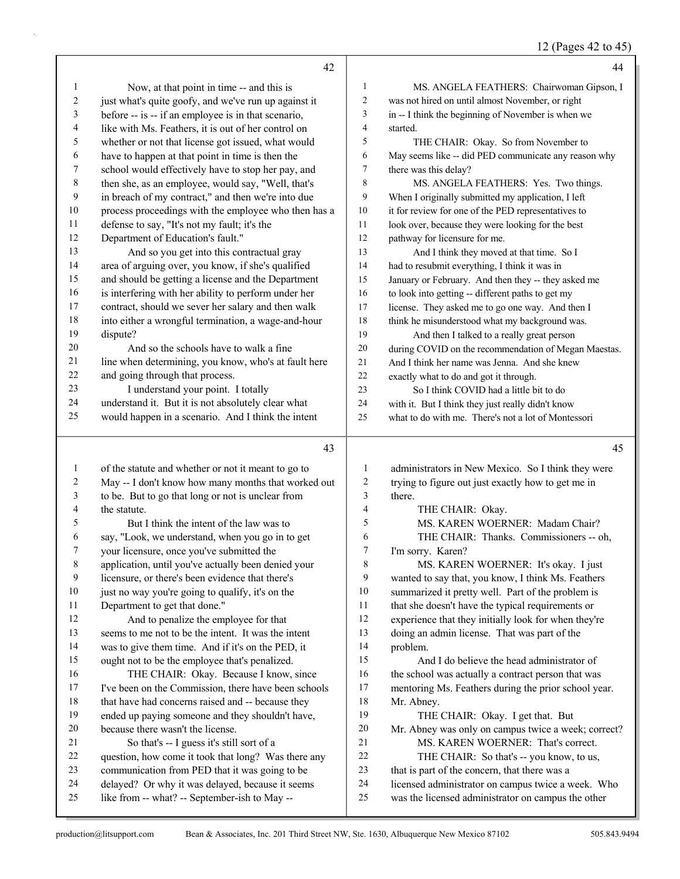Now, at that point in time -- and this is just what's quite goofy, and we've run up against it before -- is -- if an employee is in that scenario, like with Ms. Feathers, it is out of her control on whether or not that license got issued, what would have to happen at that point in time is then the school would effectively have to stop her pay, and then she, as an employee, would say, "Well, that's in breach of my contract," and then we're into due process proceedings with the employee who then has a defense to say, "It's not my fault; it's the Department of Education's fault."

And so you get into this contractual gray area of arguing over, you know, if she's qualified and should be getting a license and the Department is interfering with her ability to perform under her contract, should we sever her salary and then walk into either a wrongful termination, a wage-and-hour dispute?

And so the schools have to walk a fine line when determining, you know, who's at fault here and going through that process.

I understand your point. I totally understand it. But it is not absolutely clear what would happen in a scenario. And I think the intent of the statute and whether or not it meant to go to May -- I don't know how many months that worked out to be. But to go that long or not is unclear from the statute.

But I think the intent of the law was to say, "Look, we understand, when you go in to get your licensure, once you've submitted the application, until you've actually been denied your licensure, or there's been evidence that there's just no way you're going to qualify, it's on the Department to get that done."

And to penalize the employee for that seems to me not to be the intent. It was the intent was to give them time. And if it's on the PED, it ought not to be the employee that's penalized.

THE CHAIR: Okay. Because I know, since I've been on the Commission, there have been schools that have had concerns raised and -- because they ended up paying someone and they shouldn't have, because there wasn't the license.

So that's -- I guess it's still sort of a question, how come it took that long? Was there any communication from PED that it was going to be delayed? Or why it was delayed, because it seems like from -- what? -- September-ish to May --

MS. ANGELA FEATHERS: Chairwoman Gipson, I was not hired on until almost November, or right in -- I think the beginning of November is when we started.

THE CHAIR: Okay. So from November to May seems like -- did PED communicate any reason why there was this delay?

MS. ANGELA FEATHERS: Yes. Two things. When I originally submitted my application, I left it for review for one of the PED representatives to look over, because they were looking for the best pathway for licensure for me.

And I think they moved at that time. So I had to resubmit everything, I think it was in January or February. And then they -- they asked me to look into getting -- different paths to get my license. They asked me to go one way. And then I think he misunderstood what my background was.

And then I talked to a really great person during COVID on the recommendation of Megan Maestas. And I think her name was Jenna. And she knew exactly what to do and got it through.

So I think COVID had a little bit to do with it. But I think they just really didn't know what to do with me. There's not a lot of Montessori administrators in New Mexico. So I think they were trying to figure out just exactly how to get me in there.

THE CHAIR: Okay.

MS. KAREN WOERNER: Madam Chair?

THE CHAIR: Thanks. Commissioners -- oh, I'm sorry. Karen?

MS. KAREN WOERNER: It's okay. I just wanted to say that, you know, I think Ms. Feathers summarized it pretty well. Part of the problem is that she doesn't have the typical requirements or experience that they initially look for when they're doing an admin license. That was part of the problem.

And I do believe the head administrator of the school was actually a contract person that was mentoring Ms. Feathers during the prior school year. Mr. Abney.

THE CHAIR: Okay. I get that. But Mr. Abney was only on campus twice a week; correct?

MS. KAREN WOERNER: That's correct.

THE CHAIR: So that's -- you know, to us, that is part of the concern, that there was a licensed administrator on campus twice a week. Who was the licensed administrator on campus the other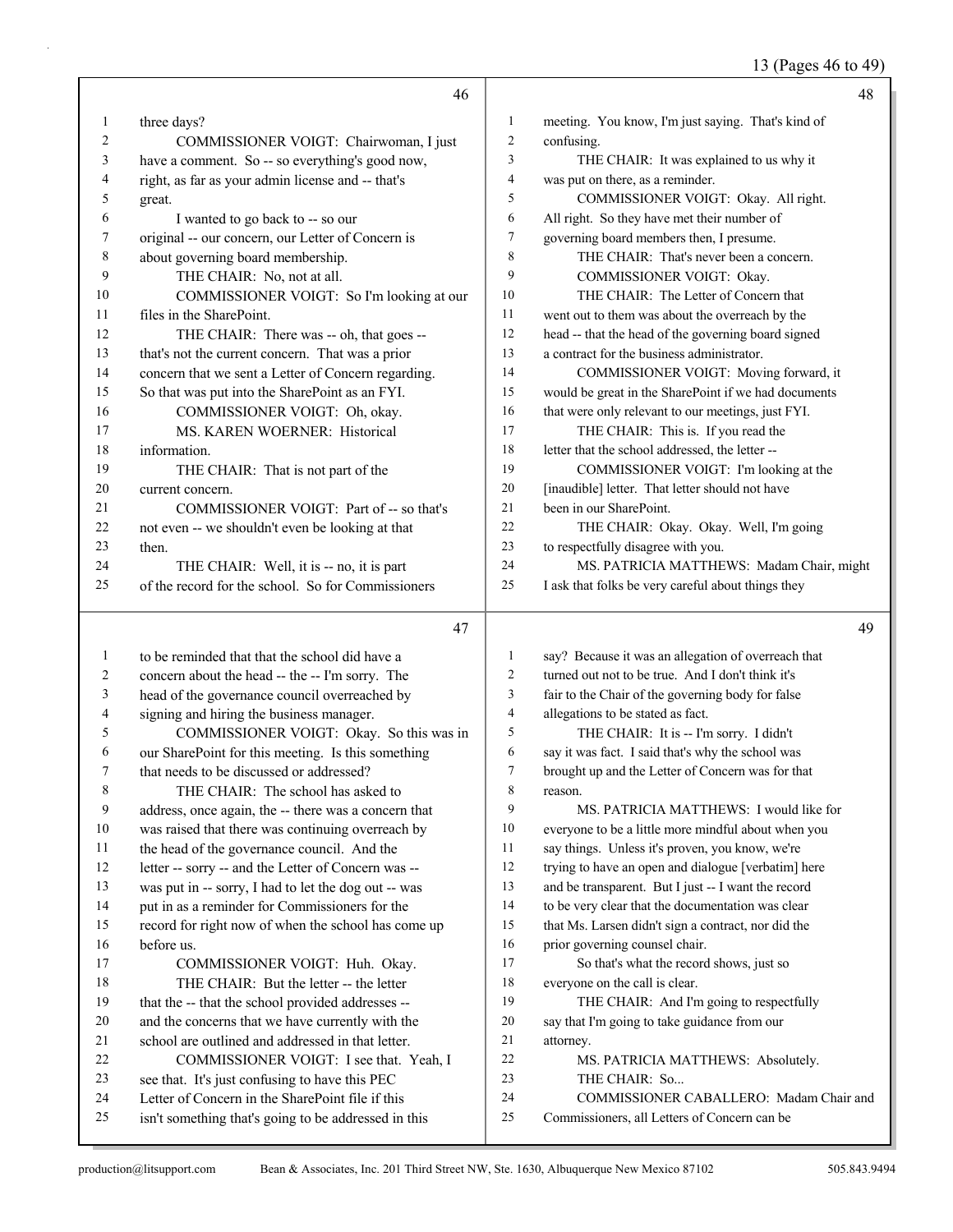**46**

1 three days?
2 COMMISSIONER VOIGT: Chairwoman, I just
3 have a comment. So -- so everything's good now,
4 right, as far as your admin license and -- that's
5 great.
6 I wanted to go back to -- so our
7 original -- our concern, our Letter of Concern is
8 about governing board membership.
9 THE CHAIR: No, not at all.
10 COMMISSIONER VOIGT: So I'm looking at our
11 files in the SharePoint.
12 THE CHAIR: There was -- oh, that goes --
13 that's not the current concern. That was a prior
14 concern that we sent a Letter of Concern regarding.
15 So that was put into the SharePoint as an FYI.
16 COMMISSIONER VOIGT: Oh, okay.
17 MS. KAREN WOERNER: Historical
18 information.
19 THE CHAIR: That is not part of the
20 current concern.
21 COMMISSIONER VOIGT: Part of -- so that's
22 not even -- we shouldn't even be looking at that
23 then.
24 THE CHAIR: Well, it is -- no, it is part
25 of the record for the school. So for Commissioners

**47**

1 to be reminded that that the school did have a
2 concern about the head -- the -- I'm sorry. The
3 head of the governance council overreached by
4 signing and hiring the business manager.
5 COMMISSIONER VOIGT: Okay. So this was in
6 our SharePoint for this meeting. Is this something
7 that needs to be discussed or addressed?
8 THE CHAIR: The school has asked to
9 address, once again, the -- there was a concern that
10 was raised that there was continuing overreach by
11 the head of the governance council. And the
12 letter -- sorry -- and the Letter of Concern was --
13 was put in -- sorry, I had to let the dog out -- was
14 put in as a reminder for Commissioners for the
15 record for right now of when the school has come up
16 before us.
17 COMMISSIONER VOIGT: Huh. Okay.
18 THE CHAIR: But the letter -- the letter
19 that the -- that the school provided addresses --
20 and the concerns that we have currently with the
21 school are outlined and addressed in that letter.
22 COMMISSIONER VOIGT: I see that. Yeah, I
23 see that. It's just confusing to have this PEC
24 Letter of Concern in the SharePoint file if this
25 isn't something that's going to be addressed in this

**48**

1 meeting. You know, I'm just saying. That's kind of
2 confusing.
3 THE CHAIR: It was explained to us why it
4 was put on there, as a reminder.
5 COMMISSIONER VOIGT: Okay. All right.
6 All right. So they have met their number of
7 governing board members then, I presume.
8 THE CHAIR: That's never been a concern.
9 COMMISSIONER VOIGT: Okay.
10 THE CHAIR: The Letter of Concern that
11 went out to them was about the overreach by the
12 head -- that the head of the governing board signed
13 a contract for the business administrator.
14 COMMISSIONER VOIGT: Moving forward, it
15 would be great in the SharePoint if we had documents
16 that were only relevant to our meetings, just FYI.
17 THE CHAIR: This is. If you read the
18 letter that the school addressed, the letter --
19 COMMISSIONER VOIGT: I'm looking at the
20 [inaudible] letter. That letter should not have
21 been in our SharePoint.
22 THE CHAIR: Okay. Okay. Well, I'm going
23 to respectfully disagree with you.
24 MS. PATRICIA MATTHEWS: Madam Chair, might
25 I ask that folks be very careful about things they

**49**

1 say? Because it was an allegation of overreach that
2 turned out not to be true. And I don't think it's
3 fair to the Chair of the governing body for false
4 allegations to be stated as fact.
5 THE CHAIR: It is -- I'm sorry. I didn't
6 say it was fact. I said that's why the school was
7 brought up and the Letter of Concern was for that
8 reason.
9 MS. PATRICIA MATTHEWS: I would like for
10 everyone to be a little more mindful about when you
11 say things. Unless it's proven, you know, we're
12 trying to have an open and dialogue [verbatim] here
13 and be transparent. But I just -- I want the record
14 to be very clear that the documentation was clear
15 that Ms. Larsen didn't sign a contract, nor did the
16 prior governing counsel chair.
17 So that's what the record shows, just so
18 everyone on the call is clear.
19 THE CHAIR: And I'm going to respectfully
20 say that I'm going to take guidance from our
21 attorney.
22 MS. PATRICIA MATTHEWS: Absolutely.
23 THE CHAIR: So...
24 COMMISSIONER CABALLERO: Madam Chair and
25 Commissioners, all Letters of Concern can be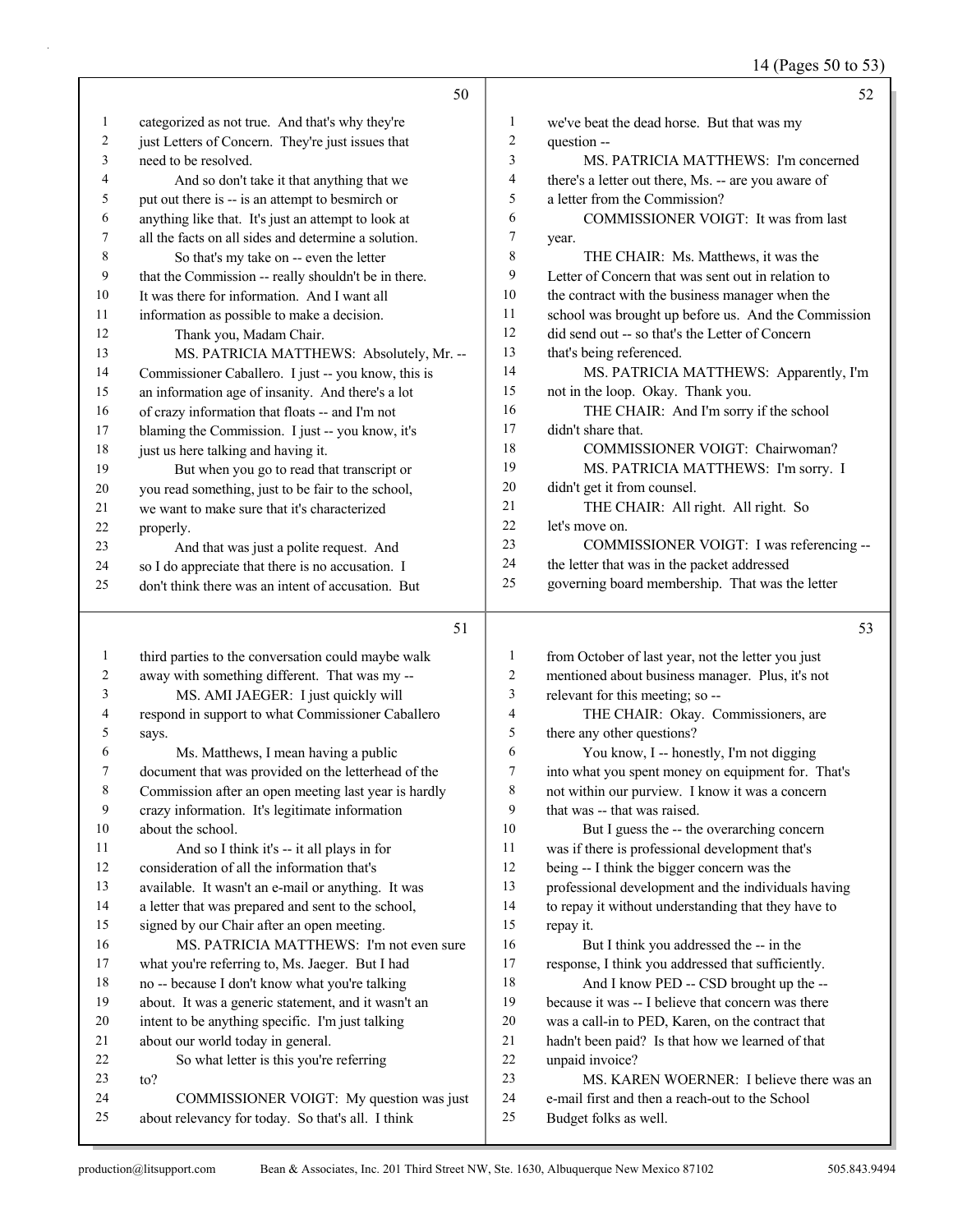**50**

categorized as not true. And that's why they're just Letters of Concern. They're just issues that need to be resolved.

And so don't take it that anything that we put out there is -- is an attempt to besmirch or anything like that. It's just an attempt to look at all the facts on all sides and determine a solution.

So that's my take on -- even the letter that the Commission -- really shouldn't be in there. It was there for information. And I want all information as possible to make a decision.

Thank you, Madam Chair.

MS. PATRICIA MATTHEWS: Absolutely, Mr. -- Commissioner Caballero. I just -- you know, this is an information age of insanity. And there's a lot of crazy information that floats -- and I'm not blaming the Commission. I just -- you know, it's just us here talking and having it.

But when you go to read that transcript or you read something, just to be fair to the school, we want to make sure that it's characterized properly.

And that was just a polite request. And so I do appreciate that there is no accusation. I don't think there was an intent of accusation. But

**51**

third parties to the conversation could maybe walk away with something different. That was my --

MS. AMI JAEGER: I just quickly will respond in support to what Commissioner Caballero says.

Ms. Matthews, I mean having a public document that was provided on the letterhead of the Commission after an open meeting last year is hardly crazy information. It's legitimate information about the school.

And so I think it's -- it all plays in for consideration of all the information that's available. It wasn't an e-mail or anything. It was a letter that was prepared and sent to the school, signed by our Chair after an open meeting.

MS. PATRICIA MATTHEWS: I'm not even sure what you're referring to, Ms. Jaeger. But I had no -- because I don't know what you're talking about. It was a generic statement, and it wasn't an intent to be anything specific. I'm just talking about our world today in general.

So what letter is this you're referring to?

COMMISSIONER VOIGT: My question was just about relevancy for today. So that's all. I think

**52**

we've beat the dead horse. But that was my question --

MS. PATRICIA MATTHEWS: I'm concerned there's a letter out there, Ms. -- are you aware of a letter from the Commission?

COMMISSIONER VOIGT: It was from last year.

THE CHAIR: Ms. Matthews, it was the Letter of Concern that was sent out in relation to the contract with the business manager when the school was brought up before us. And the Commission did send out -- so that's the Letter of Concern that's being referenced.

MS. PATRICIA MATTHEWS: Apparently, I'm not in the loop. Okay. Thank you.

THE CHAIR: And I'm sorry if the school didn't share that.

COMMISSIONER VOIGT: Chairwoman?

MS. PATRICIA MATTHEWS: I'm sorry. I didn't get it from counsel.

THE CHAIR: All right. All right. So let's move on.

COMMISSIONER VOIGT: I was referencing -- the letter that was in the packet addressed governing board membership. That was the letter

**53**

from October of last year, not the letter you just mentioned about business manager. Plus, it's not relevant for this meeting; so --

THE CHAIR: Okay. Commissioners, are there any other questions?

You know, I -- honestly, I'm not digging into what you spent money on equipment for. That's not within our purview. I know it was a concern that was -- that was raised.

But I guess the -- the overarching concern was if there is professional development that's being -- I think the bigger concern was the professional development and the individuals having to repay it without understanding that they have to repay it.

But I think you addressed the -- in the response, I think you addressed that sufficiently.

And I know PED -- CSD brought up the -- because it was -- I believe that concern was there was a call-in to PED, Karen, on the contract that hadn't been paid? Is that how we learned of that unpaid invoice?

MS. KAREN WOERNER: I believe there was an e-mail first and then a reach-out to the School Budget folks as well.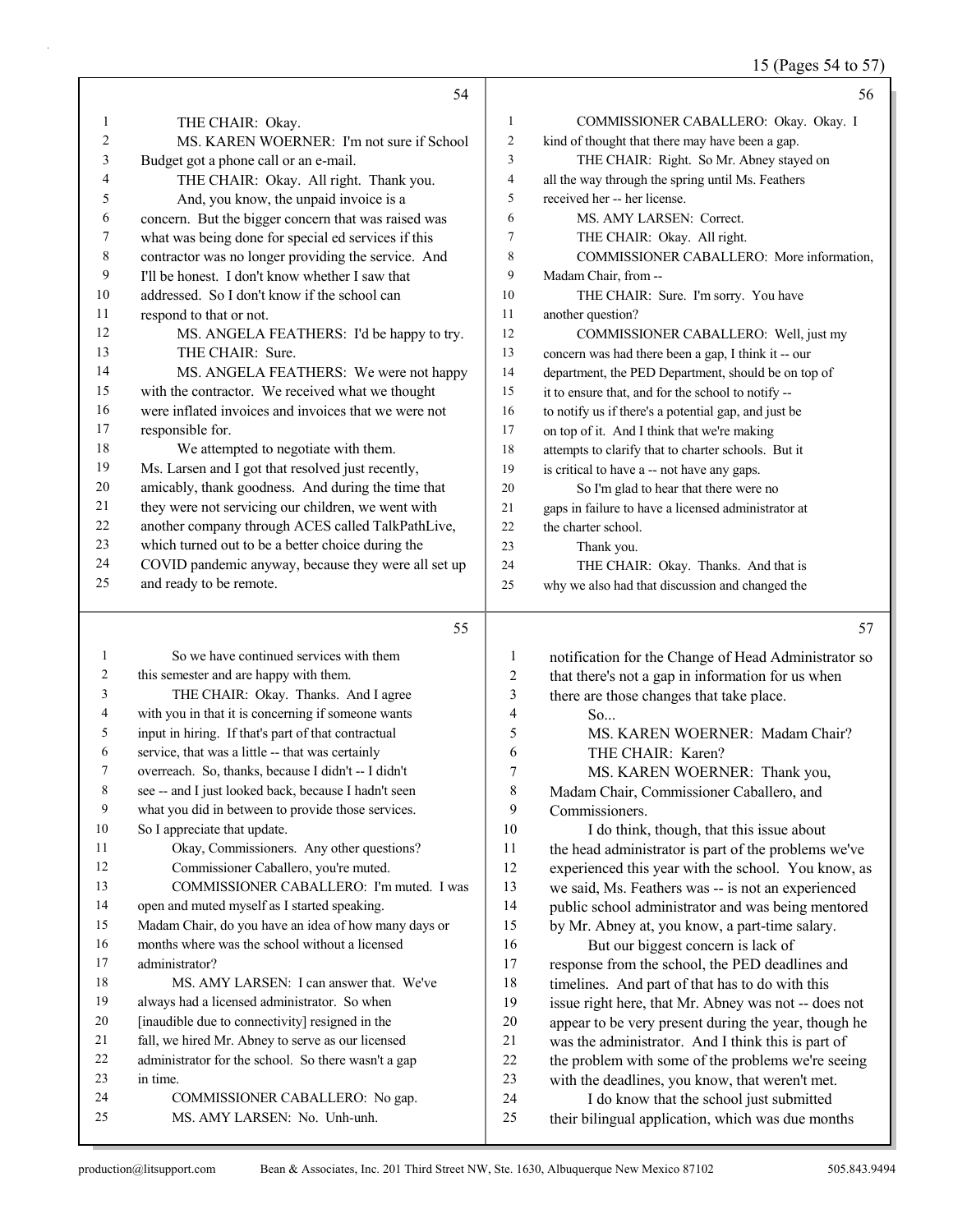THE CHAIR: Okay.

MS. KAREN WOERNER: I'm not sure if School Budget got a phone call or an e-mail.

THE CHAIR: Okay. All right. Thank you.

And, you know, the unpaid invoice is a concern. But the bigger concern that was raised was what was being done for special ed services if this contractor was no longer providing the service. And I'll be honest. I don't know whether I saw that addressed. So I don't know if the school can respond to that or not.

MS. ANGELA FEATHERS: I'd be happy to try.

THE CHAIR: Sure.

MS. ANGELA FEATHERS: We were not happy with the contractor. We received what we thought were inflated invoices and invoices that we were not responsible for.

We attempted to negotiate with them. Ms. Larsen and I got that resolved just recently, amicably, thank goodness. And during the time that they were not servicing our children, we went with another company through ACES called TalkPathLive, which turned out to be a better choice during the COVID pandemic anyway, because they were all set up and ready to be remote.

So we have continued services with them this semester and are happy with them.

THE CHAIR: Okay. Thanks. And I agree with you in that it is concerning if someone wants input in hiring. If that's part of that contractual service, that was a little -- that was certainly overreach. So, thanks, because I didn't -- I didn't see -- and I just looked back, because I hadn't seen what you did in between to provide those services. So I appreciate that update.

Okay, Commissioners. Any other questions?

Commissioner Caballero, you're muted.

COMMISSIONER CABALLERO: I'm muted. I was open and muted myself as I started speaking. Madam Chair, do you have an idea of how many days or months where was the school without a licensed administrator?

MS. AMY LARSEN: I can answer that. We've always had a licensed administrator. So when [inaudible due to connectivity] resigned in the fall, we hired Mr. Abney to serve as our licensed administrator for the school. So there wasn't a gap in time.

COMMISSIONER CABALLERO: No gap.

MS. AMY LARSEN: No. Unh-unh.

COMMISSIONER CABALLERO: Okay. Okay. I kind of thought that there may have been a gap.

THE CHAIR: Right. So Mr. Abney stayed on all the way through the spring until Ms. Feathers received her -- her license.

MS. AMY LARSEN: Correct.

THE CHAIR: Okay. All right.

COMMISSIONER CABALLERO: More information, Madam Chair, from --

THE CHAIR: Sure. I'm sorry. You have another question?

COMMISSIONER CABALLERO: Well, just my concern was had there been a gap, I think it -- our department, the PED Department, should be on top of it to ensure that, and for the school to notify -- to notify us if there's a potential gap, and just be on top of it. And I think that we're making attempts to clarify that to charter schools. But it is critical to have a -- not have any gaps.

So I'm glad to hear that there were no gaps in failure to have a licensed administrator at the charter school.

Thank you.

THE CHAIR: Okay. Thanks. And that is why we also had that discussion and changed the notification for the Change of Head Administrator so that there's not a gap in information for us when there are those changes that take place.

So...

MS. KAREN WOERNER: Madam Chair?

THE CHAIR: Karen?

MS. KAREN WOERNER: Thank you, Madam Chair, Commissioner Caballero, and Commissioners.

I do think, though, that this issue about the head administrator is part of the problems we've experienced this year with the school. You know, as we said, Ms. Feathers was -- is not an experienced public school administrator and was being mentored by Mr. Abney at, you know, a part-time salary.

But our biggest concern is lack of response from the school, the PED deadlines and timelines. And part of that has to do with this issue right here, that Mr. Abney was not -- does not appear to be very present during the year, though he was the administrator. And I think this is part of the problem with some of the problems we're seeing with the deadlines, you know, that weren't met.

I do know that the school just submitted their bilingual application, which was due months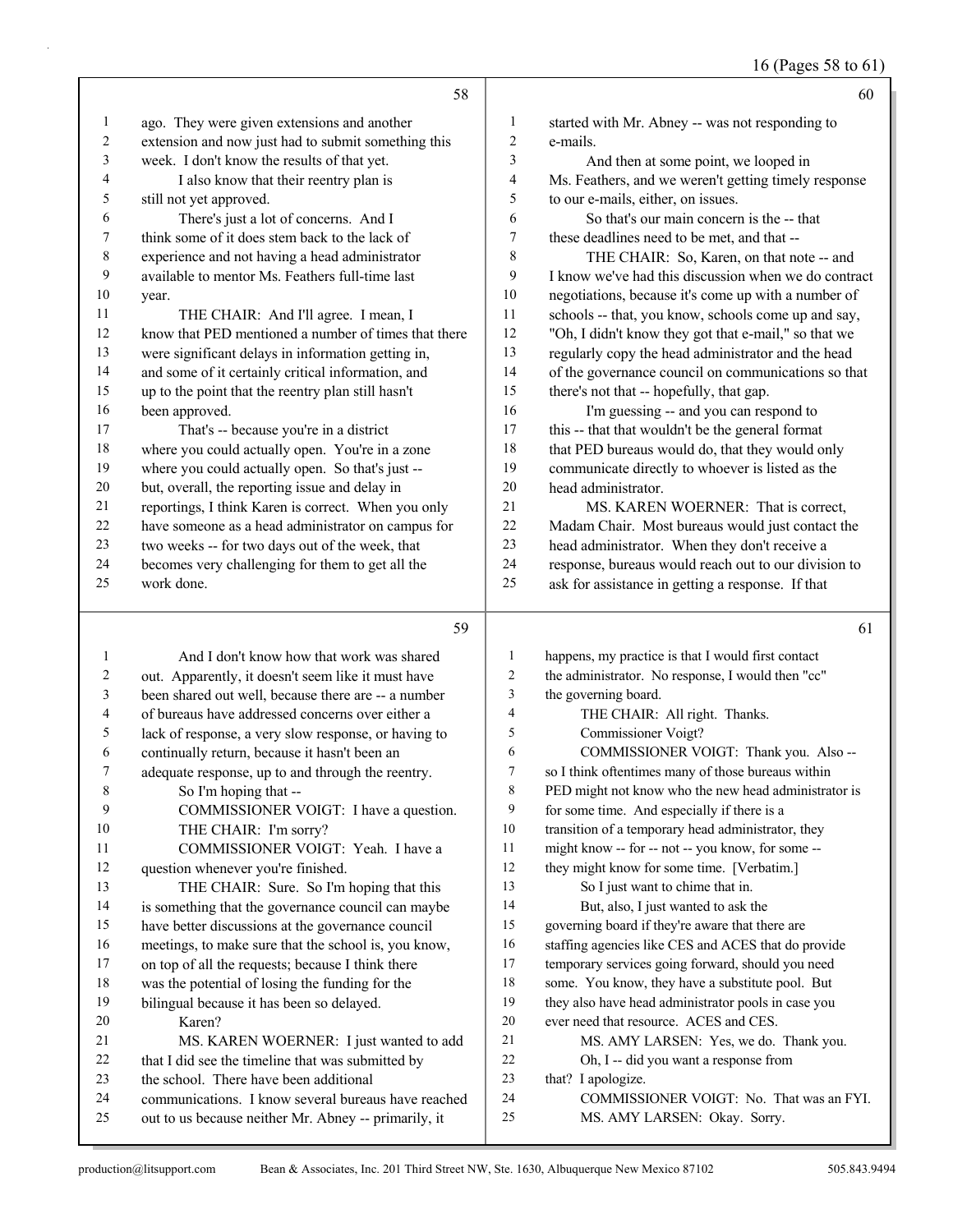ago. They were given extensions and another extension and now just had to submit something this week. I don't know the results of that yet.

I also know that their reentry plan is still not yet approved.

There's just a lot of concerns. And I think some of it does stem back to the lack of experience and not having a head administrator available to mentor Ms. Feathers full-time last year.

THE CHAIR: And I'll agree. I mean, I know that PED mentioned a number of times that there were significant delays in information getting in, and some of it certainly critical information, and up to the point that the reentry plan still hasn't been approved.

That's -- because you're in a district where you could actually open. You're in a zone where you could actually open. So that's just -- but, overall, the reporting issue and delay in reportings, I think Karen is correct. When you only have someone as a head administrator on campus for two weeks -- for two days out of the week, that becomes very challenging for them to get all the work done.

And I don't know how that work was shared out. Apparently, it doesn't seem like it must have been shared out well, because there are -- a number of bureaus have addressed concerns over either a lack of response, a very slow response, or having to continually return, because it hasn't been an adequate response, up to and through the reentry.

So I'm hoping that --

COMMISSIONER VOIGT: I have a question.

THE CHAIR: I'm sorry?

COMMISSIONER VOIGT: Yeah. I have a question whenever you're finished.

THE CHAIR: Sure. So I'm hoping that this is something that the governance council can maybe have better discussions at the governance council meetings, to make sure that the school is, you know, on top of all the requests; because I think there was the potential of losing the funding for the bilingual because it has been so delayed.

Karen?

MS. KAREN WOERNER: I just wanted to add that I did see the timeline that was submitted by the school. There have been additional communications. I know several bureaus have reached out to us because neither Mr. Abney -- primarily, it started with Mr. Abney -- was not responding to e-mails.

And then at some point, we looped in Ms. Feathers, and we weren't getting timely response to our e-mails, either, on issues.

So that's our main concern is the -- that these deadlines need to be met, and that --

THE CHAIR: So, Karen, on that note -- and I know we've had this discussion when we do contract negotiations, because it's come up with a number of schools -- that, you know, schools come up and say, "Oh, I didn't know they got that e-mail," so that we regularly copy the head administrator and the head of the governance council on communications so that there's not that -- hopefully, that gap.

I'm guessing -- and you can respond to this -- that that wouldn't be the general format that PED bureaus would do, that they would only communicate directly to whoever is listed as the head administrator.

MS. KAREN WOERNER: That is correct, Madam Chair. Most bureaus would just contact the head administrator. When they don't receive a response, bureaus would reach out to our division to ask for assistance in getting a response. If that happens, my practice is that I would first contact the administrator. No response, I would then "cc" the governing board.

THE CHAIR: All right. Thanks.

Commissioner Voigt?

COMMISSIONER VOIGT: Thank you. Also -- so I think oftentimes many of those bureaus within PED might not know who the new head administrator is for some time. And especially if there is a transition of a temporary head administrator, they might know -- for -- not -- you know, for some -- they might know for some time. [Verbatim.]

So I just want to chime that in.

But, also, I just wanted to ask the governing board if they're aware that there are staffing agencies like CES and ACES that do provide temporary services going forward, should you need some. You know, they have a substitute pool. But they also have head administrator pools in case you ever need that resource. ACES and CES.

MS. AMY LARSEN: Yes, we do. Thank you.

Oh, I -- did you want a response from that? I apologize.

COMMISSIONER VOIGT: No. That was an FYI.

MS. AMY LARSEN: Okay. Sorry.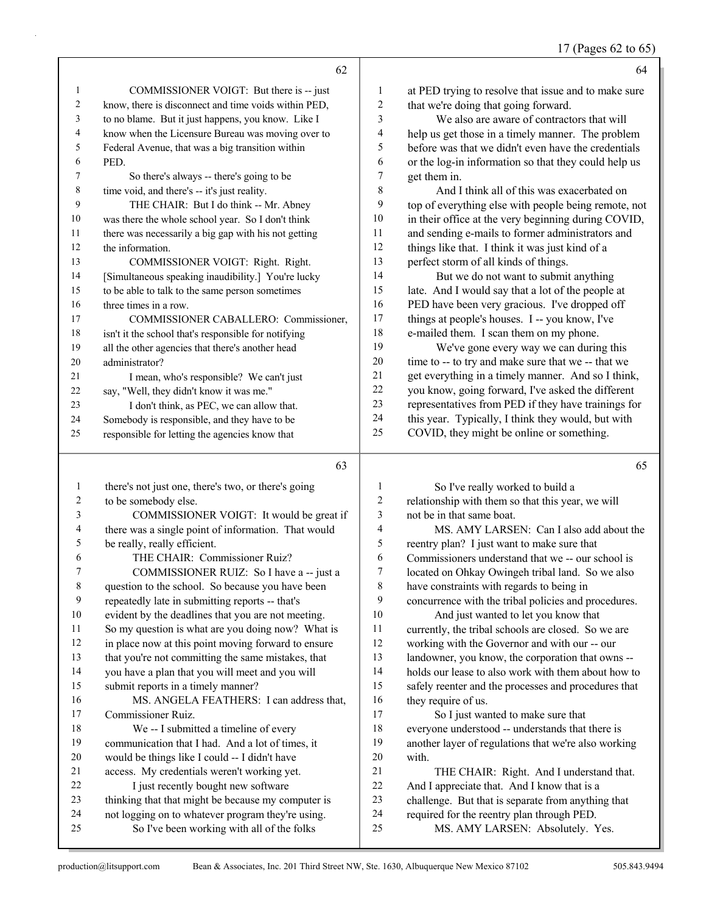COMMISSIONER VOIGT: But there is -- just know, there is disconnect and time voids within PED, to no blame. But it just happens, you know. Like I know when the Licensure Bureau was moving over to Federal Avenue, that was a big transition within PED.

So there's always -- there's going to be time void, and there's -- it's just reality.

THE CHAIR: But I do think -- Mr. Abney was there the whole school year. So I don't think there was necessarily a big gap with his not getting the information.

COMMISSIONER VOIGT: Right. Right. [Simultaneous speaking inaudibility.] You're lucky to be able to talk to the same person sometimes three times in a row.

COMMISSIONER CABALLERO: Commissioner, isn't it the school that's responsible for notifying all the other agencies that there's another head administrator?

I mean, who's responsible? We can't just say, "Well, they didn't know it was me."

I don't think, as PEC, we can allow that. Somebody is responsible, and they have to be responsible for letting the agencies know that there's not just one, there's two, or there's going to be somebody else.

COMMISSIONER VOIGT: It would be great if there was a single point of information. That would be really, really efficient.

THE CHAIR: Commissioner Ruiz?

COMMISSIONER RUIZ: So I have a -- just a question to the school. So because you have been repeatedly late in submitting reports -- that's evident by the deadlines that you are not meeting. So my question is what are you doing now? What is in place now at this point moving forward to ensure that you're not committing the same mistakes, that you have a plan that you will meet and you will submit reports in a timely manner?

MS. ANGELA FEATHERS: I can address that, Commissioner Ruiz.

We -- I submitted a timeline of every communication that I had. And a lot of times, it would be things like I could -- I didn't have access. My credentials weren't working yet.

I just recently bought new software thinking that that might be because my computer is not logging on to whatever program they're using.

So I've been working with all of the folks at PED trying to resolve that issue and to make sure that we're doing that going forward.

We also are aware of contractors that will help us get those in a timely manner. The problem before was that we didn't even have the credentials or the log-in information so that they could help us get them in.

And I think all of this was exacerbated on top of everything else with people being remote, not in their office at the very beginning during COVID, and sending e-mails to former administrators and things like that. I think it was just kind of a perfect storm of all kinds of things.

But we do not want to submit anything late. And I would say that a lot of the people at PED have been very gracious. I've dropped off things at people's houses. I -- you know, I've e-mailed them. I scan them on my phone.

We've gone every way we can during this time to -- to try and make sure that we -- that we get everything in a timely manner. And so I think, you know, going forward, I've asked the different representatives from PED if they have trainings for this year. Typically, I think they would, but with COVID, they might be online or something.

So I've really worked to build a relationship with them so that this year, we will not be in that same boat.

MS. AMY LARSEN: Can I also add about the reentry plan? I just want to make sure that Commissioners understand that we -- our school is located on Ohkay Owingeh tribal land. So we also have constraints with regards to being in concurrence with the tribal policies and procedures.

And just wanted to let you know that currently, the tribal schools are closed. So we are working with the Governor and with our -- our landowner, you know, the corporation that owns -- holds our lease to also work with them about how to safely reenter and the processes and procedures that they require of us.

So I just wanted to make sure that everyone understood -- understands that there is another layer of regulations that we're also working with.

THE CHAIR: Right. And I understand that. And I appreciate that. And I know that is a challenge. But that is separate from anything that required for the reentry plan through PED.

MS. AMY LARSEN: Absolutely. Yes.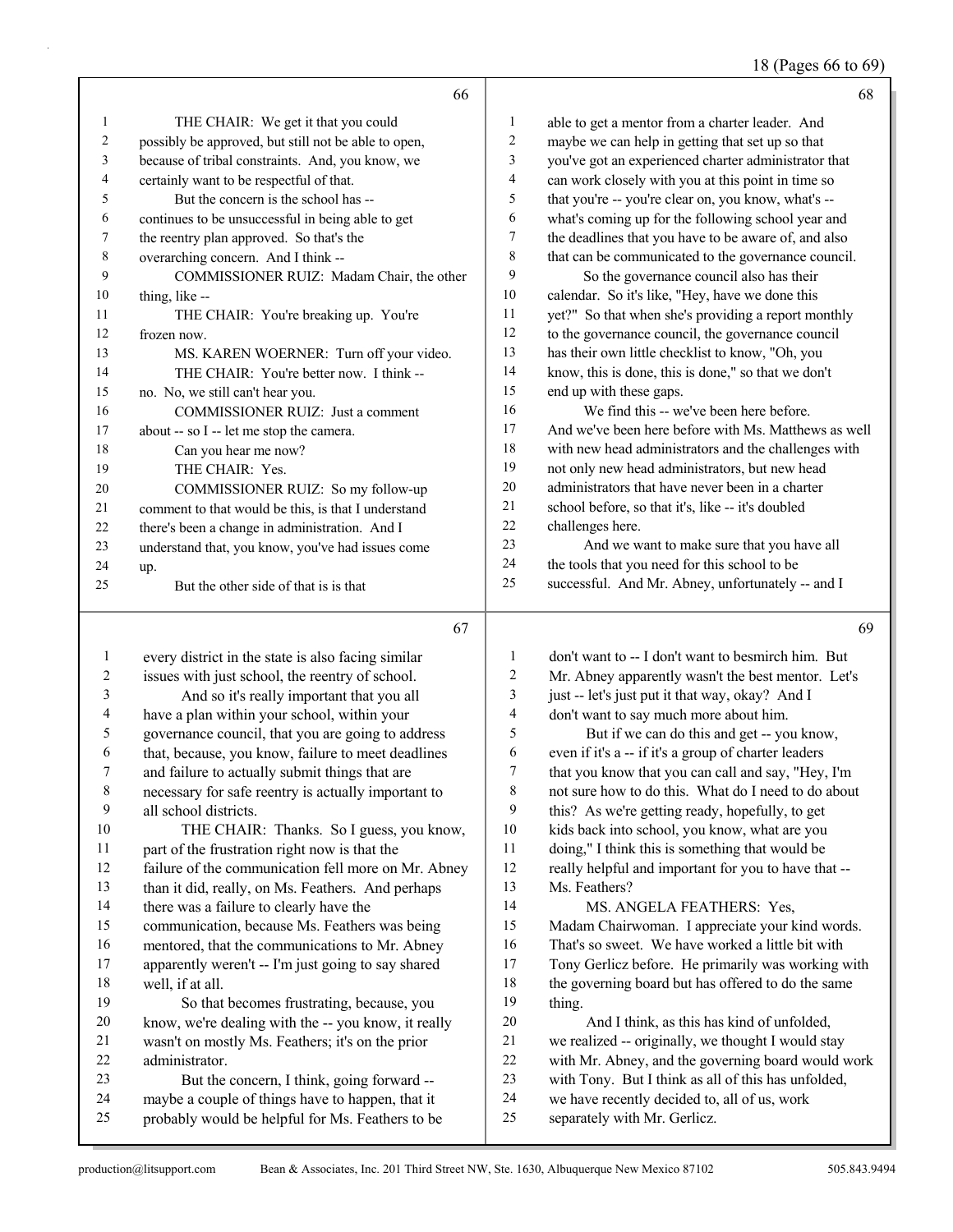THE CHAIR: We get it that you could possibly be approved, but still not be able to open, because of tribal constraints. And, you know, we certainly want to be respectful of that.

But the concern is the school has -- continues to be unsuccessful in being able to get the reentry plan approved. So that's the overarching concern. And I think --

COMMISSIONER RUIZ: Madam Chair, the other thing, like --

THE CHAIR: You're breaking up. You're frozen now.

MS. KAREN WOERNER: Turn off your video.

THE CHAIR: You're better now. I think -- no. No, we still can't hear you.

COMMISSIONER RUIZ: Just a comment about -- so I -- let me stop the camera.

Can you hear me now?

THE CHAIR: Yes.

COMMISSIONER RUIZ: So my follow-up comment to that would be this, is that I understand there's been a change in administration. And I understand that, you know, you've had issues come up.

But the other side of that is is that every district in the state is also facing similar issues with just school, the reentry of school.

And so it's really important that you all have a plan within your school, within your governance council, that you are going to address that, because, you know, failure to meet deadlines and failure to actually submit things that are necessary for safe reentry is actually important to all school districts.

THE CHAIR: Thanks. So I guess, you know, part of the frustration right now is that the failure of the communication fell more on Mr. Abney than it did, really, on Ms. Feathers. And perhaps there was a failure to clearly have the communication, because Ms. Feathers was being mentored, that the communications to Mr. Abney apparently weren't -- I'm just going to say shared well, if at all.

So that becomes frustrating, because, you know, we're dealing with the -- you know, it really wasn't on mostly Ms. Feathers; it's on the prior administrator.

But the concern, I think, going forward -- maybe a couple of things have to happen, that it probably would be helpful for Ms. Feathers to be able to get a mentor from a charter leader. And maybe we can help in getting that set up so that you've got an experienced charter administrator that can work closely with you at this point in time so that you're -- you're clear on, you know, what's -- what's coming up for the following school year and the deadlines that you have to be aware of, and also that can be communicated to the governance council.

So the governance council also has their calendar. So it's like, "Hey, have we done this yet?" So that when she's providing a report monthly to the governance council, the governance council has their own little checklist to know, "Oh, you know, this is done, this is done," so that we don't end up with these gaps.

We find this -- we've been here before. And we've been here before with Ms. Matthews as well with new head administrators and the challenges with not only new head administrators, but new head administrators that have never been in a charter school before, so that it's, like -- it's doubled challenges here.

And we want to make sure that you have all the tools that you need for this school to be successful. And Mr. Abney, unfortunately -- and I don't want to -- I don't want to besmirch him. But Mr. Abney apparently wasn't the best mentor. Let's just -- let's just put it that way, okay? And I don't want to say much more about him.

But if we can do this and get -- you know, even if it's a -- if it's a group of charter leaders that you know that you can call and say, "Hey, I'm not sure how to do this. What do I need to do about this? As we're getting ready, hopefully, to get kids back into school, you know, what are you doing," I think this is something that would be really helpful and important for you to have that -- Ms. Feathers?

MS. ANGELA FEATHERS: Yes, Madam Chairwoman. I appreciate your kind words. That's so sweet. We have worked a little bit with Tony Gerlicz before. He primarily was working with the governing board but has offered to do the same thing.

And I think, as this has kind of unfolded, we realized -- originally, we thought I would stay with Mr. Abney, and the governing board would work with Tony. But I think as all of this has unfolded, we have recently decided to, all of us, work separately with Mr. Gerlicz.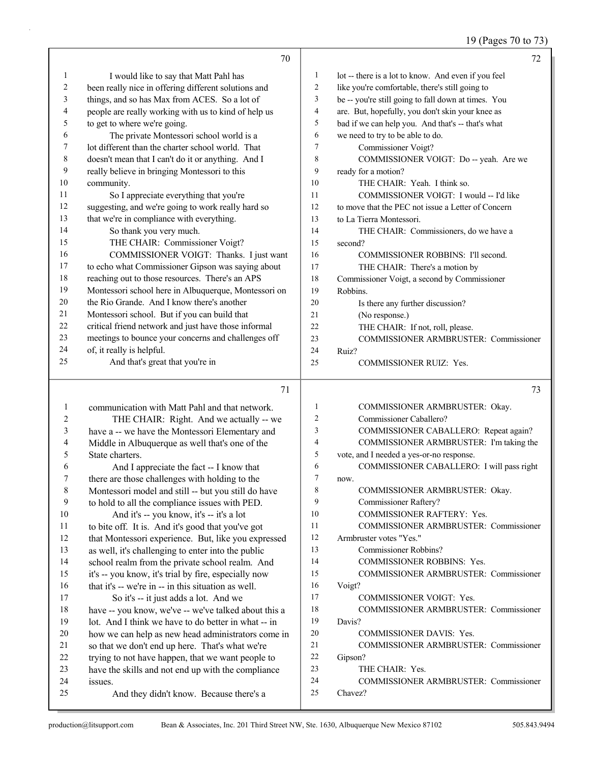**70**

1 I would like to say that Matt Pahl has
2 been really nice in offering different solutions and
3 things, and so has Max from ACES. So a lot of
4 people are really working with us to kind of help us
5 to get to where we're going.
6 The private Montessori school world is a
7 lot different than the charter school world. That
8 doesn't mean that I can't do it or anything. And I
9 really believe in bringing Montessori to this
10 community.
11 So I appreciate everything that you're
12 suggesting, and we're going to work really hard so
13 that we're in compliance with everything.
14 So thank you very much.
15 THE CHAIR: Commissioner Voigt?
16 COMMISSIONER VOIGT: Thanks. I just want
17 to echo what Commissioner Gipson was saying about
18 reaching out to those resources. There's an APS
19 Montessori school here in Albuquerque, Montessori on
20 the Rio Grande. And I know there's another
21 Montessori school. But if you can build that
22 critical friend network and just have those informal
23 meetings to bounce your concerns and challenges off
24 of, it really is helpful.
25 And that's great that you're in

**71**

1 communication with Matt Pahl and that network.
2 THE CHAIR: Right. And we actually -- we
3 have a -- we have the Montessori Elementary and
4 Middle in Albuquerque as well that's one of the
5 State charters.
6 And I appreciate the fact -- I know that
7 there are those challenges with holding to the
8 Montessori model and still -- but you still do have
9 to hold to all the compliance issues with PED.
10 And it's -- you know, it's -- it's a lot
11 to bite off. It is. And it's good that you've got
12 that Montessori experience. But, like you expressed
13 as well, it's challenging to enter into the public
14 school realm from the private school realm. And
15 it's -- you know, it's trial by fire, especially now
16 that it's -- we're in -- in this situation as well.
17 So it's -- it just adds a lot. And we
18 have -- you know, we've -- we've talked about this a
19 lot. And I think we have to do better in what -- in
20 how we can help as new head administrators come in
21 so that we don't end up here. That's what we're
22 trying to not have happen, that we want people to
23 have the skills and not end up with the compliance
24 issues.
25 And they didn't know. Because there's a

**72**

1 lot -- there is a lot to know. And even if you feel
2 like you're comfortable, there's still going to
3 be -- you're still going to fall down at times. You
4 are. But, hopefully, you don't skin your knee as
5 bad if we can help you. And that's -- that's what
6 we need to try to be able to do.
7 Commissioner Voigt?
8 COMMISSIONER VOIGT: Do -- yeah. Are we
9 ready for a motion?
10 THE CHAIR: Yeah. I think so.
11 COMMISSIONER VOIGT: I would -- I'd like
12 to move that the PEC not issue a Letter of Concern
13 to La Tierra Montessori.
14 THE CHAIR: Commissioners, do we have a
15 second?
16 COMMISSIONER ROBBINS: I'll second.
17 THE CHAIR: There's a motion by
18 Commissioner Voigt, a second by Commissioner
19 Robbins.
20 Is there any further discussion?
21 (No response.)
22 THE CHAIR: If not, roll, please.
23 COMMISSIONER ARMBRUSTER: Commissioner
24 Ruiz?
25 COMMISSIONER RUIZ: Yes.

**73**

1 COMMISSIONER ARMBRUSTER: Okay.
2 Commissioner Caballero?
3 COMMISSIONER CABALLERO: Repeat again?
4 COMMISSIONER ARMBRUSTER: I'm taking the
5 vote, and I needed a yes-or-no response.
6 COMMISSIONER CABALLERO: I will pass right
7 now.
8 COMMISSIONER ARMBRUSTER: Okay.
9 Commissioner Raftery?
10 COMMISSIONER RAFTERY: Yes.
11 COMMISSIONER ARMBRUSTER: Commissioner
12 Armbruster votes "Yes."
13 Commissioner Robbins?
14 COMMISSIONER ROBBINS: Yes.
15 COMMISSIONER ARMBRUSTER: Commissioner
16 Voigt?
17 COMMISSIONER VOIGT: Yes.
18 COMMISSIONER ARMBRUSTER: Commissioner
19 Davis?
20 COMMISSIONER DAVIS: Yes.
21 COMMISSIONER ARMBRUSTER: Commissioner
22 Gipson?
23 THE CHAIR: Yes.
24 COMMISSIONER ARMBRUSTER: Commissioner
25 Chavez?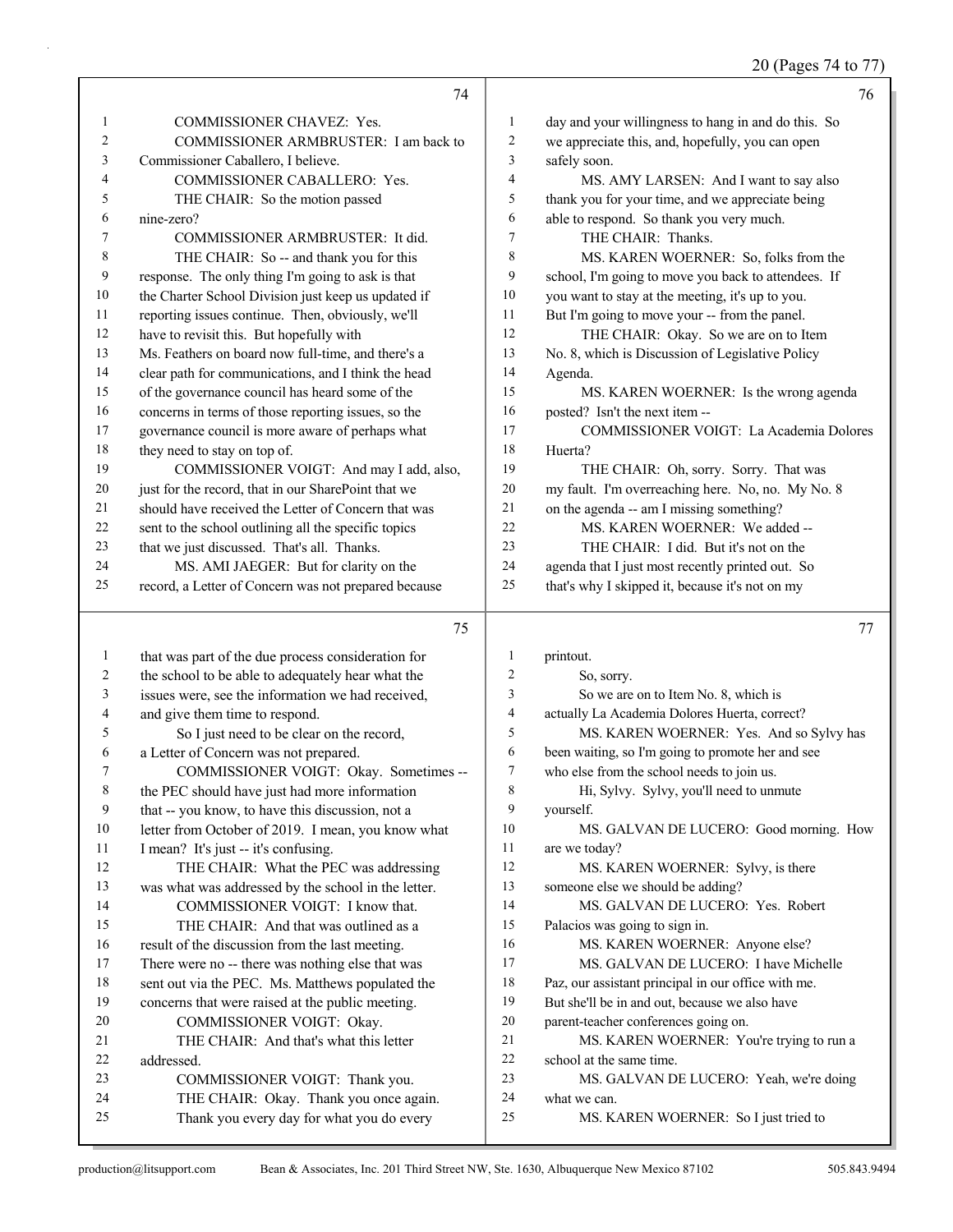**74**

1 COMMISSIONER CHAVEZ: Yes.
2 COMMISSIONER ARMBRUSTER: I am back to
3 Commissioner Caballero, I believe.
4 COMMISSIONER CABALLERO: Yes.
5 THE CHAIR: So the motion passed
6 nine-zero?
7 COMMISSIONER ARMBRUSTER: It did.
8 THE CHAIR: So -- and thank you for this
9 response. The only thing I'm going to ask is that
10 the Charter School Division just keep us updated if
11 reporting issues continue. Then, obviously, we'll
12 have to revisit this. But hopefully with
13 Ms. Feathers on board now full-time, and there's a
14 clear path for communications, and I think the head
15 of the governance council has heard some of the
16 concerns in terms of those reporting issues, so the
17 governance council is more aware of perhaps what
18 they need to stay on top of.
19 COMMISSIONER VOIGT: And may I add, also,
20 just for the record, that in our SharePoint that we
21 should have received the Letter of Concern that was
22 sent to the school outlining all the specific topics
23 that we just discussed. That's all. Thanks.
24 MS. AMI JAEGER: But for clarity on the
25 record, a Letter of Concern was not prepared because

**75**

1 that was part of the due process consideration for
2 the school to be able to adequately hear what the
3 issues were, see the information we had received,
4 and give them time to respond.
5 So I just need to be clear on the record,
6 a Letter of Concern was not prepared.
7 COMMISSIONER VOIGT: Okay. Sometimes --
8 the PEC should have just had more information
9 that -- you know, to have this discussion, not a
10 letter from October of 2019. I mean, you know what
11 I mean? It's just -- it's confusing.
12 THE CHAIR: What the PEC was addressing
13 was what was addressed by the school in the letter.
14 COMMISSIONER VOIGT: I know that.
15 THE CHAIR: And that was outlined as a
16 result of the discussion from the last meeting.
17 There were no -- there was nothing else that was
18 sent out via the PEC. Ms. Matthews populated the
19 concerns that were raised at the public meeting.
20 COMMISSIONER VOIGT: Okay.
21 THE CHAIR: And that's what this letter
22 addressed.
23 COMMISSIONER VOIGT: Thank you.
24 THE CHAIR: Okay. Thank you once again.
25 Thank you every day for what you do every

**76**

1 day and your willingness to hang in and do this. So
2 we appreciate this, and, hopefully, you can open
3 safely soon.
4 MS. AMY LARSEN: And I want to say also
5 thank you for your time, and we appreciate being
6 able to respond. So thank you very much.
7 THE CHAIR: Thanks.
8 MS. KAREN WOERNER: So, folks from the
9 school, I'm going to move you back to attendees. If
10 you want to stay at the meeting, it's up to you.
11 But I'm going to move your -- from the panel.
12 THE CHAIR: Okay. So we are on to Item
13 No. 8, which is Discussion of Legislative Policy
14 Agenda.
15 MS. KAREN WOERNER: Is the wrong agenda
16 posted? Isn't the next item --
17 COMMISSIONER VOIGT: La Academia Dolores
18 Huerta?
19 THE CHAIR: Oh, sorry. Sorry. That was
20 my fault. I'm overreaching here. No, no. My No. 8
21 on the agenda -- am I missing something?
22 MS. KAREN WOERNER: We added --
23 THE CHAIR: I did. But it's not on the
24 agenda that I just most recently printed out. So
25 that's why I skipped it, because it's not on my

**77**

1 printout.
2 So, sorry.
3 So we are on to Item No. 8, which is
4 actually La Academia Dolores Huerta, correct?
5 MS. KAREN WOERNER: Yes. And so Sylvy has
6 been waiting, so I'm going to promote her and see
7 who else from the school needs to join us.
8 Hi, Sylvy. Sylvy, you'll need to unmute
9 yourself.
10 MS. GALVAN DE LUCERO: Good morning. How
11 are we today?
12 MS. KAREN WOERNER: Sylvy, is there
13 someone else we should be adding?
14 MS. GALVAN DE LUCERO: Yes. Robert
15 Palacios was going to sign in.
16 MS. KAREN WOERNER: Anyone else?
17 MS. GALVAN DE LUCERO: I have Michelle
18 Paz, our assistant principal in our office with me.
19 But she'll be in and out, because we also have
20 parent-teacher conferences going on.
21 MS. KAREN WOERNER: You're trying to run a
22 school at the same time.
23 MS. GALVAN DE LUCERO: Yeah, we're doing
24 what we can.
25 MS. KAREN WOERNER: So I just tried to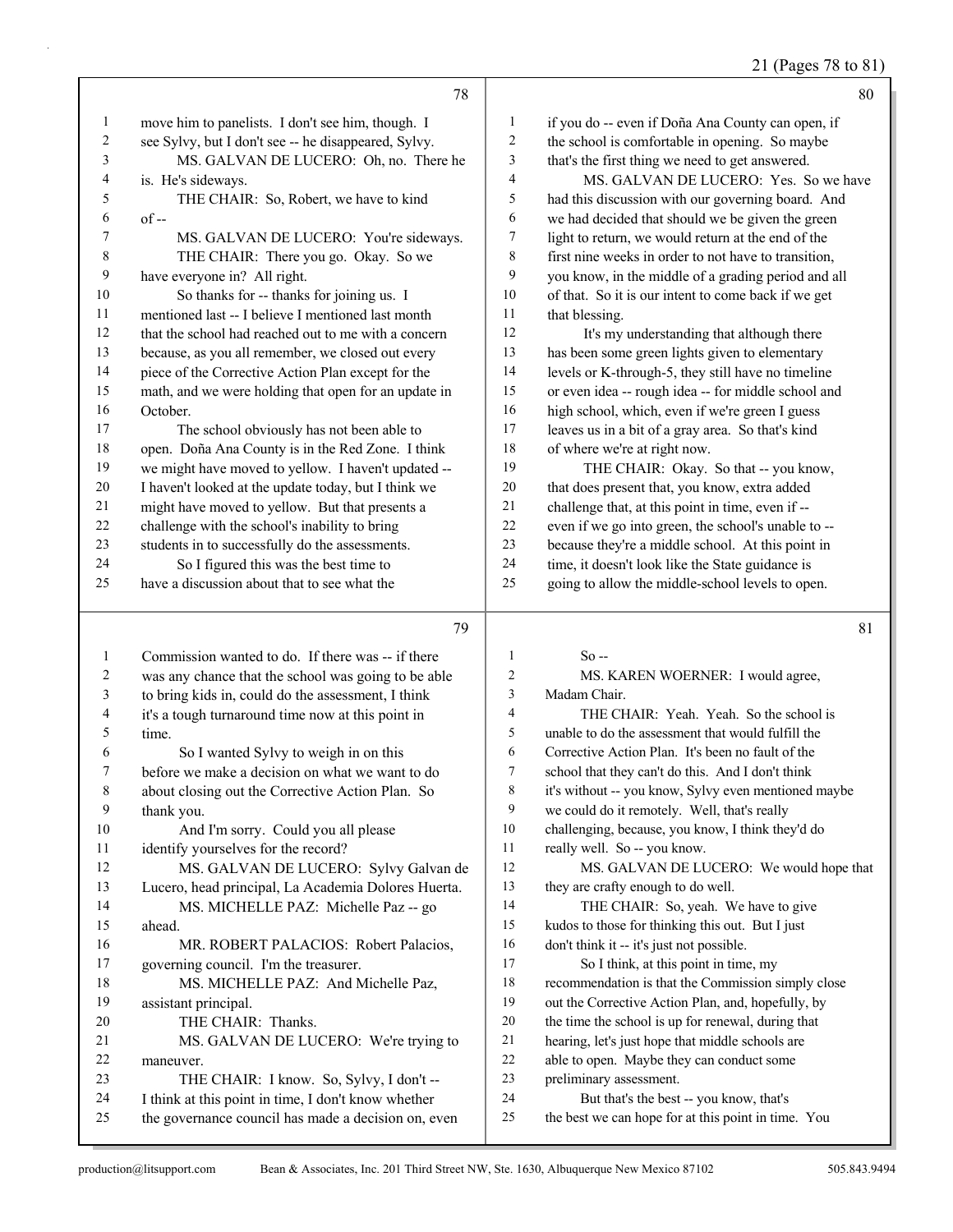78

1 move him to panelists. I don't see him, though. I
2 see Sylvy, but I don't see -- he disappeared, Sylvy.
3 MS. GALVAN DE LUCERO: Oh, no. There he
4 is. He's sideways.
5 THE CHAIR: So, Robert, we have to kind
6 of --
7 MS. GALVAN DE LUCERO: You're sideways.
8 THE CHAIR: There you go. Okay. So we
9 have everyone in? All right.
10 So thanks for -- thanks for joining us. I
11 mentioned last -- I believe I mentioned last month
12 that the school had reached out to me with a concern
13 because, as you all remember, we closed out every
14 piece of the Corrective Action Plan except for the
15 math, and we were holding that open for an update in
16 October.
17 The school obviously has not been able to
18 open. Doña Ana County is in the Red Zone. I think
19 we might have moved to yellow. I haven't updated --
20 I haven't looked at the update today, but I think we
21 might have moved to yellow. But that presents a
22 challenge with the school's inability to bring
23 students in to successfully do the assessments.
24 So I figured this was the best time to
25 have a discussion about that to see what the

79

1 Commission wanted to do. If there was -- if there
2 was any chance that the school was going to be able
3 to bring kids in, could do the assessment, I think
4 it's a tough turnaround time now at this point in
5 time.
6 So I wanted Sylvy to weigh in on this
7 before we make a decision on what we want to do
8 about closing out the Corrective Action Plan. So
9 thank you.
10 And I'm sorry. Could you all please
11 identify yourselves for the record?
12 MS. GALVAN DE LUCERO: Sylvy Galvan de
13 Lucero, head principal, La Academia Dolores Huerta.
14 MS. MICHELLE PAZ: Michelle Paz -- go
15 ahead.
16 MR. ROBERT PALACIOS: Robert Palacios,
17 governing council. I'm the treasurer.
18 MS. MICHELLE PAZ: And Michelle Paz,
19 assistant principal.
20 THE CHAIR: Thanks.
21 MS. GALVAN DE LUCERO: We're trying to
22 maneuver.
23 THE CHAIR: I know. So, Sylvy, I don't --
24 I think at this point in time, I don't know whether
25 the governance council has made a decision on, even

80

1 if you do -- even if Doña Ana County can open, if
2 the school is comfortable in opening. So maybe
3 that's the first thing we need to get answered.
4 MS. GALVAN DE LUCERO: Yes. So we have
5 had this discussion with our governing board. And
6 we had decided that should we be given the green
7 light to return, we would return at the end of the
8 first nine weeks in order to not have to transition,
9 you know, in the middle of a grading period and all
10 of that. So it is our intent to come back if we get
11 that blessing.
12 It's my understanding that although there
13 has been some green lights given to elementary
14 levels or K-through-5, they still have no timeline
15 or even idea -- rough idea -- for middle school and
16 high school, which, even if we're green I guess
17 leaves us in a bit of a gray area. So that's kind
18 of where we're at right now.
19 THE CHAIR: Okay. So that -- you know,
20 that does present that, you know, extra added
21 challenge that, at this point in time, even if --
22 even if we go into green, the school's unable to --
23 because they're a middle school. At this point in
24 time, it doesn't look like the State guidance is
25 going to allow the middle-school levels to open.

81

1 So --
2 MS. KAREN WOERNER: I would agree,
3 Madam Chair.
4 THE CHAIR: Yeah. Yeah. So the school is
5 unable to do the assessment that would fulfill the
6 Corrective Action Plan. It's been no fault of the
7 school that they can't do this. And I don't think
8 it's without -- you know, Sylvy even mentioned maybe
9 we could do it remotely. Well, that's really
10 challenging, because, you know, I think they'd do
11 really well. So -- you know.
12 MS. GALVAN DE LUCERO: We would hope that
13 they are crafty enough to do well.
14 THE CHAIR: So, yeah. We have to give
15 kudos to those for thinking this out. But I just
16 don't think it -- it's just not possible.
17 So I think, at this point in time, my
18 recommendation is that the Commission simply close
19 out the Corrective Action Plan, and, hopefully, by
20 the time the school is up for renewal, during that
21 hearing, let's just hope that middle schools are
22 able to open. Maybe they can conduct some
23 preliminary assessment.
24 But that's the best -- you know, that's
25 the best we can hope for at this point in time. You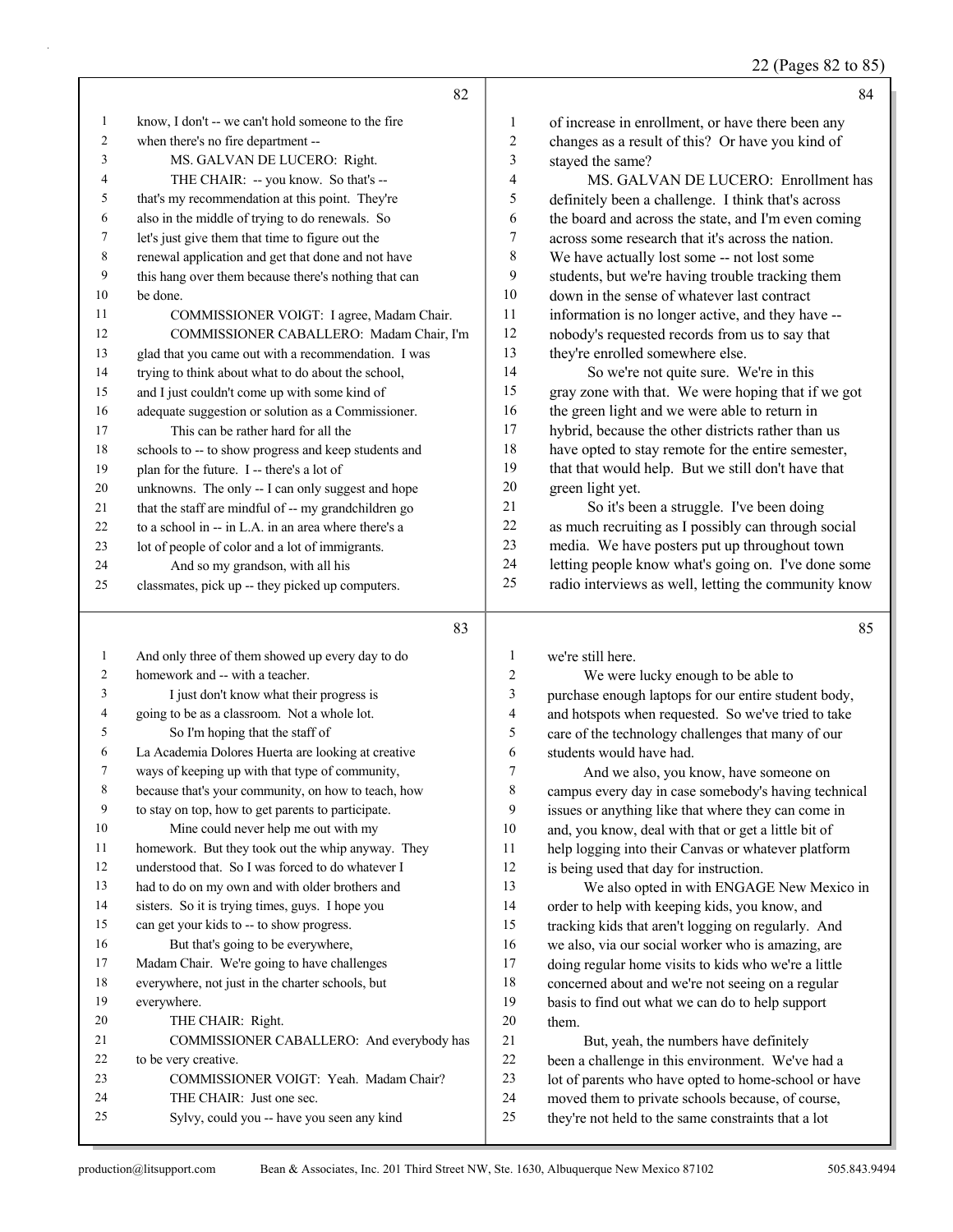**82**

1 know, I don't -- we can't hold someone to the fire
2 when there's no fire department --
3 MS. GALVAN DE LUCERO: Right.
4 THE CHAIR: -- you know. So that's --
5 that's my recommendation at this point. They're
6 also in the middle of trying to do renewals. So
7 let's just give them that time to figure out the
8 renewal application and get that done and not have
9 this hang over them because there's nothing that can
10 be done.
11 COMMISSIONER VOIGT: I agree, Madam Chair.
12 COMMISSIONER CABALLERO: Madam Chair, I'm
13 glad that you came out with a recommendation. I was
14 trying to think about what to do about the school,
15 and I just couldn't come up with some kind of
16 adequate suggestion or solution as a Commissioner.
17 This can be rather hard for all the
18 schools to -- to show progress and keep students and
19 plan for the future. I -- there's a lot of
20 unknowns. The only -- I can only suggest and hope
21 that the staff are mindful of -- my grandchildren go
22 to a school in -- in L.A. in an area where there's a
23 lot of people of color and a lot of immigrants.
24 And so my grandson, with all his
25 classmates, pick up -- they picked up computers.

**83**

1 And only three of them showed up every day to do
2 homework and -- with a teacher.
3 I just don't know what their progress is
4 going to be as a classroom. Not a whole lot.
5 So I'm hoping that the staff of
6 La Academia Dolores Huerta are looking at creative
7 ways of keeping up with that type of community,
8 because that's your community, on how to teach, how
9 to stay on top, how to get parents to participate.
10 Mine could never help me out with my
11 homework. But they took out the whip anyway. They
12 understood that. So I was forced to do whatever I
13 had to do on my own and with older brothers and
14 sisters. So it is trying times, guys. I hope you
15 can get your kids to -- to show progress.
16 But that's going to be everywhere,
17 Madam Chair. We're going to have challenges
18 everywhere, not just in the charter schools, but
19 everywhere.
20 THE CHAIR: Right.
21 COMMISSIONER CABALLERO: And everybody has
22 to be very creative.
23 COMMISSIONER VOIGT: Yeah. Madam Chair?
24 THE CHAIR: Just one sec.
25 Sylvy, could you -- have you seen any kind

**84**

1 of increase in enrollment, or have there been any
2 changes as a result of this? Or have you kind of
3 stayed the same?
4 MS. GALVAN DE LUCERO: Enrollment has
5 definitely been a challenge. I think that's across
6 the board and across the state, and I'm even coming
7 across some research that it's across the nation.
8 We have actually lost some -- not lost some
9 students, but we're having trouble tracking them
10 down in the sense of whatever last contract
11 information is no longer active, and they have --
12 nobody's requested records from us to say that
13 they're enrolled somewhere else.
14 So we're not quite sure. We're in this
15 gray zone with that. We were hoping that if we got
16 the green light and we were able to return in
17 hybrid, because the other districts rather than us
18 have opted to stay remote for the entire semester,
19 that that would help. But we still don't have that
20 green light yet.
21 So it's been a struggle. I've been doing
22 as much recruiting as I possibly can through social
23 media. We have posters put up throughout town
24 letting people know what's going on. I've done some
25 radio interviews as well, letting the community know

**85**

1 we're still here.
2 We were lucky enough to be able to
3 purchase enough laptops for our entire student body,
4 and hotspots when requested. So we've tried to take
5 care of the technology challenges that many of our
6 students would have had.
7 And we also, you know, have someone on
8 campus every day in case somebody's having technical
9 issues or anything like that where they can come in
10 and, you know, deal with that or get a little bit of
11 help logging into their Canvas or whatever platform
12 is being used that day for instruction.
13 We also opted in with ENGAGE New Mexico in
14 order to help with keeping kids, you know, and
15 tracking kids that aren't logging on regularly. And
16 we also, via our social worker who is amazing, are
17 doing regular home visits to kids who we're a little
18 concerned about and we're not seeing on a regular
19 basis to find out what we can do to help support
20 them.
21 But, yeah, the numbers have definitely
22 been a challenge in this environment. We've had a
23 lot of parents who have opted to home-school or have
24 moved them to private schools because, of course,
25 they're not held to the same constraints that a lot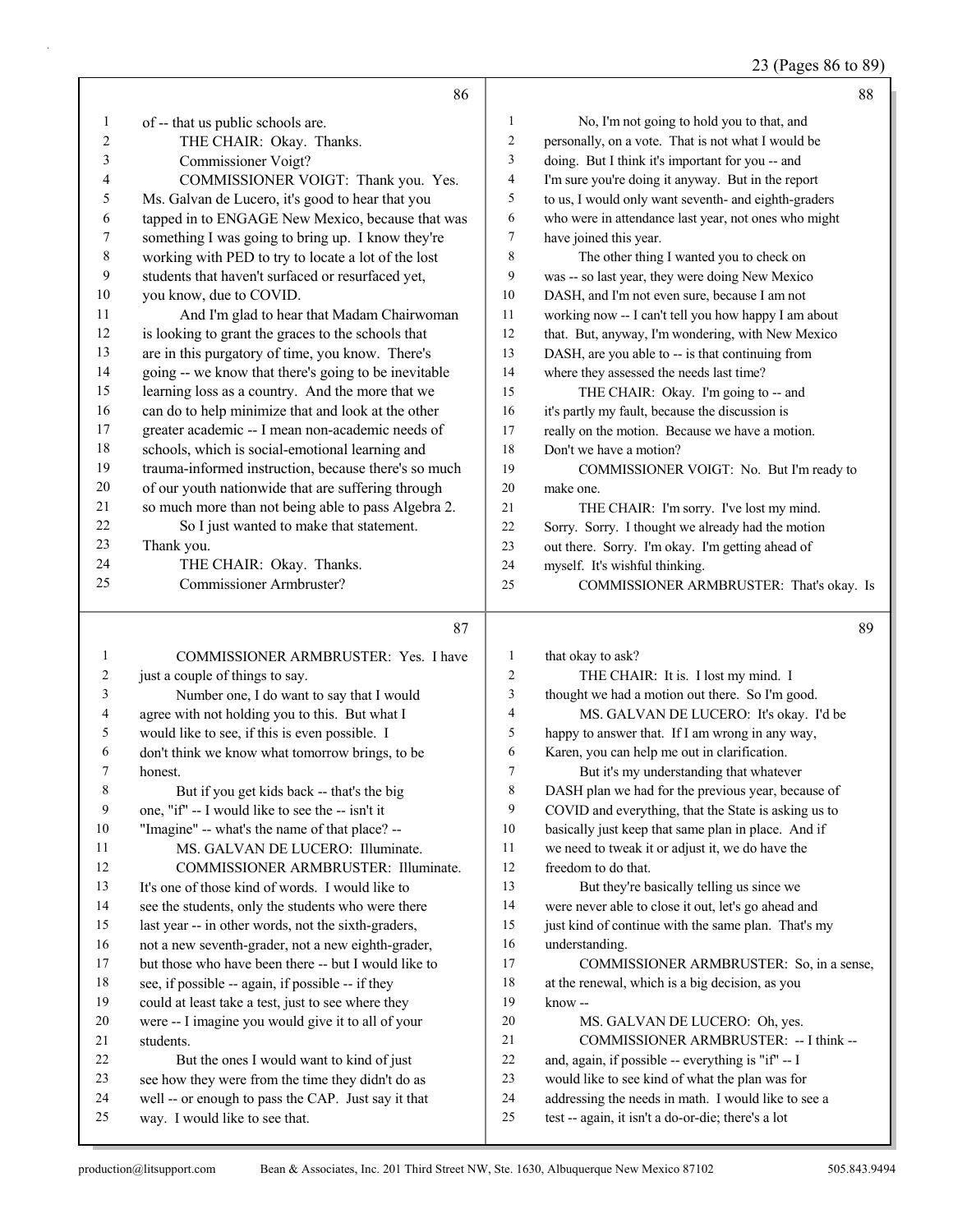## Page 86

1 of -- that us public schools are.
2 THE CHAIR: Okay. Thanks.
3 Commissioner Voigt?
4 COMMISSIONER VOIGT: Thank you. Yes.
5 Ms. Galvan de Lucero, it's good to hear that you
6 tapped in to ENGAGE New Mexico, because that was
7 something I was going to bring up. I know they're
8 working with PED to try to locate a lot of the lost
9 students that haven't surfaced or resurfaced yet,
10 you know, due to COVID.
11 And I'm glad to hear that Madam Chairwoman
12 is looking to grant the graces to the schools that
13 are in this purgatory of time, you know. There's
14 going -- we know that there's going to be inevitable
15 learning loss as a country. And the more that we
16 can do to help minimize that and look at the other
17 greater academic -- I mean non-academic needs of
18 schools, which is social-emotional learning and
19 trauma-informed instruction, because there's so much
20 of our youth nationwide that are suffering through
21 so much more than not being able to pass Algebra 2.
22 So I just wanted to make that statement.
23 Thank you.
24 THE CHAIR: Okay. Thanks.
25 Commissioner Armbruster?

## Page 87

1 COMMISSIONER ARMBRUSTER: Yes. I have
2 just a couple of things to say.
3 Number one, I do want to say that I would
4 agree with not holding you to this. But what I
5 would like to see, if this is even possible. I
6 don't think we know what tomorrow brings, to be
7 honest.
8 But if you get kids back -- that's the big
9 one, "if" -- I would like to see the -- isn't it
10 "Imagine" -- what's the name of that place? --
11 MS. GALVAN DE LUCERO: Illuminate.
12 COMMISSIONER ARMBRUSTER: Illuminate.
13 It's one of those kind of words. I would like to
14 see the students, only the students who were there
15 last year -- in other words, not the sixth-graders,
16 not a new seventh-grader, not a new eighth-grader,
17 but those who have been there -- but I would like to
18 see, if possible -- again, if possible -- if they
19 could at least take a test, just to see where they
20 were -- I imagine you would give it to all of your
21 students.
22 But the ones I would want to kind of just
23 see how they were from the time they didn't do as
24 well -- or enough to pass the CAP. Just say it that
25 way. I would like to see that.

## Page 88

1 No, I'm not going to hold you to that, and
2 personally, on a vote. That is not what I would be
3 doing. But I think it's important for you -- and
4 I'm sure you're doing it anyway. But in the report
5 to us, I would only want seventh- and eighth-graders
6 who were in attendance last year, not ones who might
7 have joined this year.
8 The other thing I wanted you to check on
9 was -- so last year, they were doing New Mexico
10 DASH, and I'm not even sure, because I am not
11 working now -- I can't tell you how happy I am about
12 that. But, anyway, I'm wondering, with New Mexico
13 DASH, are you able to -- is that continuing from
14 where they assessed the needs last time?
15 THE CHAIR: Okay. I'm going to -- and
16 it's partly my fault, because the discussion is
17 really on the motion. Because we have a motion.
18 Don't we have a motion?
19 COMMISSIONER VOIGT: No. But I'm ready to
20 make one.
21 THE CHAIR: I'm sorry. I've lost my mind.
22 Sorry. Sorry. I thought we already had the motion
23 out there. Sorry. I'm okay. I'm getting ahead of
24 myself. It's wishful thinking.
25 COMMISSIONER ARMBRUSTER: That's okay. Is

## Page 89

1 that okay to ask?
2 THE CHAIR: It is. I lost my mind. I
3 thought we had a motion out there. So I'm good.
4 MS. GALVAN DE LUCERO: It's okay. I'd be
5 happy to answer that. If I am wrong in any way,
6 Karen, you can help me out in clarification.
7 But it's my understanding that whatever
8 DASH plan we had for the previous year, because of
9 COVID and everything, that the State is asking us to
10 basically just keep that same plan in place. And if
11 we need to tweak it or adjust it, we do have the
12 freedom to do that.
13 But they're basically telling us since we
14 were never able to close it out, let's go ahead and
15 just kind of continue with the same plan. That's my
16 understanding.
17 COMMISSIONER ARMBRUSTER: So, in a sense,
18 at the renewal, which is a big decision, as you
19 know --
20 MS. GALVAN DE LUCERO: Oh, yes.
21 COMMISSIONER ARMBRUSTER: -- I think --
22 and, again, if possible -- everything is "if" -- I
23 would like to see kind of what the plan was for
24 addressing the needs in math. I would like to see a
25 test -- again, it isn't a do-or-die; there's a lot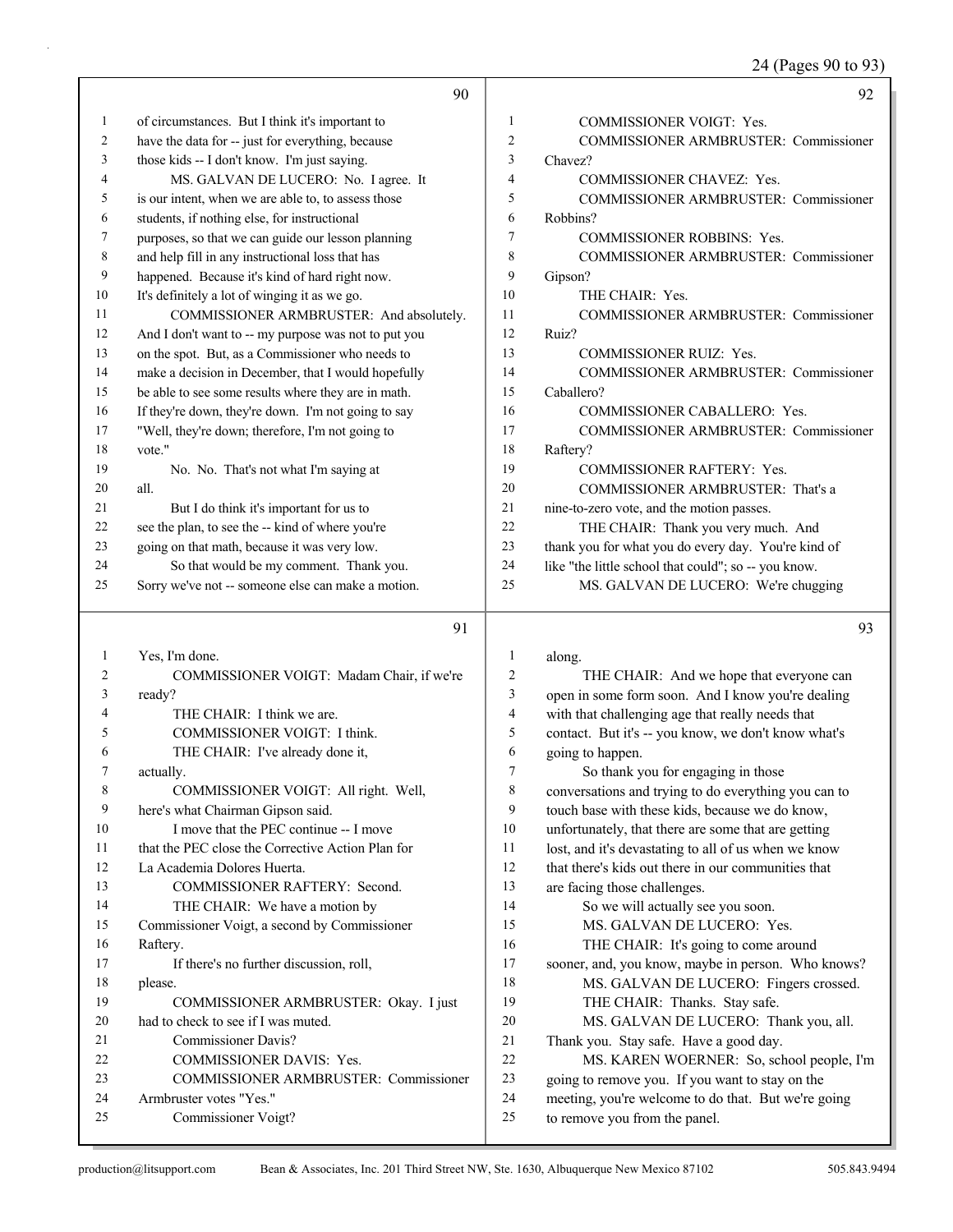of circumstances. But I think it's important to have the data for -- just for everything, because those kids -- I don't know. I'm just saying.

MS. GALVAN DE LUCERO: No. I agree. It is our intent, when we are able to, to assess those students, if nothing else, for instructional purposes, so that we can guide our lesson planning and help fill in any instructional loss that has happened. Because it's kind of hard right now. It's definitely a lot of winging it as we go.

COMMISSIONER ARMBRUSTER: And absolutely. And I don't want to -- my purpose was not to put you on the spot. But, as a Commissioner who needs to make a decision in December, that I would hopefully be able to see some results where they are in math. If they're down, they're down. I'm not going to say "Well, they're down; therefore, I'm not going to vote."

No. No. That's not what I'm saying at all.

But I do think it's important for us to see the plan, to see the -- kind of where you're going on that math, because it was very low.

So that would be my comment. Thank you. Sorry we've not -- someone else can make a motion. Yes, I'm done.

COMMISSIONER VOIGT: Madam Chair, if we're ready?

THE CHAIR: I think we are.

COMMISSIONER VOIGT: I think.

THE CHAIR: I've already done it, actually.

COMMISSIONER VOIGT: All right. Well, here's what Chairman Gipson said.

I move that the PEC continue -- I move that the PEC close the Corrective Action Plan for La Academia Dolores Huerta.

COMMISSIONER RAFTERY: Second.

THE CHAIR: We have a motion by Commissioner Voigt, a second by Commissioner Raftery.

If there's no further discussion, roll, please.

COMMISSIONER ARMBRUSTER: Okay. I just had to check to see if I was muted.

Commissioner Davis?

COMMISSIONER DAVIS: Yes.

COMMISSIONER ARMBRUSTER: Commissioner Armbruster votes "Yes."

Commissioner Voigt?

COMMISSIONER VOIGT: Yes.

COMMISSIONER ARMBRUSTER: Commissioner Chavez?

COMMISSIONER CHAVEZ: Yes.

COMMISSIONER ARMBRUSTER: Commissioner Robbins?

COMMISSIONER ROBBINS: Yes.

COMMISSIONER ARMBRUSTER: Commissioner Gipson?

THE CHAIR: Yes.

COMMISSIONER ARMBRUSTER: Commissioner Ruiz?

COMMISSIONER RUIZ: Yes.

COMMISSIONER ARMBRUSTER: Commissioner Caballero?

COMMISSIONER CABALLERO: Yes.

COMMISSIONER ARMBRUSTER: Commissioner Raftery?

COMMISSIONER RAFTERY: Yes.

COMMISSIONER ARMBRUSTER: That's a nine-to-zero vote, and the motion passes.

THE CHAIR: Thank you very much. And thank you for what you do every day. You're kind of like "the little school that could"; so -- you know.

MS. GALVAN DE LUCERO: We're chugging along.

THE CHAIR: And we hope that everyone can open in some form soon. And I know you're dealing with that challenging age that really needs that contact. But it's -- you know, we don't know what's going to happen.

So thank you for engaging in those conversations and trying to do everything you can to touch base with these kids, because we do know, unfortunately, that there are some that are getting lost, and it's devastating to all of us when we know that there's kids out there in our communities that are facing those challenges.

So we will actually see you soon.

MS. GALVAN DE LUCERO: Yes.

THE CHAIR: It's going to come around sooner, and, you know, maybe in person. Who knows?

MS. GALVAN DE LUCERO: Fingers crossed.

THE CHAIR: Thanks. Stay safe.

MS. GALVAN DE LUCERO: Thank you, all. Thank you. Stay safe. Have a good day.

MS. KAREN WOERNER: So, school people, I'm going to remove you. If you want to stay on the meeting, you're welcome to do that. But we're going to remove you from the panel.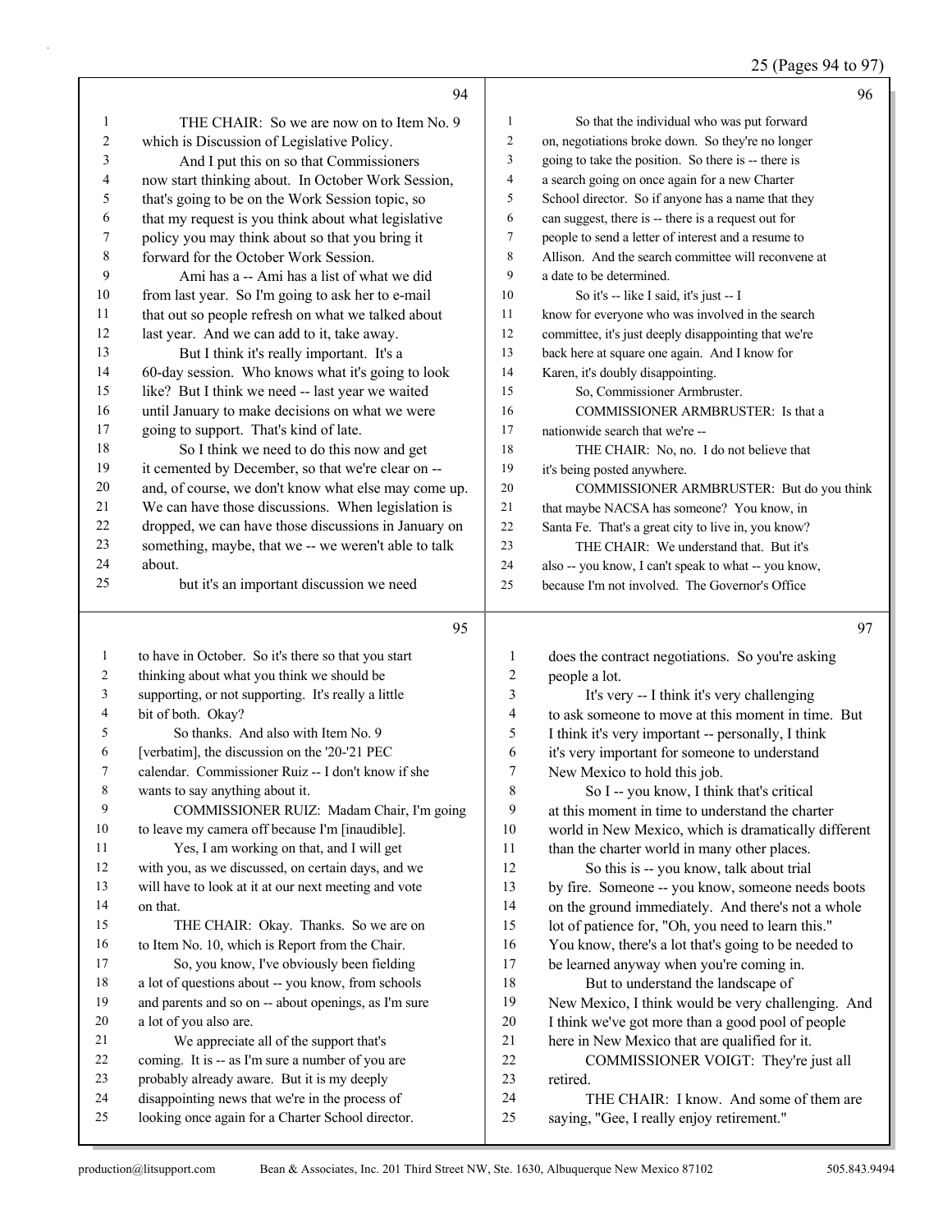25 (Pages 94 to 97)

Page 94

1 THE CHAIR: So we are now on to Item No. 9
2 which is Discussion of Legislative Policy.
3 And I put this on so that Commissioners
4 now start thinking about. In October Work Session,
5 that's going to be on the Work Session topic, so
6 that my request is you think about what legislative
7 policy you may think about so that you bring it
8 forward for the October Work Session.
9 Ami has a -- Ami has a list of what we did
10 from last year. So I'm going to ask her to e-mail
11 that out so people refresh on what we talked about
12 last year. And we can add to it, take away.
13 But I think it's really important. It's a
14 60-day session. Who knows what it's going to look
15 like? But I think we need -- last year we waited
16 until January to make decisions on what we were
17 going to support. That's kind of late.
18 So I think we need to do this now and get
19 it cemented by December, so that we're clear on --
20 and, of course, we don't know what else may come up.
21 We can have those discussions. When legislation is
22 dropped, we can have those discussions in January on
23 something, maybe, that we -- we weren't able to talk
24 about.
25 but it's an important discussion we need

Page 95

1 to have in October. So it's there so that you start
2 thinking about what you think we should be
3 supporting, or not supporting. It's really a little
4 bit of both. Okay?
5 So thanks. And also with Item No. 9
6 [verbatim], the discussion on the '20-'21 PEC
7 calendar. Commissioner Ruiz -- I don't know if she
8 wants to say anything about it.
9 COMMISSIONER RUIZ: Madam Chair, I'm going
10 to leave my camera off because I'm [inaudible].
11 Yes, I am working on that, and I will get
12 with you, as we discussed, on certain days, and we
13 will have to look at it at our next meeting and vote
14 on that.
15 THE CHAIR: Okay. Thanks. So we are on
16 to Item No. 10, which is Report from the Chair.
17 So, you know, I've obviously been fielding
18 a lot of questions about -- you know, from schools
19 and parents and so on -- about openings, as I'm sure
20 a lot of you also are.
21 We appreciate all of the support that's
22 coming. It is -- as I'm sure a number of you are
23 probably already aware. But it is my deeply
24 disappointing news that we're in the process of
25 looking once again for a Charter School director.

Page 96

1 So that the individual who was put forward
2 on, negotiations broke down. So they're no longer
3 going to take the position. So there is -- there is
4 a search going on once again for a new Charter
5 School director. So if anyone has a name that they
6 can suggest, there is -- there is a request out for
7 people to send a letter of interest and a resume to
8 Allison. And the search committee will reconvene at
9 a date to be determined.
10 So it's -- like I said, it's just -- I
11 know for everyone who was involved in the search
12 committee, it's just deeply disappointing that we're
13 back here at square one again. And I know for
14 Karen, it's doubly disappointing.
15 So, Commissioner Armbruster.
16 COMMISSIONER ARMBRUSTER: Is that a
17 nationwide search that we're --
18 THE CHAIR: No, no. I do not believe that
19 it's being posted anywhere.
20 COMMISSIONER ARMBRUSTER: But do you think
21 that maybe NACSA has someone? You know, in
22 Santa Fe. That's a great city to live in, you know?
23 THE CHAIR: We understand that. But it's
24 also -- you know, I can't speak to what -- you know,
25 because I'm not involved. The Governor's Office

Page 97

1 does the contract negotiations. So you're asking
2 people a lot.
3 It's very -- I think it's very challenging
4 to ask someone to move at this moment in time. But
5 I think it's very important -- personally, I think
6 it's very important for someone to understand
7 New Mexico to hold this job.
8 So I -- you know, I think that's critical
9 at this moment in time to understand the charter
10 world in New Mexico, which is dramatically different
11 than the charter world in many other places.
12 So this is -- you know, talk about trial
13 by fire. Someone -- you know, someone needs boots
14 on the ground immediately. And there's not a whole
15 lot of patience for, "Oh, you need to learn this."
16 You know, there's a lot that's going to be needed to
17 be learned anyway when you're coming in.
18 But to understand the landscape of
19 New Mexico, I think would be very challenging. And
20 I think we've got more than a good pool of people
21 here in New Mexico that are qualified for it.
22 COMMISSIONER VOIGT: They're just all
23 retired.
24 THE CHAIR: I know. And some of them are
25 saying, "Gee, I really enjoy retirement."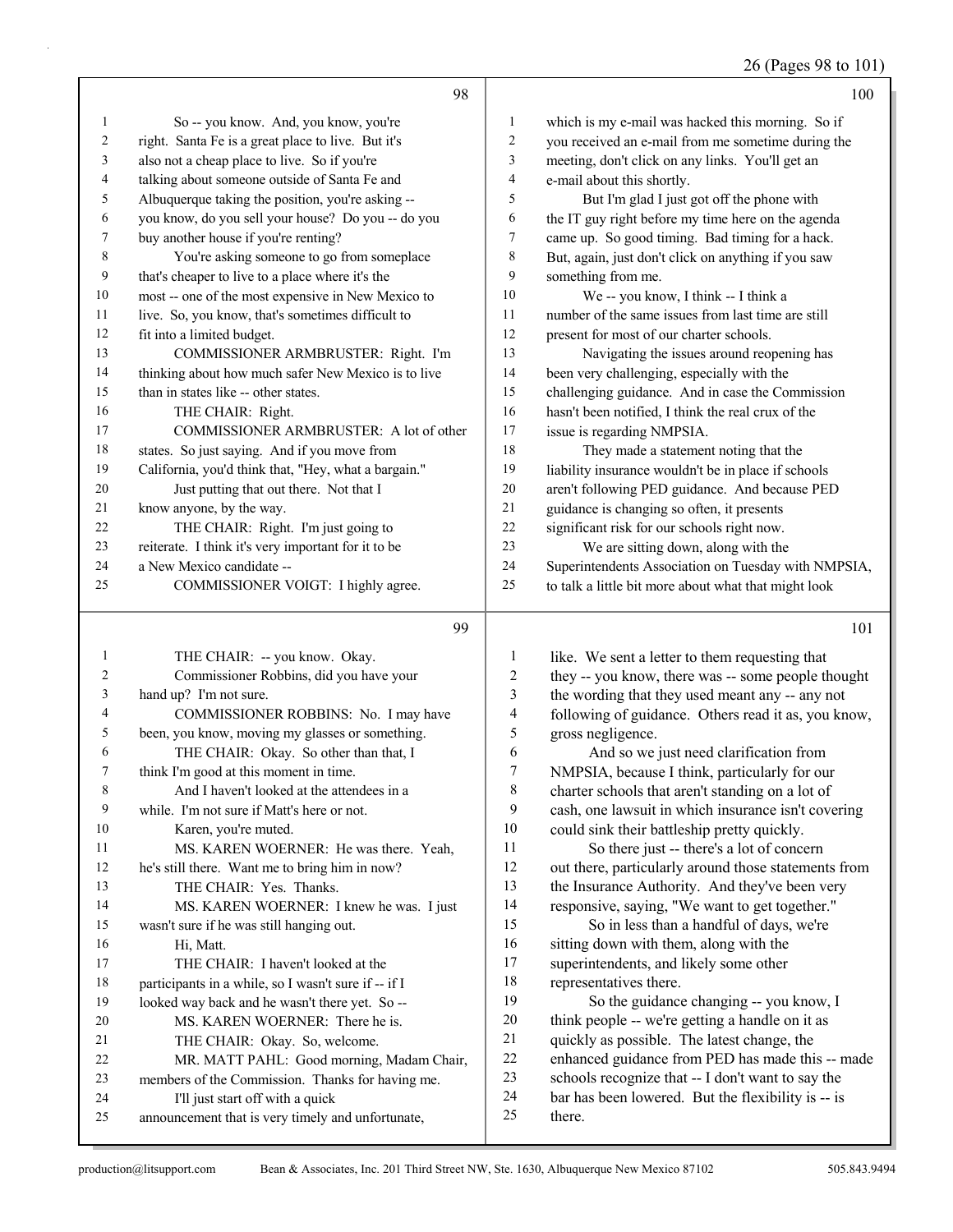So -- you know. And, you know, you're right. Santa Fe is a great place to live. But it's also not a cheap place to live. So if you're talking about someone outside of Santa Fe and Albuquerque taking the position, you're asking -- you know, do you sell your house? Do you -- do you buy another house if you're renting?

You're asking someone to go from someplace that's cheaper to live to a place where it's the most -- one of the most expensive in New Mexico to live. So, you know, that's sometimes difficult to fit into a limited budget.

COMMISSIONER ARMBRUSTER: Right. I'm thinking about how much safer New Mexico is to live than in states like -- other states.

THE CHAIR: Right.

COMMISSIONER ARMBRUSTER: A lot of other states. So just saying. And if you move from California, you'd think that, "Hey, what a bargain."

Just putting that out there. Not that I know anyone, by the way.

THE CHAIR: Right. I'm just going to reiterate. I think it's very important for it to be a New Mexico candidate --

COMMISSIONER VOIGT: I highly agree.

THE CHAIR: -- you know. Okay.

Commissioner Robbins, did you have your hand up? I'm not sure.

COMMISSIONER ROBBINS: No. I may have been, you know, moving my glasses or something.

THE CHAIR: Okay. So other than that, I think I'm good at this moment in time.

And I haven't looked at the attendees in a while. I'm not sure if Matt's here or not.

Karen, you're muted.

MS. KAREN WOERNER: He was there. Yeah, he's still there. Want me to bring him in now?

THE CHAIR: Yes. Thanks.

MS. KAREN WOERNER: I knew he was. I just wasn't sure if he was still hanging out.

Hi, Matt.

THE CHAIR: I haven't looked at the participants in a while, so I wasn't sure if -- if I looked way back and he wasn't there yet. So --

MS. KAREN WOERNER: There he is.

THE CHAIR: Okay. So, welcome.

MR. MATT PAHL: Good morning, Madam Chair, members of the Commission. Thanks for having me.

I'll just start off with a quick announcement that is very timely and unfortunate, which is my e-mail was hacked this morning. So if you received an e-mail from me sometime during the meeting, don't click on any links. You'll get an e-mail about this shortly.

But I'm glad I just got off the phone with the IT guy right before my time here on the agenda came up. So good timing. Bad timing for a hack. But, again, just don't click on anything if you saw something from me.

We -- you know, I think -- I think a number of the same issues from last time are still present for most of our charter schools.

Navigating the issues around reopening has been very challenging, especially with the challenging guidance. And in case the Commission hasn't been notified, I think the real crux of the issue is regarding NMPSIA.

They made a statement noting that the liability insurance wouldn't be in place if schools aren't following PED guidance. And because PED guidance is changing so often, it presents significant risk for our schools right now.

We are sitting down, along with the Superintendents Association on Tuesday with NMPSIA, to talk a little bit more about what that might look like. We sent a letter to them requesting that they -- you know, there was -- some people thought the wording that they used meant any -- any not following of guidance. Others read it as, you know, gross negligence.

And so we just need clarification from NMPSIA, because I think, particularly for our charter schools that aren't standing on a lot of cash, one lawsuit in which insurance isn't covering could sink their battleship pretty quickly.

So there just -- there's a lot of concern out there, particularly around those statements from the Insurance Authority. And they've been very responsive, saying, "We want to get together."

So in less than a handful of days, we're sitting down with them, along with the superintendents, and likely some other representatives there.

So the guidance changing -- you know, I think people -- we're getting a handle on it as quickly as possible. The latest change, the enhanced guidance from PED has made this -- made schools recognize that -- I don't want to say the bar has been lowered. But the flexibility is -- is there.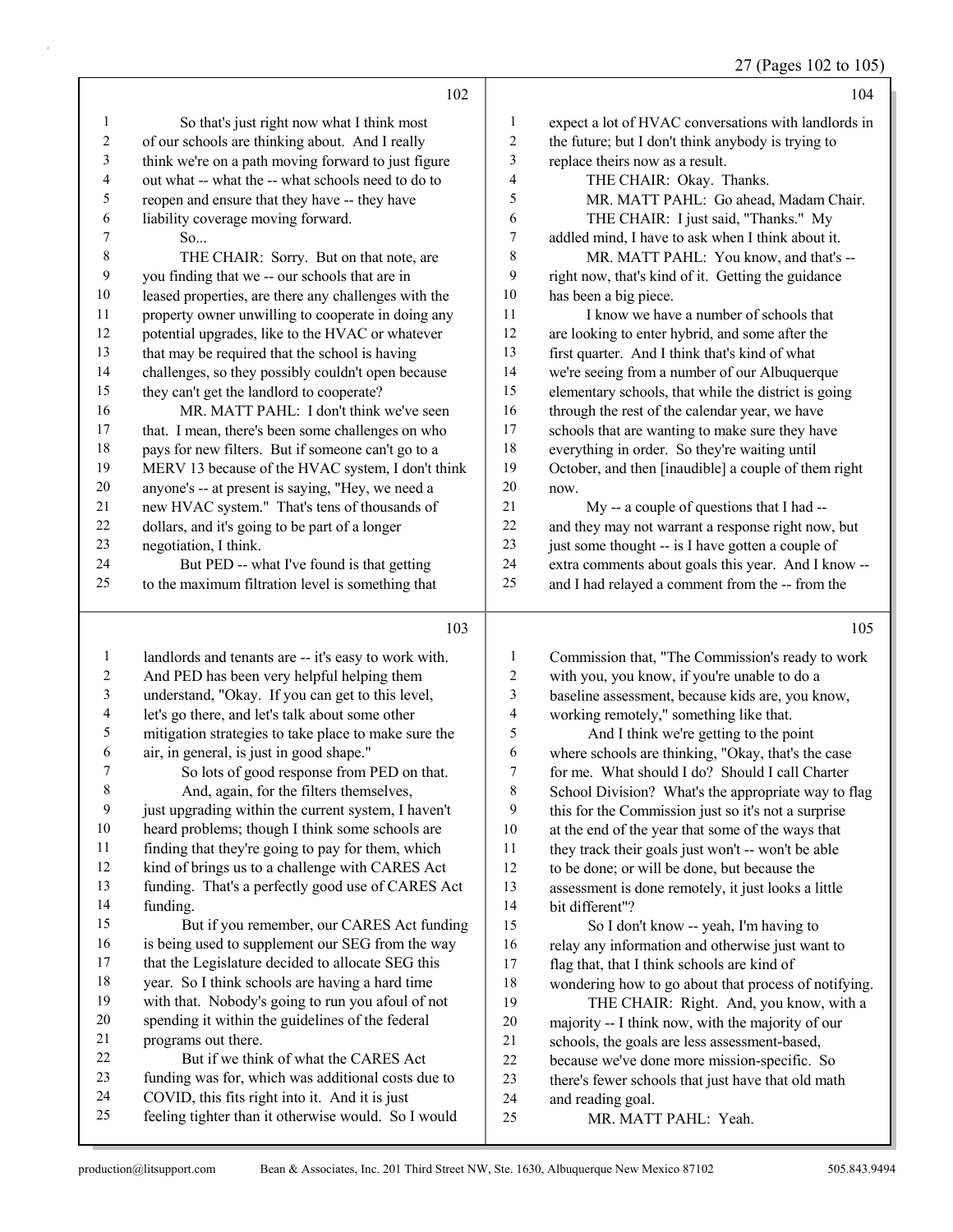102

1 So that's just right now what I think most
2 of our schools are thinking about. And I really
3 think we're on a path moving forward to just figure
4 out what -- what the -- what schools need to do to
5 reopen and ensure that they have -- they have
6 liability coverage moving forward.
7 So...
8 THE CHAIR: Sorry. But on that note, are
9 you finding that we -- our schools that are in
10 leased properties, are there any challenges with the
11 property owner unwilling to cooperate in doing any
12 potential upgrades, like to the HVAC or whatever
13 that may be required that the school is having
14 challenges, so they possibly couldn't open because
15 they can't get the landlord to cooperate?
16 MR. MATT PAHL: I don't think we've seen
17 that. I mean, there's been some challenges on who
18 pays for new filters. But if someone can't go to a
19 MERV 13 because of the HVAC system, I don't think
20 anyone's -- at present is saying, "Hey, we need a
21 new HVAC system." That's tens of thousands of
22 dollars, and it's going to be part of a longer
23 negotiation, I think.
24 But PED -- what I've found is that getting
25 to the maximum filtration level is something that

103

1 landlords and tenants are -- it's easy to work with.
2 And PED has been very helpful helping them
3 understand, "Okay. If you can get to this level,
4 let's go there, and let's talk about some other
5 mitigation strategies to take place to make sure the
6 air, in general, is just in good shape."
7 So lots of good response from PED on that.
8 And, again, for the filters themselves,
9 just upgrading within the current system, I haven't
10 heard problems; though I think some schools are
11 finding that they're going to pay for them, which
12 kind of brings us to a challenge with CARES Act
13 funding. That's a perfectly good use of CARES Act
14 funding.
15 But if you remember, our CARES Act funding
16 is being used to supplement our SEG from the way
17 that the Legislature decided to allocate SEG this
18 year. So I think schools are having a hard time
19 with that. Nobody's going to run you afoul of not
20 spending it within the guidelines of the federal
21 programs out there.
22 But if we think of what the CARES Act
23 funding was for, which was additional costs due to
24 COVID, this fits right into it. And it is just
25 feeling tighter than it otherwise would. So I would

104

1 expect a lot of HVAC conversations with landlords in
2 the future; but I don't think anybody is trying to
3 replace theirs now as a result.
4 THE CHAIR: Okay. Thanks.
5 MR. MATT PAHL: Go ahead, Madam Chair.
6 THE CHAIR: I just said, "Thanks." My
7 addled mind, I have to ask when I think about it.
8 MR. MATT PAHL: You know, and that's --
9 right now, that's kind of it. Getting the guidance
10 has been a big piece.
11 I know we have a number of schools that
12 are looking to enter hybrid, and some after the
13 first quarter. And I think that's kind of what
14 we're seeing from a number of our Albuquerque
15 elementary schools, that while the district is going
16 through the rest of the calendar year, we have
17 schools that are wanting to make sure they have
18 everything in order. So they're waiting until
19 October, and then [inaudible] a couple of them right
20 now.
21 My -- a couple of questions that I had --
22 and they may not warrant a response right now, but
23 just some thought -- is I have gotten a couple of
24 extra comments about goals this year. And I know --
25 and I had relayed a comment from the -- from the

105

1 Commission that, "The Commission's ready to work
2 with you, you know, if you're unable to do a
3 baseline assessment, because kids are, you know,
4 working remotely," something like that.
5 And I think we're getting to the point
6 where schools are thinking, "Okay, that's the case
7 for me. What should I do? Should I call Charter
8 School Division? What's the appropriate way to flag
9 this for the Commission just so it's not a surprise
10 at the end of the year that some of the ways that
11 they track their goals just won't -- won't be able
12 to be done; or will be done, but because the
13 assessment is done remotely, it just looks a little
14 bit different"?
15 So I don't know -- yeah, I'm having to
16 relay any information and otherwise just want to
17 flag that, that I think schools are kind of
18 wondering how to go about that process of notifying.
19 THE CHAIR: Right. And, you know, with a
20 majority -- I think now, with the majority of our
21 schools, the goals are less assessment-based,
22 because we've done more mission-specific. So
23 there's fewer schools that just have that old math
24 and reading goal.
25 MR. MATT PAHL: Yeah.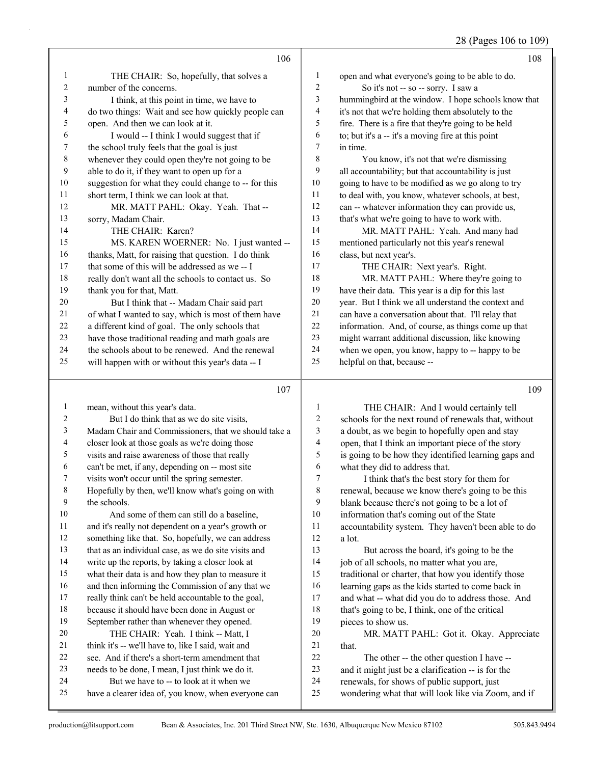THE CHAIR: So, hopefully, that solves a number of the concerns.

I think, at this point in time, we have to do two things: Wait and see how quickly people can open. And then we can look at it.

I would -- I think I would suggest that if the school truly feels that the goal is just whenever they could open they're not going to be able to do it, if they want to open up for a suggestion for what they could change to -- for this short term, I think we can look at that.

MR. MATT PAHL: Okay. Yeah. That -- sorry, Madam Chair.

THE CHAIR: Karen?

MS. KAREN WOERNER: No. I just wanted -- thanks, Matt, for raising that question. I do think that some of this will be addressed as we -- I really don't want all the schools to contact us. So thank you for that, Matt.

But I think that -- Madam Chair said part of what I wanted to say, which is most of them have a different kind of goal. The only schools that have those traditional reading and math goals are the schools about to be renewed. And the renewal will happen with or without this year's data -- I mean, without this year's data.

But I do think that as we do site visits, Madam Chair and Commissioners, that we should take a closer look at those goals as we're doing those visits and raise awareness of those that really can't be met, if any, depending on -- most site visits won't occur until the spring semester. Hopefully by then, we'll know what's going on with the schools.

And some of them can still do a baseline, and it's really not dependent on a year's growth or something like that. So, hopefully, we can address that as an individual case, as we do site visits and write up the reports, by taking a closer look at what their data is and how they plan to measure it and then informing the Commission of any that we really think can't be held accountable to the goal, because it should have been done in August or September rather than whenever they opened.

THE CHAIR: Yeah. I think -- Matt, I think it's -- we'll have to, like I said, wait and see. And if there's a short-term amendment that needs to be done, I mean, I just think we do it.

But we have to -- to look at it when we have a clearer idea of, you know, when everyone can open and what everyone's going to be able to do.

So it's not -- so -- sorry. I saw a hummingbird at the window. I hope schools know that it's not that we're holding them absolutely to the fire. There is a fire that they're going to be held to; but it's a -- it's a moving fire at this point in time.

You know, it's not that we're dismissing all accountability; but that accountability is just going to have to be modified as we go along to try to deal with, you know, whatever schools, at best, can -- whatever information they can provide us, that's what we're going to have to work with.

MR. MATT PAHL: Yeah. And many had mentioned particularly not this year's renewal class, but next year's.

THE CHAIR: Next year's. Right.

MR. MATT PAHL: Where they're going to have their data. This year is a dip for this last year. But I think we all understand the context and can have a conversation about that. I'll relay that information. And, of course, as things come up that might warrant additional discussion, like knowing when we open, you know, happy to -- happy to be helpful on that, because --

THE CHAIR: And I would certainly tell schools for the next round of renewals that, without a doubt, as we begin to hopefully open and stay open, that I think an important piece of the story is going to be how they identified learning gaps and what they did to address that.

I think that's the best story for them for renewal, because we know there's going to be this blank because there's not going to be a lot of information that's coming out of the State accountability system. They haven't been able to do a lot.

But across the board, it's going to be the job of all schools, no matter what you are, traditional or charter, that how you identify those learning gaps as the kids started to come back in and what -- what did you do to address those. And that's going to be, I think, one of the critical pieces to show us.

MR. MATT PAHL: Got it. Okay. Appreciate that.

The other -- the other question I have -- and it might just be a clarification -- is for the renewals, for shows of public support, just wondering what that will look like via Zoom, and if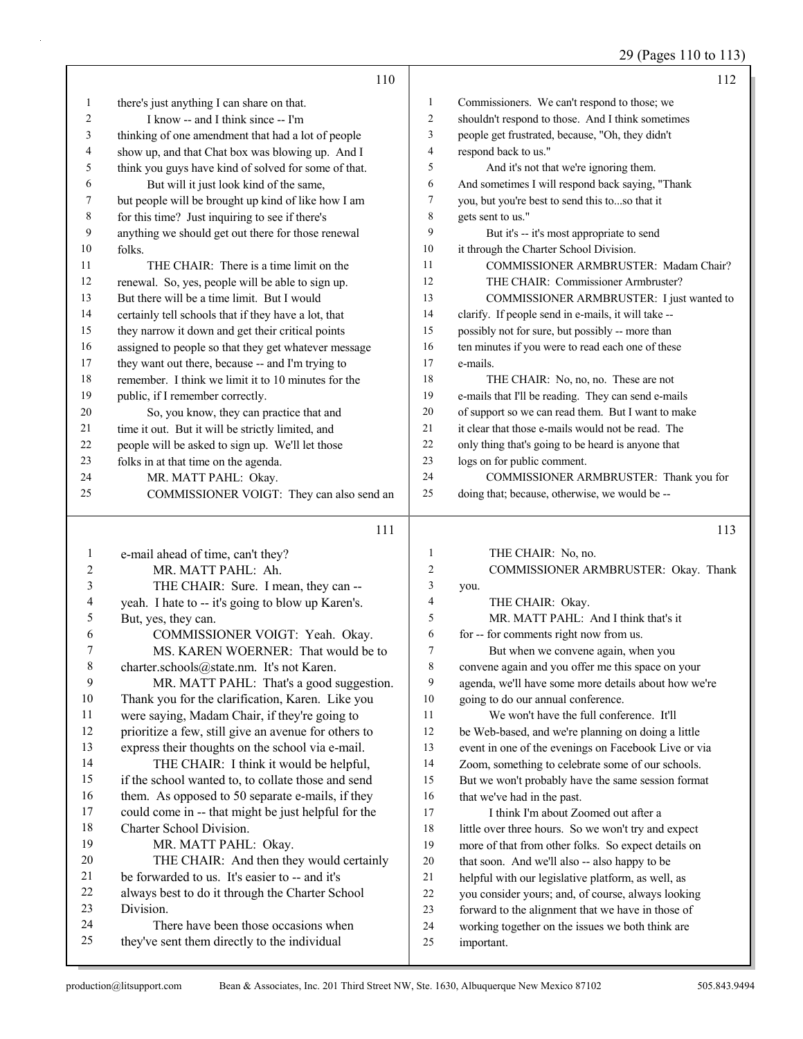there's just anything I can share on that.

I know -- and I think since -- I'm thinking of one amendment that had a lot of people show up, and that Chat box was blowing up. And I think you guys have kind of solved for some of that.

But will it just look kind of the same, but people will be brought up kind of like how I am for this time? Just inquiring to see if there's anything we should get out there for those renewal folks.

THE CHAIR: There is a time limit on the renewal. So, yes, people will be able to sign up. But there will be a time limit. But I would certainly tell schools that if they have a lot, that they narrow it down and get their critical points assigned to people so that they get whatever message they want out there, because -- and I'm trying to remember. I think we limit it to 10 minutes for the public, if I remember correctly.

So, you know, they can practice that and time it out. But it will be strictly limited, and people will be asked to sign up. We'll let those folks in at that time on the agenda.

MR. MATT PAHL: Okay.

COMMISSIONER VOIGT: They can also send an e-mail ahead of time, can't they?

MR. MATT PAHL: Ah.

THE CHAIR: Sure. I mean, they can -- yeah. I hate to -- it's going to blow up Karen's. But, yes, they can.

COMMISSIONER VOIGT: Yeah. Okay.

MS. KAREN WOERNER: That would be to charter.schools@state.nm. It's not Karen.

MR. MATT PAHL: That's a good suggestion. Thank you for the clarification, Karen. Like you were saying, Madam Chair, if they're going to prioritize a few, still give an avenue for others to express their thoughts on the school via e-mail.

THE CHAIR: I think it would be helpful, if the school wanted to, to collate those and send them. As opposed to 50 separate e-mails, if they could come in -- that might be just helpful for the Charter School Division.

MR. MATT PAHL: Okay.

THE CHAIR: And then they would certainly be forwarded to us. It's easier to -- and it's always best to do it through the Charter School Division.

There have been those occasions when they've sent them directly to the individual Commissioners. We can't respond to those; we shouldn't respond to those. And I think sometimes people get frustrated, because, "Oh, they didn't respond back to us."

And it's not that we're ignoring them. And sometimes I will respond back saying, "Thank you, but you're best to send this to...so that it gets sent to us."

But it's -- it's most appropriate to send it through the Charter School Division.

COMMISSIONER ARMBRUSTER: Madam Chair?

THE CHAIR: Commissioner Armbruster?

COMMISSIONER ARMBRUSTER: I just wanted to clarify. If people send in e-mails, it will take -- possibly not for sure, but possibly -- more than ten minutes if you were to read each one of these e-mails.

THE CHAIR: No, no, no. These are not e-mails that I'll be reading. They can send e-mails of support so we can read them. But I want to make it clear that those e-mails would not be read. The only thing that's going to be heard is anyone that logs on for public comment.

COMMISSIONER ARMBRUSTER: Thank you for doing that; because, otherwise, we would be --

THE CHAIR: No, no.

COMMISSIONER ARMBRUSTER: Okay. Thank you.

THE CHAIR: Okay.

MR. MATT PAHL: And I think that's it for -- for comments right now from us.

But when we convene again, when you convene again and you offer me this space on your agenda, we'll have some more details about how we're going to do our annual conference.

We won't have the full conference. It'll be Web-based, and we're planning on doing a little event in one of the evenings on Facebook Live or via Zoom, something to celebrate some of our schools. But we won't probably have the same session format that we've had in the past.

I think I'm about Zoomed out after a little over three hours. So we won't try and expect more of that from other folks. So expect details on that soon. And we'll also -- also happy to be helpful with our legislative platform, as well, as you consider yours; and, of course, always looking forward to the alignment that we have in those of working together on the issues we both think are important.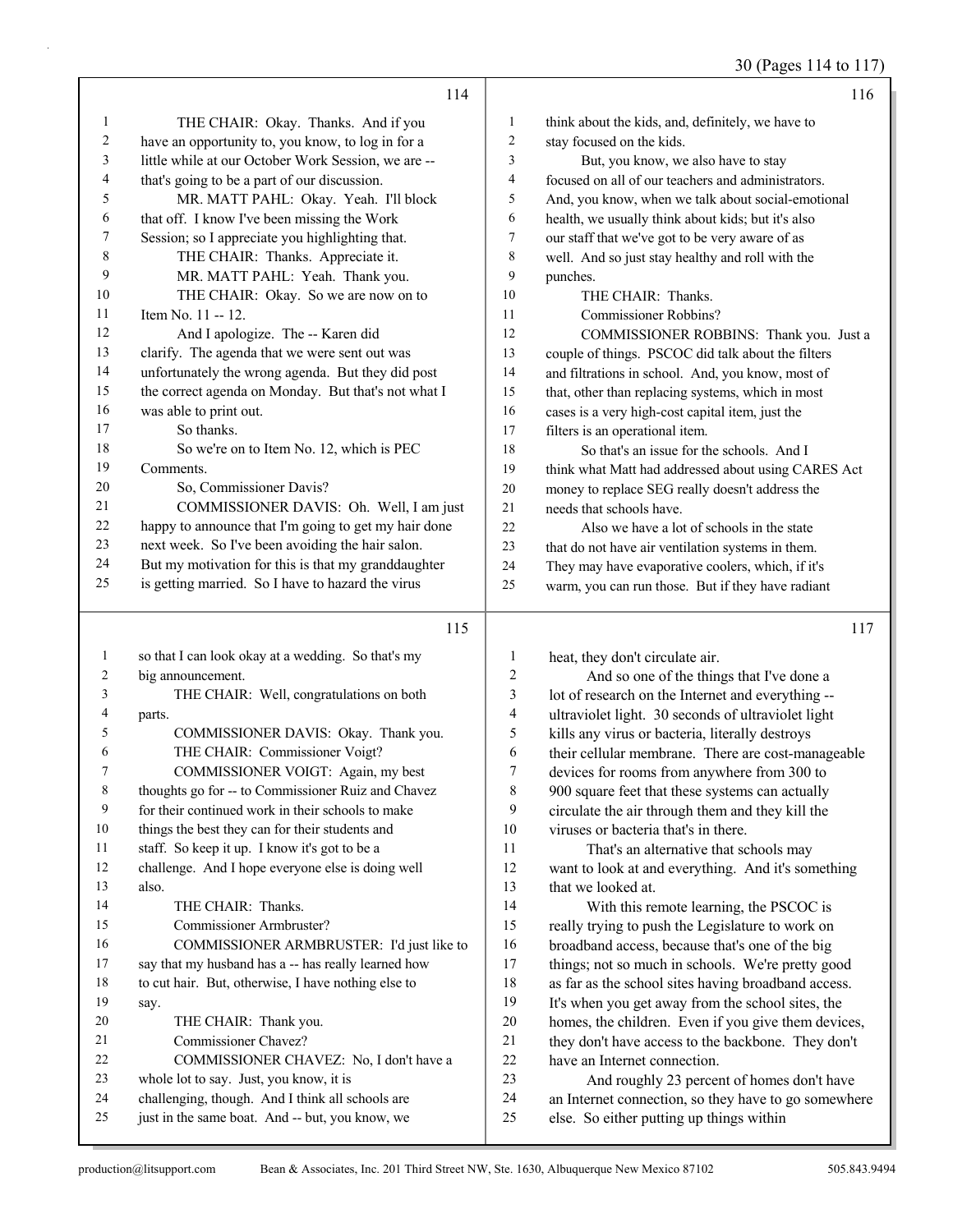THE CHAIR: Okay. Thanks. And if you have an opportunity to, you know, to log in for a little while at our October Work Session, we are -- that's going to be a part of our discussion.

MR. MATT PAHL: Okay. Yeah. I'll block that off. I know I've been missing the Work Session; so I appreciate you highlighting that.

THE CHAIR: Thanks. Appreciate it.

MR. MATT PAHL: Yeah. Thank you.

THE CHAIR: Okay. So we are now on to Item No. 11 -- 12.

And I apologize. The -- Karen did clarify. The agenda that we were sent out was unfortunately the wrong agenda. But they did post the correct agenda on Monday. But that's not what I was able to print out.

So thanks.

So we're on to Item No. 12, which is PEC Comments.

So, Commissioner Davis?

COMMISSIONER DAVIS: Oh. Well, I am just happy to announce that I'm going to get my hair done next week. So I've been avoiding the hair salon. But my motivation for this is that my granddaughter is getting married. So I have to hazard the virus so that I can look okay at a wedding. So that's my big announcement.

THE CHAIR: Well, congratulations on both parts.

COMMISSIONER DAVIS: Okay. Thank you.

THE CHAIR: Commissioner Voigt?

COMMISSIONER VOIGT: Again, my best thoughts go for -- to Commissioner Ruiz and Chavez for their continued work in their schools to make things the best they can for their students and staff. So keep it up. I know it's got to be a challenge. And I hope everyone else is doing well also.

THE CHAIR: Thanks.

Commissioner Armbruster?

COMMISSIONER ARMBRUSTER: I'd just like to say that my husband has a -- has really learned how to cut hair. But, otherwise, I have nothing else to say.

THE CHAIR: Thank you.

Commissioner Chavez?

COMMISSIONER CHAVEZ: No, I don't have a whole lot to say. Just, you know, it is challenging, though. And I think all schools are just in the same boat. And -- but, you know, we think about the kids, and, definitely, we have to stay focused on the kids.

But, you know, we also have to stay focused on all of our teachers and administrators. And, you know, when we talk about social-emotional health, we usually think about kids; but it's also our staff that we've got to be very aware of as well. And so just stay healthy and roll with the punches.

THE CHAIR: Thanks.

Commissioner Robbins?

COMMISSIONER ROBBINS: Thank you. Just a couple of things. PSCOC did talk about the filters and filtrations in school. And, you know, most of that, other than replacing systems, which in most cases is a very high-cost capital item, just the filters is an operational item.

So that's an issue for the schools. And I think what Matt had addressed about using CARES Act money to replace SEG really doesn't address the needs that schools have.

Also we have a lot of schools in the state that do not have air ventilation systems in them. They may have evaporative coolers, which, if it's warm, you can run those. But if they have radiant heat, they don't circulate air.

And so one of the things that I've done a lot of research on the Internet and everything -- ultraviolet light. 30 seconds of ultraviolet light kills any virus or bacteria, literally destroys their cellular membrane. There are cost-manageable devices for rooms from anywhere from 300 to 900 square feet that these systems can actually circulate the air through them and they kill the viruses or bacteria that's in there.

That's an alternative that schools may want to look at and everything. And it's something that we looked at.

With this remote learning, the PSCOC is really trying to push the Legislature to work on broadband access, because that's one of the big things; not so much in schools. We're pretty good as far as the school sites having broadband access. It's when you get away from the school sites, the homes, the children. Even if you give them devices, they don't have access to the backbone. They don't have an Internet connection.

And roughly 23 percent of homes don't have an Internet connection, so they have to go somewhere else. So either putting up things within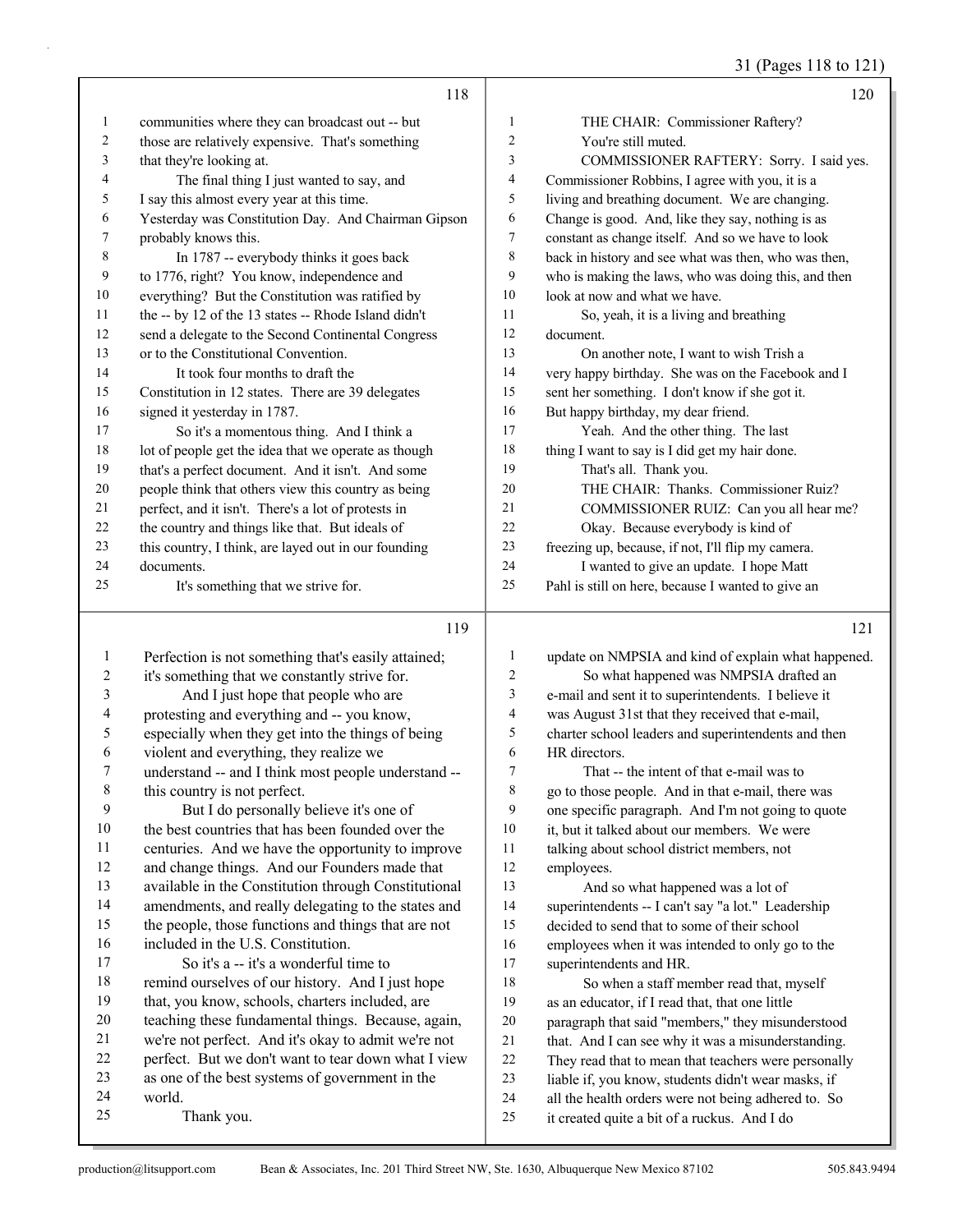**118**

communities where they can broadcast out -- but those are relatively expensive. That's something that they're looking at.

The final thing I just wanted to say, and I say this almost every year at this time. Yesterday was Constitution Day. And Chairman Gipson probably knows this.

In 1787 -- everybody thinks it goes back to 1776, right? You know, independence and everything? But the Constitution was ratified by the -- by 12 of the 13 states -- Rhode Island didn't send a delegate to the Second Continental Congress or to the Constitutional Convention.

It took four months to draft the Constitution in 12 states. There are 39 delegates signed it yesterday in 1787.

So it's a momentous thing. And I think a lot of people get the idea that we operate as though that's a perfect document. And it isn't. And some people think that others view this country as being perfect, and it isn't. There's a lot of protests in the country and things like that. But ideals of this country, I think, are layed out in our founding documents.

It's something that we strive for.

**119**

Perfection is not something that's easily attained; it's something that we constantly strive for.

And I just hope that people who are protesting and everything and -- you know, especially when they get into the things of being violent and everything, they realize we understand -- and I think most people understand -- this country is not perfect.

But I do personally believe it's one of the best countries that has been founded over the centuries. And we have the opportunity to improve and change things. And our Founders made that available in the Constitution through Constitutional amendments, and really delegating to the states and the people, those functions and things that are not included in the U.S. Constitution.

So it's a -- it's a wonderful time to remind ourselves of our history. And I just hope that, you know, schools, charters included, are teaching these fundamental things. Because, again, we're not perfect. And it's okay to admit we're not perfect. But we don't want to tear down what I view as one of the best systems of government in the world.

Thank you.

**120**

THE CHAIR: Commissioner Raftery? You're still muted.

COMMISSIONER RAFTERY: Sorry. I said yes. Commissioner Robbins, I agree with you, it is a living and breathing document. We are changing. Change is good. And, like they say, nothing is as constant as change itself. And so we have to look back in history and see what was then, who was then, who is making the laws, who was doing this, and then look at now and what we have.

So, yeah, it is a living and breathing document.

On another note, I want to wish Trish a very happy birthday. She was on the Facebook and I sent her something. I don't know if she got it. But happy birthday, my dear friend.

Yeah. And the other thing. The last thing I want to say is I did get my hair done.

That's all. Thank you.

THE CHAIR: Thanks. Commissioner Ruiz?

COMMISSIONER RUIZ: Can you all hear me?

Okay. Because everybody is kind of freezing up, because, if not, I'll flip my camera.

I wanted to give an update. I hope Matt Pahl is still on here, because I wanted to give an

**121**

update on NMPSIA and kind of explain what happened.

So what happened was NMPSIA drafted an e-mail and sent it to superintendents. I believe it was August 31st that they received that e-mail, charter school leaders and superintendents and then HR directors.

That -- the intent of that e-mail was to go to those people. And in that e-mail, there was one specific paragraph. And I'm not going to quote it, but it talked about our members. We were talking about school district members, not employees.

And so what happened was a lot of superintendents -- I can't say "a lot." Leadership decided to send that to some of their school employees when it was intended to only go to the superintendents and HR.

So when a staff member read that, myself as an educator, if I read that, that one little paragraph that said "members," they misunderstood that. And I can see why it was a misunderstanding. They read that to mean that teachers were personally liable if, you know, students didn't wear masks, if all the health orders were not being adhered to. So it created quite a bit of a ruckus. And I do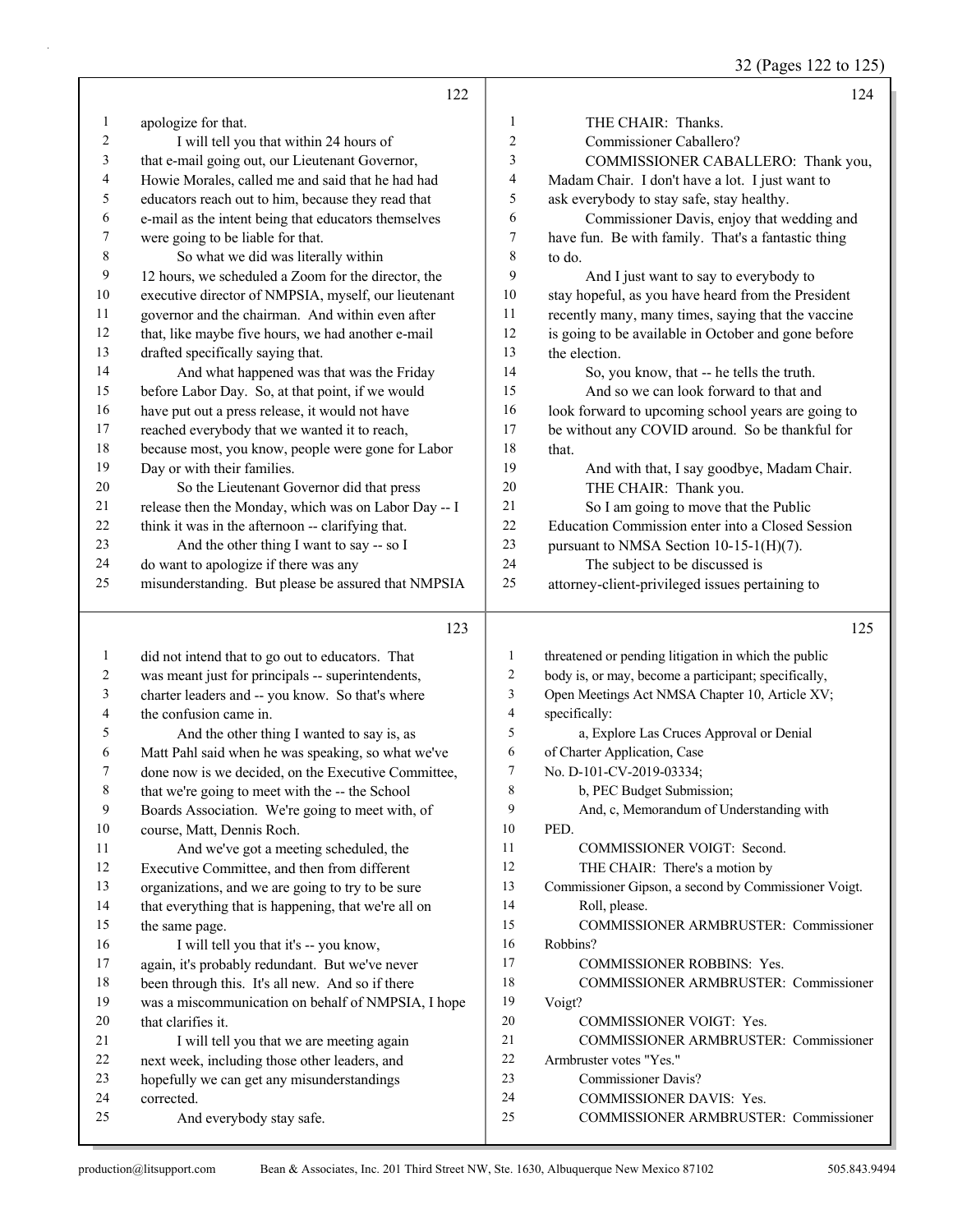122

1 apologize for that.
2 I will tell you that within 24 hours of
3 that e-mail going out, our Lieutenant Governor,
4 Howie Morales, called me and said that he had had
5 educators reach out to him, because they read that
6 e-mail as the intent being that educators themselves
7 were going to be liable for that.
8 So what we did was literally within
9 12 hours, we scheduled a Zoom for the director, the
10 executive director of NMPSIA, myself, our lieutenant
11 governor and the chairman. And within even after
12 that, like maybe five hours, we had another e-mail
13 drafted specifically saying that.
14 And what happened was that was the Friday
15 before Labor Day. So, at that point, if we would
16 have put out a press release, it would not have
17 reached everybody that we wanted it to reach,
18 because most, you know, people were gone for Labor
19 Day or with their families.
20 So the Lieutenant Governor did that press
21 release then the Monday, which was on Labor Day -- I
22 think it was in the afternoon -- clarifying that.
23 And the other thing I want to say -- so I
24 do want to apologize if there was any
25 misunderstanding. But please be assured that NMPSIA

123

1 did not intend that to go out to educators. That
2 was meant just for principals -- superintendents,
3 charter leaders and -- you know. So that's where
4 the confusion came in.
5 And the other thing I wanted to say is, as
6 Matt Pahl said when he was speaking, so what we've
7 done now is we decided, on the Executive Committee,
8 that we're going to meet with the -- the School
9 Boards Association. We're going to meet with, of
10 course, Matt, Dennis Roch.
11 And we've got a meeting scheduled, the
12 Executive Committee, and then from different
13 organizations, and we are going to try to be sure
14 that everything that is happening, that we're all on
15 the same page.
16 I will tell you that it's -- you know,
17 again, it's probably redundant. But we've never
18 been through this. It's all new. And so if there
19 was a miscommunication on behalf of NMPSIA, I hope
20 that clarifies it.
21 I will tell you that we are meeting again
22 next week, including those other leaders, and
23 hopefully we can get any misunderstandings
24 corrected.
25 And everybody stay safe.

124

1 THE CHAIR: Thanks.
2 Commissioner Caballero?
3 COMMISSIONER CABALLERO: Thank you,
4 Madam Chair. I don't have a lot. I just want to
5 ask everybody to stay safe, stay healthy.
6 Commissioner Davis, enjoy that wedding and
7 have fun. Be with family. That's a fantastic thing
8 to do.
9 And I just want to say to everybody to
10 stay hopeful, as you have heard from the President
11 recently many, many times, saying that the vaccine
12 is going to be available in October and gone before
13 the election.
14 So, you know, that -- he tells the truth.
15 And so we can look forward to that and
16 look forward to upcoming school years are going to
17 be without any COVID around. So be thankful for
18 that.
19 And with that, I say goodbye, Madam Chair.
20 THE CHAIR: Thank you.
21 So I am going to move that the Public
22 Education Commission enter into a Closed Session
23 pursuant to NMSA Section 10-15-1(H)(7).
24 The subject to be discussed is
25 attorney-client-privileged issues pertaining to

125

1 threatened or pending litigation in which the public
2 body is, or may, become a participant; specifically,
3 Open Meetings Act NMSA Chapter 10, Article XV;
4 specifically:
5 a, Explore Las Cruces Approval or Denial
6 of Charter Application, Case
7 No. D-101-CV-2019-03334;
8 b, PEC Budget Submission;
9 And, c, Memorandum of Understanding with
10 PED.
11 COMMISSIONER VOIGT: Second.
12 THE CHAIR: There's a motion by
13 Commissioner Gipson, a second by Commissioner Voigt.
14 Roll, please.
15 COMMISSIONER ARMBRUSTER: Commissioner
16 Robbins?
17 COMMISSIONER ROBBINS: Yes.
18 COMMISSIONER ARMBRUSTER: Commissioner
19 Voigt?
20 COMMISSIONER VOIGT: Yes.
21 COMMISSIONER ARMBRUSTER: Commissioner
22 Armbruster votes "Yes."
23 Commissioner Davis?
24 COMMISSIONER DAVIS: Yes.
25 COMMISSIONER ARMBRUSTER: Commissioner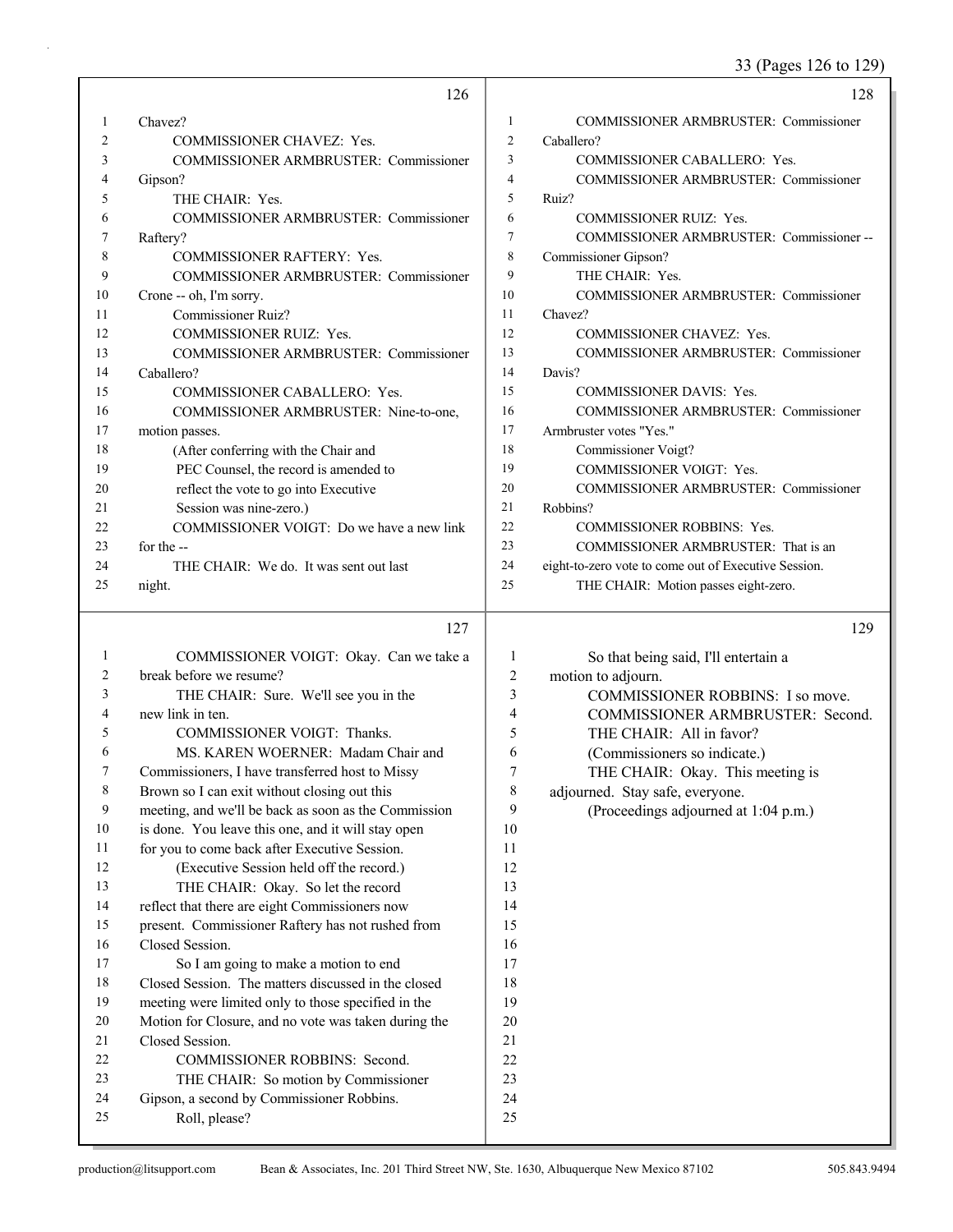Chavez?

COMMISSIONER CHAVEZ: Yes.

COMMISSIONER ARMBRUSTER: Commissioner Gipson?

THE CHAIR: Yes.

COMMISSIONER ARMBRUSTER: Commissioner Raftery?

COMMISSIONER RAFTERY: Yes.

COMMISSIONER ARMBRUSTER: Commissioner Crone -- oh, I'm sorry.

Commissioner Ruiz?

COMMISSIONER RUIZ: Yes.

COMMISSIONER ARMBRUSTER: Commissioner Caballero?

COMMISSIONER CABALLERO: Yes.

COMMISSIONER ARMBRUSTER: Nine-to-one, motion passes.

(After conferring with the Chair and PEC Counsel, the record is amended to reflect the vote to go into Executive Session was nine-zero.)

COMMISSIONER VOIGT: Do we have a new link for the --

THE CHAIR: We do. It was sent out last night.

COMMISSIONER VOIGT: Okay. Can we take a break before we resume?

THE CHAIR: Sure. We'll see you in the new link in ten.

COMMISSIONER VOIGT: Thanks.

MS. KAREN WOERNER: Madam Chair and Commissioners, I have transferred host to Missy Brown so I can exit without closing out this meeting, and we'll be back as soon as the Commission is done. You leave this one, and it will stay open for you to come back after Executive Session.

(Executive Session held off the record.)

THE CHAIR: Okay. So let the record reflect that there are eight Commissioners now present. Commissioner Raftery has not rushed from Closed Session.

So I am going to make a motion to end Closed Session. The matters discussed in the closed meeting were limited only to those specified in the Motion for Closure, and no vote was taken during the Closed Session.

COMMISSIONER ROBBINS: Second.

THE CHAIR: So motion by Commissioner Gipson, a second by Commissioner Robbins.

Roll, please?

COMMISSIONER ARMBRUSTER: Commissioner Caballero?

COMMISSIONER CABALLERO: Yes.

COMMISSIONER ARMBRUSTER: Commissioner Ruiz?

COMMISSIONER RUIZ: Yes.

COMMISSIONER ARMBRUSTER: Commissioner -- Commissioner Gipson?

THE CHAIR: Yes.

COMMISSIONER ARMBRUSTER: Commissioner Chavez?

COMMISSIONER CHAVEZ: Yes.

COMMISSIONER ARMBRUSTER: Commissioner Davis?

COMMISSIONER DAVIS: Yes.

COMMISSIONER ARMBRUSTER: Commissioner Armbruster votes "Yes."

Commissioner Voigt?

COMMISSIONER VOIGT: Yes.

COMMISSIONER ARMBRUSTER: Commissioner Robbins?

COMMISSIONER ROBBINS: Yes.

COMMISSIONER ARMBRUSTER: That is an eight-to-zero vote to come out of Executive Session.

THE CHAIR: Motion passes eight-zero.

So that being said, I'll entertain a motion to adjourn.

COMMISSIONER ROBBINS: I so move.

COMMISSIONER ARMBRUSTER: Second.

THE CHAIR: All in favor?

(Commissioners so indicate.)

THE CHAIR: Okay. This meeting is adjourned. Stay safe, everyone.

(Proceedings adjourned at 1:04 p.m.)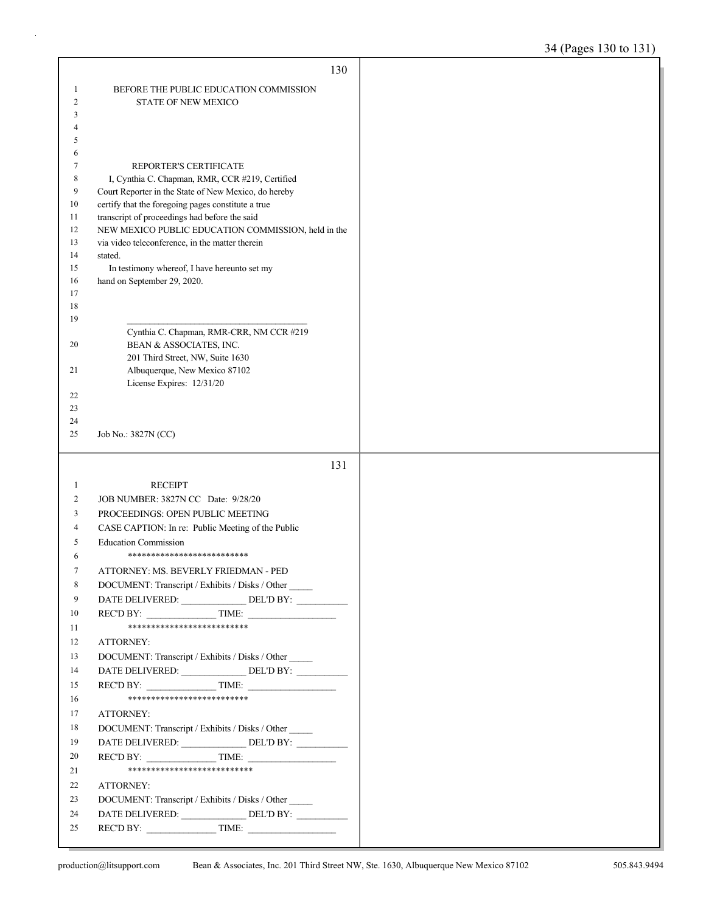BEFORE THE PUBLIC EDUCATION COMMISSION
STATE OF NEW MEXICO

REPORTER'S CERTIFICATE

I, Cynthia C. Chapman, RMR, CCR #219, Certified Court Reporter in the State of New Mexico, do hereby certify that the foregoing pages constitute a true transcript of proceedings had before the said NEW MEXICO PUBLIC EDUCATION COMMISSION, held in the via video teleconference, in the matter therein stated.

In testimony whereof, I have hereunto set my hand on September 29, 2020.

\_\_\_\_\_\_\_\_\_\_\_\_\_\_\_\_\_\_\_\_\_\_\_\_\_\_\_\_\_\_\_\_\_\_\_\_\_\_\_\_

Cynthia C. Chapman, RMR-CRR, NM CCR #219
BEAN & ASSOCIATES, INC.
201 Third Street, NW, Suite 1630
Albuquerque, New Mexico 87102
License Expires: 12/31/20

Job No.: 3827N (CC)

RECEIPT

JOB NUMBER: 3827N CC Date: 9/28/20
PROCEEDINGS: OPEN PUBLIC MEETING
CASE CAPTION: In re: Public Meeting of the Public Education Commission

**************************

ATTORNEY: MS. BEVERLY FRIEDMAN - PED
DOCUMENT: Transcript / Exhibits / Disks / Other _____
DATE DELIVERED: ______________ DEL'D BY: ___________
REC'D BY: _______________ TIME: ___________________

**************************

ATTORNEY:
DOCUMENT: Transcript / Exhibits / Disks / Other _____
DATE DELIVERED: ______________ DEL'D BY: ___________
REC'D BY: _______________ TIME: ___________________

**************************

ATTORNEY:
DOCUMENT: Transcript / Exhibits / Disks / Other _____
DATE DELIVERED: ______________ DEL'D BY: ___________
REC'D BY: _______________ TIME: ___________________

**************************

ATTORNEY:
DOCUMENT: Transcript / Exhibits / Disks / Other _____
DATE DELIVERED: ______________ DEL'D BY: ___________
REC'D BY: _______________ TIME: ___________________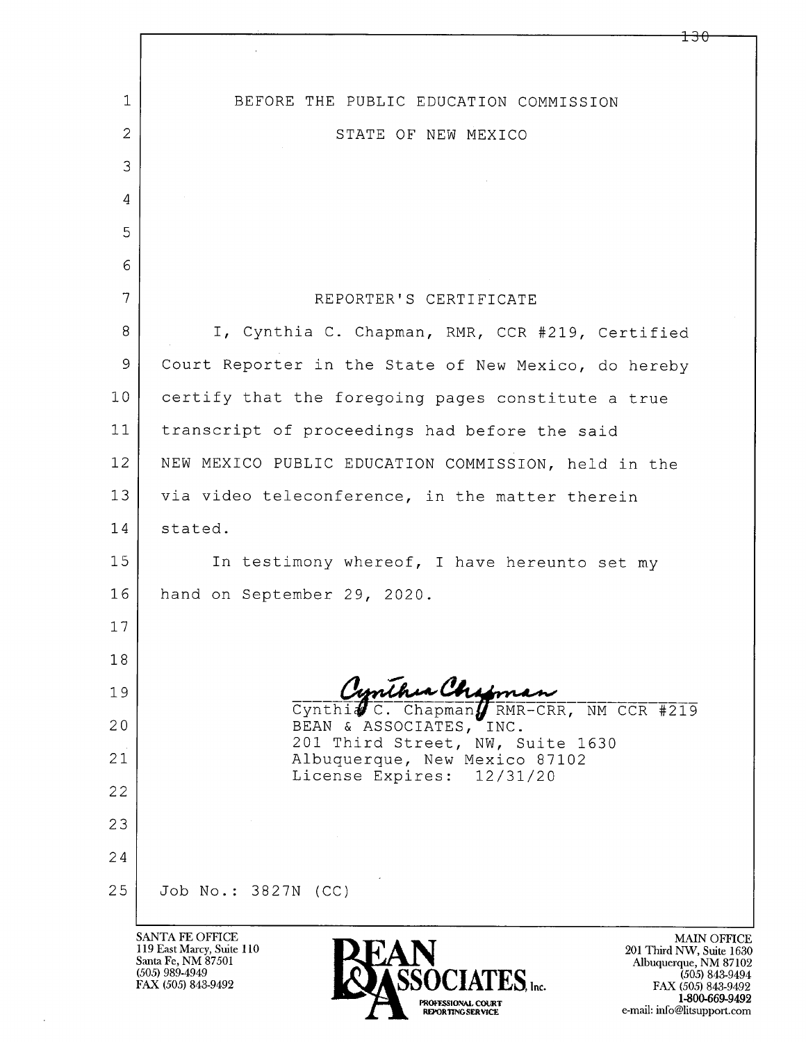BEFORE THE PUBLIC EDUCATION COMMISSION

STATE OF NEW MEXICO

REPORTER'S CERTIFICATE

I, Cynthia C. Chapman, RMR, CCR #219, Certified Court Reporter in the State of New Mexico, do hereby certify that the foregoing pages constitute a true transcript of proceedings had before the said NEW MEXICO PUBLIC EDUCATION COMMISSION, held in the via video teleconference, in the matter therein stated.

In testimony whereof, I have hereunto set my hand on September 29, 2020.

Cynthia Chapman

Cynthia C. Chapman, RMR-CRR, NM CCR #219
BEAN & ASSOCIATES, INC.
201 Third Street, NW, Suite 1630
Albuquerque, New Mexico 87102
License Expires: 12/31/20

Job No.: 3827N (CC)

SANTA FE OFFICE
119 East Marcy, Suite 110
Santa Fe, NM 87501
(505) 989-4949
FAX (505) 843-9492

BEAN & ASSOCIATES, Inc.
PROFESSIONAL COURT REPORTING SERVICE

MAIN OFFICE
201 Third NW, Suite 1630
Albuquerque, NM 87102
(505) 843-9494
FAX (505) 843-9492
1-800-669-9492
e-mail: info@litsupport.com